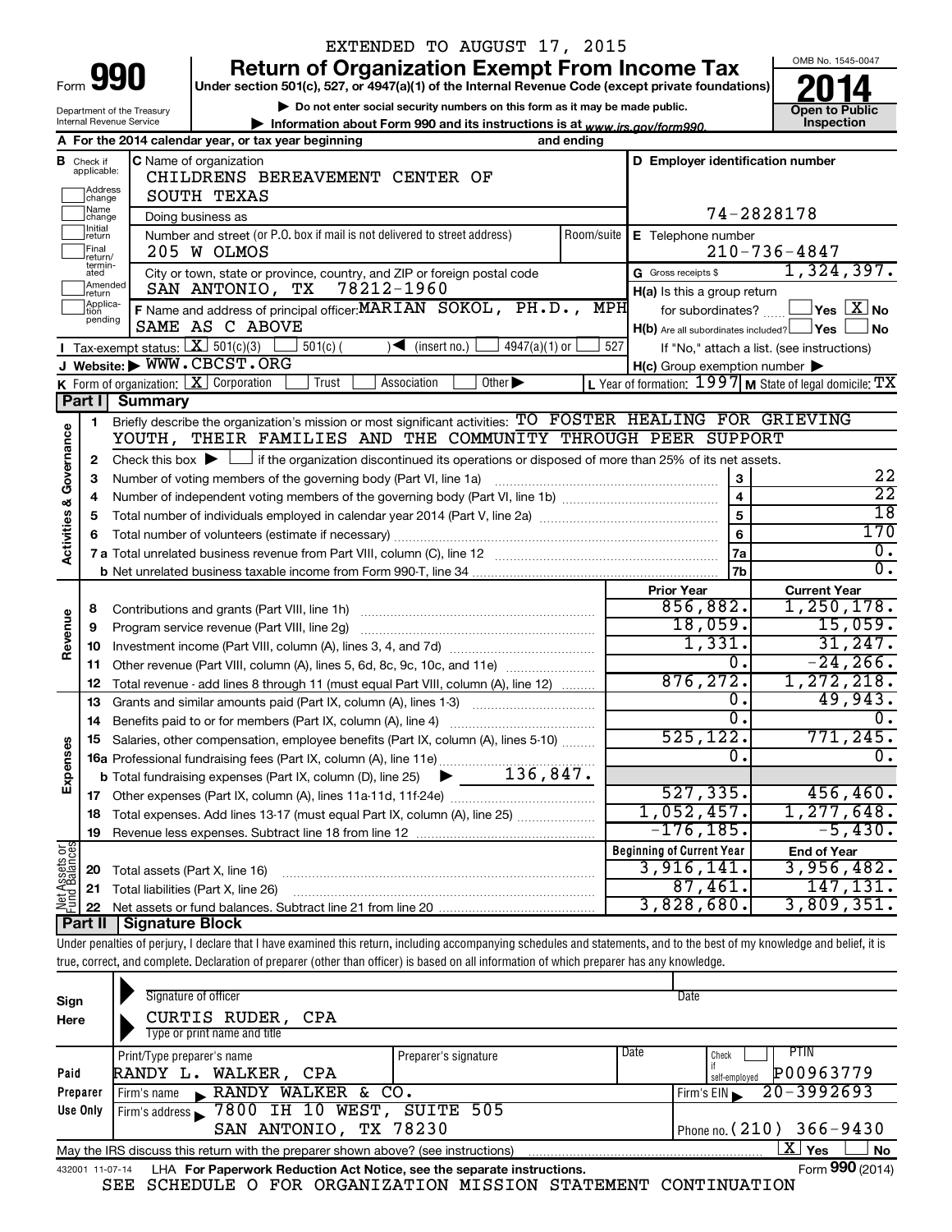EXTENDED TO AUGUST 17, 2015

# Form 990 — Return of Organization Exempt From Income Tax

Under section 501(c), 527, or 4947(a)(1) of the Internal Revenue Code (except private foundations)

▶ Do not enter social security numbers on this form as it may be made public.

▶ Information about Form 990 and its instructions is at www.irs.gov/form990.

Department of the Treasury
Internal Revenue Service

OMB No. 1545-0047

**2014**

**Open to Public Inspection**

**A** For the 2014 calendar year, or tax year beginning                    and ending

**B** Check if applicable: Address change / Name change / Initial return / Final return/terminated / Amended return / Application pending

**C** Name of organization: CHILDRENS BEREAVEMENT CENTER OF SOUTH TEXAS

Doing business as

Number and street (or P.O. box if mail is not delivered to street address): 205 W OLMOS    Room/suite

City or town, state or province, country, and ZIP or foreign postal code: SAN ANTONIO, TX 78212-1960

**D** Employer identification number: 74-2828178

**E** Telephone number: 210-736-4847

**G** Gross receipts $ 1,324,397.

**F** Name and address of principal officer: MARIAN SOKOL, PH.D., MPH
SAME AS C ABOVE

**H(a)** Is this a group return for subordinates? ☐ Yes ☒ No

**H(b)** Are all subordinates included? ☐ Yes ☐ No
If "No," attach a list. (see instructions)

**H(c)** Group exemption number ▶

**I** Tax-exempt status: ☒ 501(c)(3) ☐ 501(c) ( ) ◀ (insert no.) ☐ 4947(a)(1) or ☐ 527

**J** Website: ▶ WWW.CBCST.ORG

**K** Form of organization: ☒ Corporation ☐ Trust ☐ Association ☐ Other ▶

**L** Year of formation: 1997 **M** State of legal domicile: TX

## Part I Summary

**Activities & Governance**

1. Briefly describe the organization's mission or most significant activities: TO FOSTER HEALING FOR GRIEVING YOUTH, THEIR FAMILIES AND THE COMMUNITY THROUGH PEER SUPPORT
2. Check this box ▶ ☐ if the organization discontinued its operations or disposed of more than 25% of its net assets.

| | | Line | Value |
|---|---|---|---|
| 3 | Number of voting members of the governing body (Part VI, line 1a) | 3 | 22 |
| 4 | Number of independent voting members of the governing body (Part VI, line 1b) | 4 | 22 |
| 5 | Total number of individuals employed in calendar year 2014 (Part V, line 2a) | 5 | 18 |
| 6 | Total number of volunteers (estimate if necessary) | 6 | 170 |
| 7a | Total unrelated business revenue from Part VIII, column (C), line 12 | 7a | 0. |
| b | Net unrelated business taxable income from Form 990-T, line 34 | 7b | 0. |

| | | Prior Year | Current Year |
|---|---|---|---|
| **Revenue** | | | |
| 8 | Contributions and grants (Part VIII, line 1h) | 856,882. | 1,250,178. |
| 9 | Program service revenue (Part VIII, line 2g) | 18,059. | 15,059. |
| 10 | Investment income (Part VIII, column (A), lines 3, 4, and 7d) | 1,331. | 31,247. |
| 11 | Other revenue (Part VIII, column (A), lines 5, 6d, 8c, 9c, 10c, and 11e) | 0. | -24,266. |
| 12 | Total revenue - add lines 8 through 11 (must equal Part VIII, column (A), line 12) | 876,272. | 1,272,218. |
| **Expenses** | | | |
| 13 | Grants and similar amounts paid (Part IX, column (A), lines 1-3) | 0. | 49,943. |
| 14 | Benefits paid to or for members (Part IX, column (A), line 4) | 0. | 0. |
| 15 | Salaries, other compensation, employee benefits (Part IX, column (A), lines 5-10) | 525,122. | 771,245. |
| 16a | Professional fundraising fees (Part IX, column (A), line 11e) | 0. | 0. |
| b | Total fundraising expenses (Part IX, column (D), line 25) ▶ 136,847. | | |
| 17 | Other expenses (Part IX, column (A), lines 11a-11d, 11f-24e) | 527,335. | 456,460. |
| 18 | Total expenses. Add lines 13-17 (must equal Part IX, column (A), line 25) | 1,052,457. | 1,277,648. |
| 19 | Revenue less expenses. Subtract line 18 from line 12 | -176,185. | -5,430. |

| **Net Assets or Fund Balances** | | Beginning of Current Year | End of Year |
|---|---|---|---|
| 20 | Total assets (Part X, line 16) | 3,916,141. | 3,956,482. |
| 21 | Total liabilities (Part X, line 26) | 87,461. | 147,131. |
| 22 | Net assets or fund balances. Subtract line 21 from line 20 | 3,828,680. | 3,809,351. |

## Part II Signature Block

Under penalties of perjury, I declare that I have examined this return, including accompanying schedules and statements, and to the best of my knowledge and belief, it is true, correct, and complete. Declaration of preparer (other than officer) is based on all information of which preparer has any knowledge.

**Sign Here**

Signature of officer    Date

CURTIS RUDER, CPA
Type or print name and title

**Paid Preparer Use Only**

| Print/Type preparer's name | Preparer's signature | Date | Check ☐ if self-employed | PTIN |
|---|---|---|---|---|
| RANDY L. WALKER, CPA | | | | P00963779 |

Firm's name ▶ RANDY WALKER & CO.    Firm's EIN ▶ 20-3992693

Firm's address ▶ 7800 IH 10 WEST, SUITE 505, SAN ANTONIO, TX 78230    Phone no. (210) 366-9430

May the IRS discuss this return with the preparer shown above? (see instructions) ☒ Yes ☐ No

432001 11-07-14 LHA For Paperwork Reduction Act Notice, see the separate instructions. Form **990** (2014)

SEE SCHEDULE O FOR ORGANIZATION MISSION STATEMENT CONTINUATION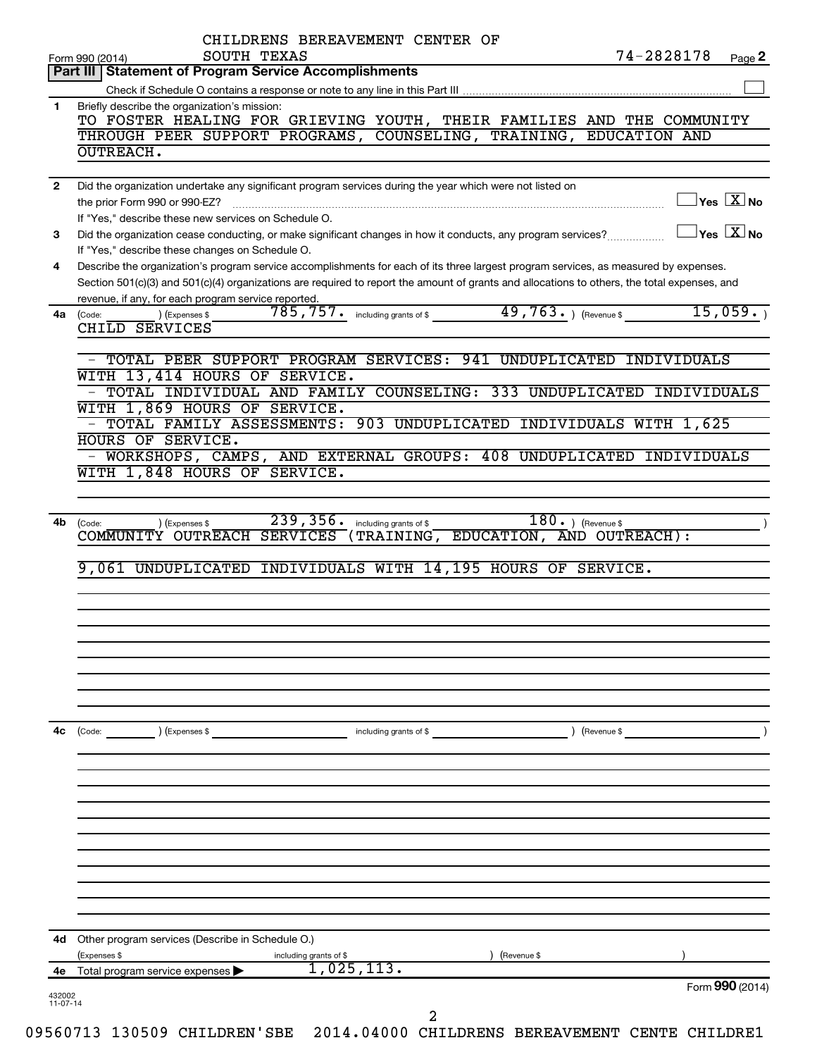CHILDRENS BEREAVEMENT CENTER OF SOUTH TEXAS

Form 990 (2014) 74-2828178 Page 2

## Part III Statement of Program Service Accomplishments

Check if Schedule O contains a response or note to any line in this Part III

**1** Briefly describe the organization's mission:

TO FOSTER HEALING FOR GRIEVING YOUTH, THEIR FAMILIES AND THE COMMUNITY THROUGH PEER SUPPORT PROGRAMS, COUNSELING, TRAINING, EDUCATION AND OUTREACH.

**2** Did the organization undertake any significant program services during the year which were not listed on the prior Form 990 or 990-EZ? ☐ Yes ☒ No

If "Yes," describe these new services on Schedule O.

**3** Did the organization cease conducting, or make significant changes in how it conducts, any program services? ☐ Yes ☒ No

If "Yes," describe these changes on Schedule O.

**4** Describe the organization's program service accomplishments for each of its three largest program services, as measured by expenses. Section 501(c)(3) and 501(c)(4) organizations are required to report the amount of grants and allocations to others, the total expenses, and revenue, if any, for each program service reported.

**4a** (Code: ) (Expenses $ 785,757. including grants of $ 49,763. ) (Revenue $ 15,059. )

CHILD SERVICES

- TOTAL PEER SUPPORT PROGRAM SERVICES: 941 UNDUPLICATED INDIVIDUALS WITH 13,414 HOURS OF SERVICE.
- TOTAL INDIVIDUAL AND FAMILY COUNSELING: 333 UNDUPLICATED INDIVIDUALS WITH 1,869 HOURS OF SERVICE.
- TOTAL FAMILY ASSESSMENTS: 903 UNDUPLICATED INDIVIDUALS WITH 1,625 HOURS OF SERVICE.
- WORKSHOPS, CAMPS, AND EXTERNAL GROUPS: 408 UNDUPLICATED INDIVIDUALS WITH 1,848 HOURS OF SERVICE.

**4b** (Code: ) (Expenses $ 239,356. including grants of $ 180. ) (Revenue $ )

COMMUNITY OUTREACH SERVICES (TRAINING, EDUCATION, AND OUTREACH):

9,061 UNDUPLICATED INDIVIDUALS WITH 14,195 HOURS OF SERVICE.

**4c** (Code: ) (Expenses $ including grants of $ ) (Revenue $ )

**4d** Other program services (Describe in Schedule O.)

(Expenses $ including grants of $ ) (Revenue $ )

**4e** Total program service expenses ▶ 1,025,113.

Form 990 (2014)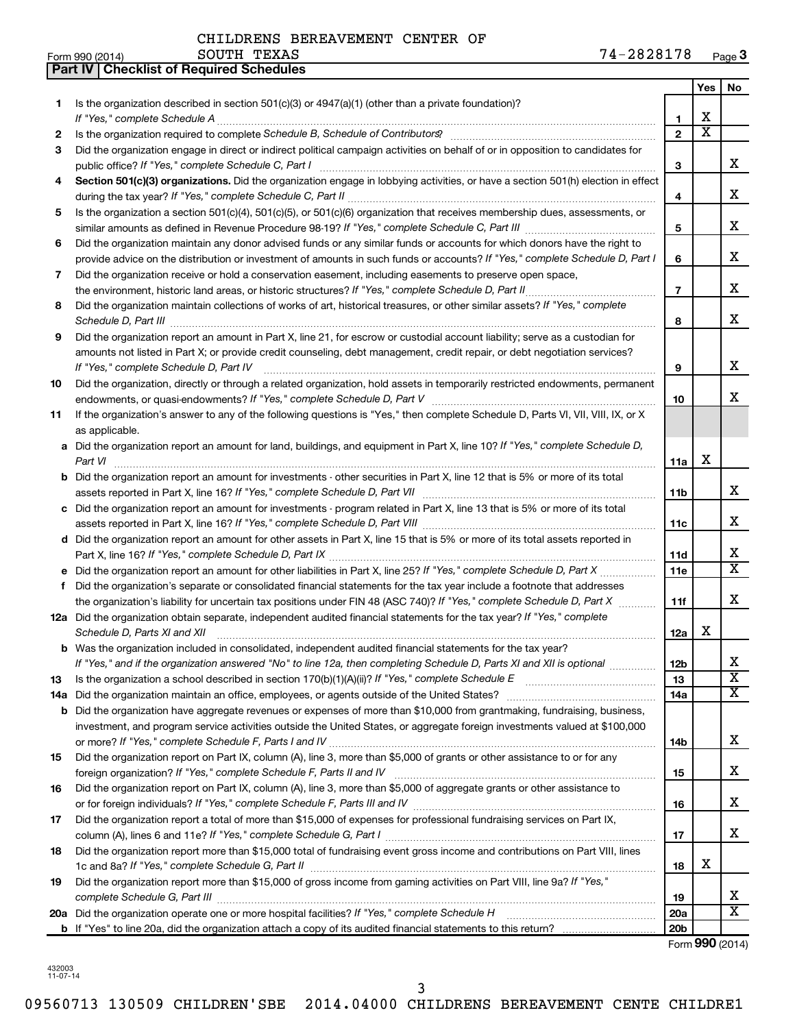CHILDRENS BEREAVEMENT CENTER OF SOUTH TEXAS — 74-2828178

Form 990 (2014)

## Part IV | Checklist of Required Schedules

| | | | Yes | No |
|---|---|---|---|---|
| 1 | Is the organization described in section 501(c)(3) or 4947(a)(1) (other than a private foundation)? *If "Yes," complete Schedule A* | 1 | X | |
| 2 | Is the organization required to complete *Schedule B, Schedule of Contributors*? | 2 | X | |
| 3 | Did the organization engage in direct or indirect political campaign activities on behalf of or in opposition to candidates for public office? *If "Yes," complete Schedule C, Part I* | 3 | | X |
| 4 | **Section 501(c)(3) organizations.** Did the organization engage in lobbying activities, or have a section 501(h) election in effect during the tax year? *If "Yes," complete Schedule C, Part II* | 4 | | X |
| 5 | Is the organization a section 501(c)(4), 501(c)(5), or 501(c)(6) organization that receives membership dues, assessments, or similar amounts as defined in Revenue Procedure 98-19? *If "Yes," complete Schedule C, Part III* | 5 | | X |
| 6 | Did the organization maintain any donor advised funds or any similar funds or accounts for which donors have the right to provide advice on the distribution or investment of amounts in such funds or accounts? *If "Yes," complete Schedule D, Part I* | 6 | | X |
| 7 | Did the organization receive or hold a conservation easement, including easements to preserve open space, the environment, historic land areas, or historic structures? *If "Yes," complete Schedule D, Part II* | 7 | | X |
| 8 | Did the organization maintain collections of works of art, historical treasures, or other similar assets? *If "Yes," complete Schedule D, Part III* | 8 | | X |
| 9 | Did the organization report an amount in Part X, line 21, for escrow or custodial account liability; serve as a custodian for amounts not listed in Part X; or provide credit counseling, debt management, credit repair, or debt negotiation services? *If "Yes," complete Schedule D, Part IV* | 9 | | X |
| 10 | Did the organization, directly or through a related organization, hold assets in temporarily restricted endowments, permanent endowments, or quasi-endowments? *If "Yes," complete Schedule D, Part V* | 10 | | X |
| 11 | If the organization's answer to any of the following questions is "Yes," then complete Schedule D, Parts VI, VII, VIII, IX, or X as applicable. | | | |
| a | Did the organization report an amount for land, buildings, and equipment in Part X, line 10? *If "Yes," complete Schedule D, Part VI* | 11a | X | |
| b | Did the organization report an amount for investments - other securities in Part X, line 12 that is 5% or more of its total assets reported in Part X, line 16? *If "Yes," complete Schedule D, Part VII* | 11b | | X |
| c | Did the organization report an amount for investments - program related in Part X, line 13 that is 5% or more of its total assets reported in Part X, line 16? *If "Yes," complete Schedule D, Part VIII* | 11c | | X |
| d | Did the organization report an amount for other assets in Part X, line 15 that is 5% or more of its total assets reported in Part X, line 16? *If "Yes," complete Schedule D, Part IX* | 11d | | X |
| e | Did the organization report an amount for other liabilities in Part X, line 25? *If "Yes," complete Schedule D, Part X* | 11e | | X |
| f | Did the organization's separate or consolidated financial statements for the tax year include a footnote that addresses the organization's liability for uncertain tax positions under FIN 48 (ASC 740)? *If "Yes," complete Schedule D, Part X* | 11f | | X |
| 12a | Did the organization obtain separate, independent audited financial statements for the tax year? *If "Yes," complete Schedule D, Parts XI and XII* | 12a | X | |
| b | Was the organization included in consolidated, independent audited financial statements for the tax year? *If "Yes," and if the organization answered "No" to line 12a, then completing Schedule D, Parts XI and XII is optional* | 12b | | X |
| 13 | Is the organization a school described in section 170(b)(1)(A)(ii)? *If "Yes," complete Schedule E* | 13 | | X |
| 14a | Did the organization maintain an office, employees, or agents outside of the United States? | 14a | | X |
| b | Did the organization have aggregate revenues or expenses of more than $10,000 from grantmaking, fundraising, business, investment, and program service activities outside the United States, or aggregate foreign investments valued at $100,000 or more? *If "Yes," complete Schedule F, Parts I and IV* | 14b | | X |
| 15 | Did the organization report on Part IX, column (A), line 3, more than $5,000 of grants or other assistance to or for any foreign organization? *If "Yes," complete Schedule F, Parts II and IV* | 15 | | X |
| 16 | Did the organization report on Part IX, column (A), line 3, more than $5,000 of aggregate grants or other assistance to or for foreign individuals? *If "Yes," complete Schedule F, Parts III and IV* | 16 | | X |
| 17 | Did the organization report a total of more than $15,000 of expenses for professional fundraising services on Part IX, column (A), lines 6 and 11e? *If "Yes," complete Schedule G, Part I* | 17 | | X |
| 18 | Did the organization report more than $15,000 total of fundraising event gross income and contributions on Part VIII, lines 1c and 8a? *If "Yes," complete Schedule G, Part II* | 18 | X | |
| 19 | Did the organization report more than $15,000 of gross income from gaming activities on Part VIII, line 9a? *If "Yes," complete Schedule G, Part III* | 19 | | X |
| 20a | Did the organization operate one or more hospital facilities? *If "Yes," complete Schedule H* | 20a | | X |
| b | If "Yes" to line 20a, did the organization attach a copy of its audited financial statements to this return? | 20b | | |

Form **990** (2014)

432003 11-07-14

09560713 130509 CHILDREN'SBE 2014.04000 CHILDRENS BEREAVEMENT CENTE CHILDRE1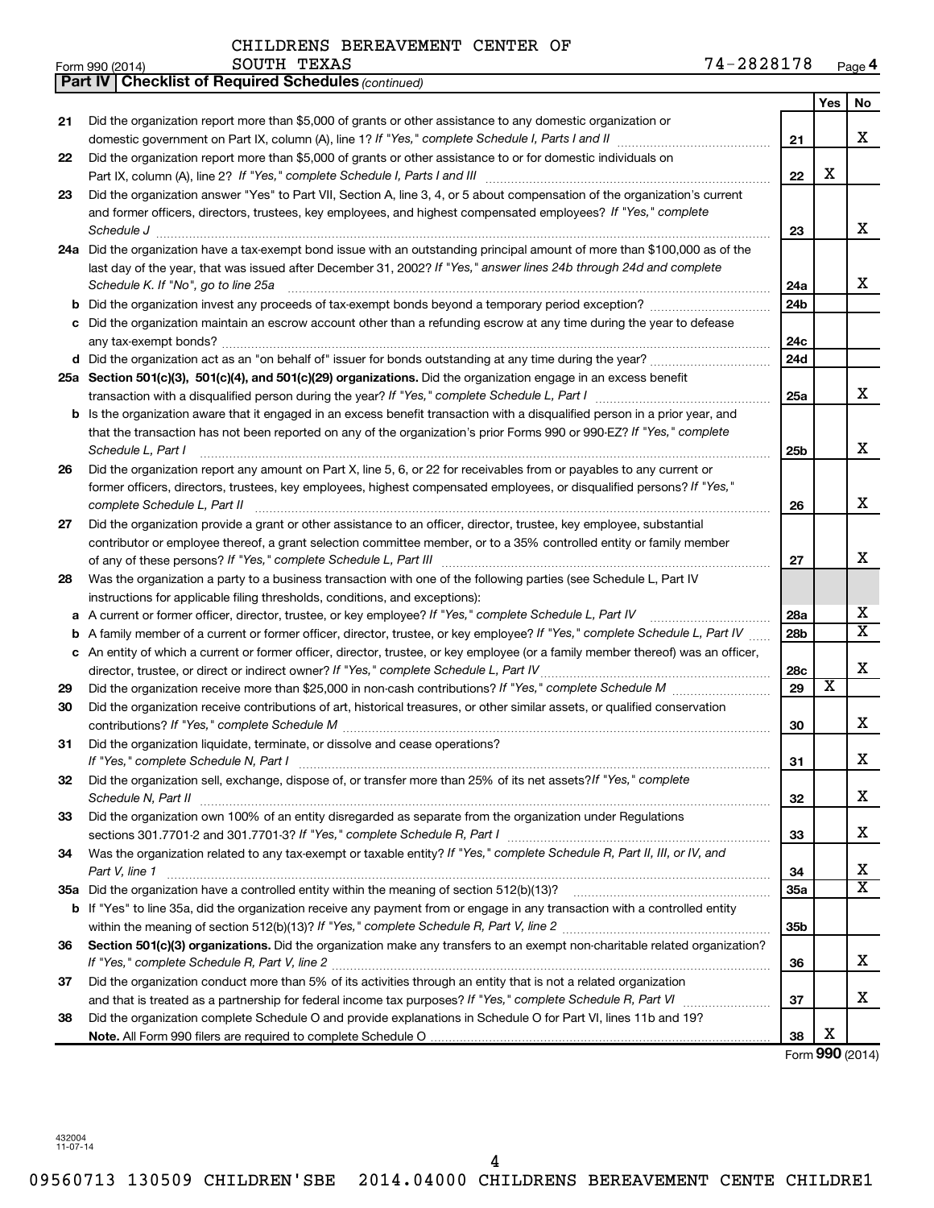CHILDRENS BEREAVEMENT CENTER OF SOUTH TEXAS

Form 990 (2014) 74-2828178 Page 4

**Part IV | Checklist of Required Schedules** *(continued)*

| | | | Yes | No |
|---|---|---|---|---|
| 21 | Did the organization report more than $5,000 of grants or other assistance to any domestic organization or domestic government on Part IX, column (A), line 1? *If "Yes," complete Schedule I, Parts I and II* | 21 | | X |
| 22 | Did the organization report more than $5,000 of grants or other assistance to or for domestic individuals on Part IX, column (A), line 2? *If "Yes," complete Schedule I, Parts I and III* | 22 | X | |
| 23 | Did the organization answer "Yes" to Part VII, Section A, line 3, 4, or 5 about compensation of the organization's current and former officers, directors, trustees, key employees, and highest compensated employees? *If "Yes," complete Schedule J* | 23 | | X |
| 24a | Did the organization have a tax-exempt bond issue with an outstanding principal amount of more than $100,000 as of the last day of the year, that was issued after December 31, 2002? *If "Yes," answer lines 24b through 24d and complete Schedule K. If "No", go to line 25a* | 24a | | X |
| b | Did the organization invest any proceeds of tax-exempt bonds beyond a temporary period exception? | 24b | | |
| c | Did the organization maintain an escrow account other than a refunding escrow at any time during the year to defease any tax-exempt bonds? | 24c | | |
| d | Did the organization act as an "on behalf of" issuer for bonds outstanding at any time during the year? | 24d | | |
| 25a | **Section 501(c)(3), 501(c)(4), and 501(c)(29) organizations.** Did the organization engage in an excess benefit transaction with a disqualified person during the year? *If "Yes," complete Schedule L, Part I* | 25a | | X |
| b | Is the organization aware that it engaged in an excess benefit transaction with a disqualified person in a prior year, and that the transaction has not been reported on any of the organization's prior Forms 990 or 990-EZ? *If "Yes," complete Schedule L, Part I* | 25b | | X |
| 26 | Did the organization report any amount on Part X, line 5, 6, or 22 for receivables from or payables to any current or former officers, directors, trustees, key employees, highest compensated employees, or disqualified persons? *If "Yes," complete Schedule L, Part II* | 26 | | X |
| 27 | Did the organization provide a grant or other assistance to an officer, director, trustee, key employee, substantial contributor or employee thereof, a grant selection committee member, or to a 35% controlled entity or family member of any of these persons? *If "Yes," complete Schedule L, Part III* | 27 | | X |
| 28 | Was the organization a party to a business transaction with one of the following parties (see Schedule L, Part IV instructions for applicable filing thresholds, conditions, and exceptions): | | | |
| a | A current or former officer, director, trustee, or key employee? *If "Yes," complete Schedule L, Part IV* | 28a | | X |
| b | A family member of a current or former officer, director, trustee, or key employee? *If "Yes," complete Schedule L, Part IV* | 28b | | X |
| c | An entity of which a current or former officer, director, trustee, or key employee (or a family member thereof) was an officer, director, trustee, or direct or indirect owner? *If "Yes," complete Schedule L, Part IV* | 28c | | X |
| 29 | Did the organization receive more than $25,000 in non-cash contributions? *If "Yes," complete Schedule M* | 29 | X | |
| 30 | Did the organization receive contributions of art, historical treasures, or other similar assets, or qualified conservation contributions? *If "Yes," complete Schedule M* | 30 | | X |
| 31 | Did the organization liquidate, terminate, or dissolve and cease operations? *If "Yes," complete Schedule N, Part I* | 31 | | X |
| 32 | Did the organization sell, exchange, dispose of, or transfer more than 25% of its net assets? *If "Yes," complete Schedule N, Part II* | 32 | | X |
| 33 | Did the organization own 100% of an entity disregarded as separate from the organization under Regulations sections 301.7701-2 and 301.7701-3? *If "Yes," complete Schedule R, Part I* | 33 | | X |
| 34 | Was the organization related to any tax-exempt or taxable entity? *If "Yes," complete Schedule R, Part II, III, or IV, and Part V, line 1* | 34 | | X |
| 35a | Did the organization have a controlled entity within the meaning of section 512(b)(13)? | 35a | | X |
| b | If "Yes" to line 35a, did the organization receive any payment from or engage in any transaction with a controlled entity within the meaning of section 512(b)(13)? *If "Yes," complete Schedule R, Part V, line 2* | 35b | | |
| 36 | **Section 501(c)(3) organizations.** Did the organization make any transfers to an exempt non-charitable related organization? *If "Yes," complete Schedule R, Part V, line 2* | 36 | | X |
| 37 | Did the organization conduct more than 5% of its activities through an entity that is not a related organization and that is treated as a partnership for federal income tax purposes? *If "Yes," complete Schedule R, Part VI* | 37 | | X |
| 38 | Did the organization complete Schedule O and provide explanations in Schedule O for Part VI, lines 11b and 19? **Note.** All Form 990 filers are required to complete Schedule O | 38 | X | |

Form **990** (2014)

432004 11-07-14

09560713 130509 CHILDREN'SBE 2014.04000 CHILDRENS BEREAVEMENT CENTE CHILDRE1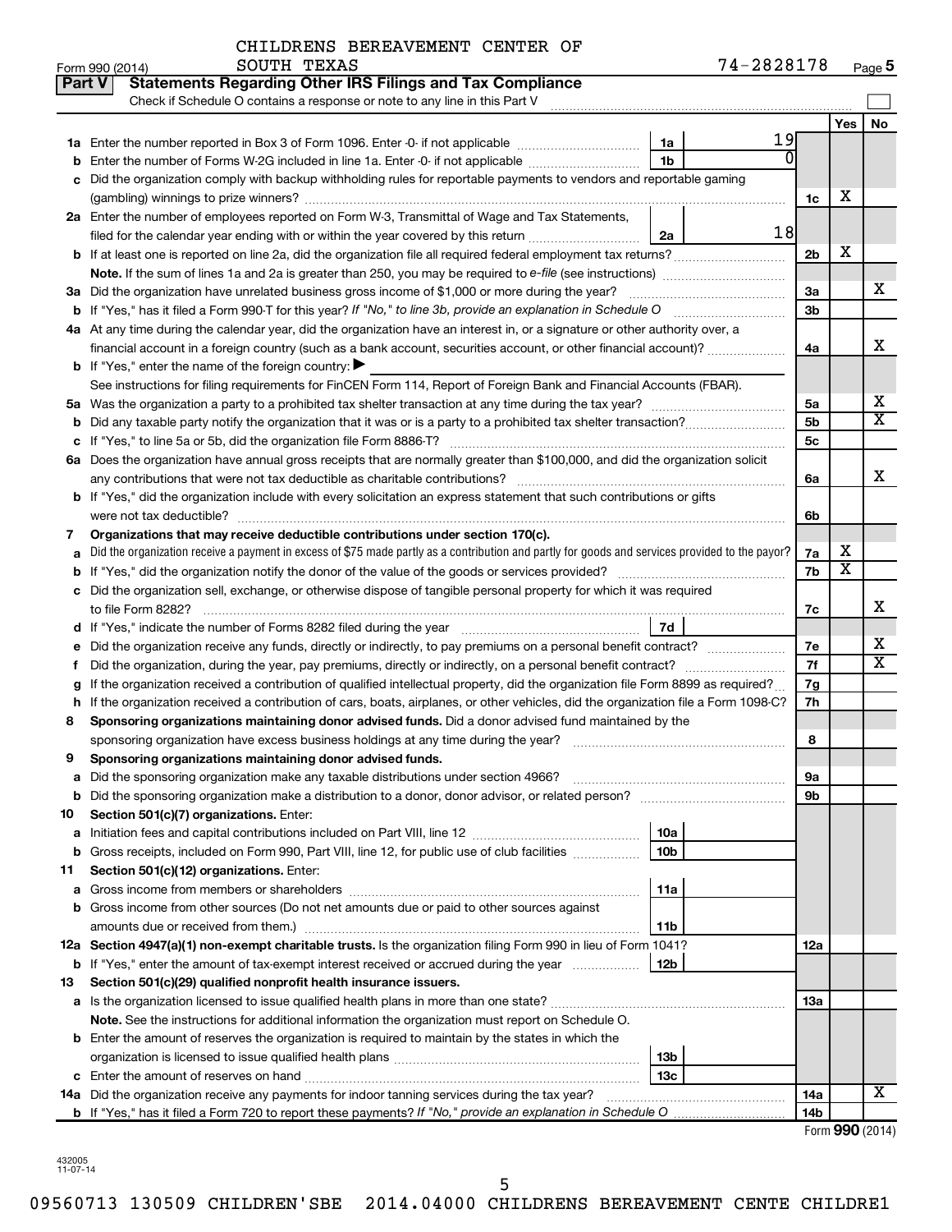CHILDRENS BEREAVEMENT CENTER OF SOUTH TEXAS

Form 990 (2014) 74-2828178 Page 5

## Part V Statements Regarding Other IRS Filings and Tax Compliance

Check if Schedule O contains a response or note to any line in this Part V

| | | | | | Yes | No |
|---|---|---|---|---|---|---|
| 1a | Enter the number reported in Box 3 of Form 1096. Enter -0- if not applicable | 1a | 19 | | | |
| b | Enter the number of Forms W-2G included in line 1a. Enter -0- if not applicable | 1b | 0 | | | |
| c | Did the organization comply with backup withholding rules for reportable payments to vendors and reportable gaming (gambling) winnings to prize winners? | | | 1c | X | |
| 2a | Enter the number of employees reported on Form W-3, Transmittal of Wage and Tax Statements, filed for the calendar year ending with or within the year covered by this return | 2a | 18 | | | |
| b | If at least one is reported on line 2a, did the organization file all required federal employment tax returns? | | | 2b | X | |
| | Note. If the sum of lines 1a and 2a is greater than 250, you may be required to e-file (see instructions) | | | | | |
| 3a | Did the organization have unrelated business gross income of $1,000 or more during the year? | | | 3a | | X |
| b | If "Yes," has it filed a Form 990-T for this year? If "No," to line 3b, provide an explanation in Schedule O | | | 3b | | |
| 4a | At any time during the calendar year, did the organization have an interest in, or a signature or other authority over, a financial account in a foreign country (such as a bank account, securities account, or other financial account)? | | | 4a | | X |
| b | If "Yes," enter the name of the foreign country: ▶ | | | | | |
| | See instructions for filing requirements for FinCEN Form 114, Report of Foreign Bank and Financial Accounts (FBAR). | | | | | |
| 5a | Was the organization a party to a prohibited tax shelter transaction at any time during the tax year? | | | 5a | | X |
| b | Did any taxable party notify the organization that it was or is a party to a prohibited tax shelter transaction? | | | 5b | | X |
| c | If "Yes," to line 5a or 5b, did the organization file Form 8886-T? | | | 5c | | |
| 6a | Does the organization have annual gross receipts that are normally greater than $100,000, and did the organization solicit any contributions that were not tax deductible as charitable contributions? | | | 6a | | X |
| b | If "Yes," did the organization include with every solicitation an express statement that such contributions or gifts were not tax deductible? | | | 6b | | |
| 7 | **Organizations that may receive deductible contributions under section 170(c).** | | | | | |
| a | Did the organization receive a payment in excess of $75 made partly as a contribution and partly for goods and services provided to the payor? | | | 7a | X | |
| b | If "Yes," did the organization notify the donor of the value of the goods or services provided? | | | 7b | X | |
| c | Did the organization sell, exchange, or otherwise dispose of tangible personal property for which it was required to file Form 8282? | | | 7c | | X |
| d | If "Yes," indicate the number of Forms 8282 filed during the year | 7d | | | | |
| e | Did the organization receive any funds, directly or indirectly, to pay premiums on a personal benefit contract? | | | 7e | | X |
| f | Did the organization, during the year, pay premiums, directly or indirectly, on a personal benefit contract? | | | 7f | | X |
| g | If the organization received a contribution of qualified intellectual property, did the organization file Form 8899 as required? | | | 7g | | |
| h | If the organization received a contribution of cars, boats, airplanes, or other vehicles, did the organization file a Form 1098-C? | | | 7h | | |
| 8 | **Sponsoring organizations maintaining donor advised funds.** Did a donor advised fund maintained by the sponsoring organization have excess business holdings at any time during the year? | | | 8 | | |
| 9 | **Sponsoring organizations maintaining donor advised funds.** | | | | | |
| a | Did the sponsoring organization make any taxable distributions under section 4966? | | | 9a | | |
| b | Did the sponsoring organization make a distribution to a donor, donor advisor, or related person? | | | 9b | | |
| 10 | **Section 501(c)(7) organizations.** Enter: | | | | | |
| a | Initiation fees and capital contributions included on Part VIII, line 12 | 10a | | | | |
| b | Gross receipts, included on Form 990, Part VIII, line 12, for public use of club facilities | 10b | | | | |
| 11 | **Section 501(c)(12) organizations.** Enter: | | | | | |
| a | Gross income from members or shareholders | 11a | | | | |
| b | Gross income from other sources (Do not net amounts due or paid to other sources against amounts due or received from them.) | 11b | | | | |
| 12a | **Section 4947(a)(1) non-exempt charitable trusts.** Is the organization filing Form 990 in lieu of Form 1041? | | | 12a | | |
| b | If "Yes," enter the amount of tax-exempt interest received or accrued during the year | 12b | | | | |
| 13 | **Section 501(c)(29) qualified nonprofit health insurance issuers.** | | | | | |
| a | Is the organization licensed to issue qualified health plans in more than one state? | | | 13a | | |
| | Note. See the instructions for additional information the organization must report on Schedule O. | | | | | |
| b | Enter the amount of reserves the organization is required to maintain by the states in which the organization is licensed to issue qualified health plans | 13b | | | | |
| c | Enter the amount of reserves on hand | 13c | | | | |
| 14a | Did the organization receive any payments for indoor tanning services during the tax year? | | | 14a | | X |
| b | If "Yes," has it filed a Form 720 to report these payments? If "No," provide an explanation in Schedule O | | | 14b | | |

Form 990 (2014)

432005 11-07-14

09560713 130509 CHILDREN'SBE 2014.04000 CHILDRENS BEREAVEMENT CENTE CHILDRE1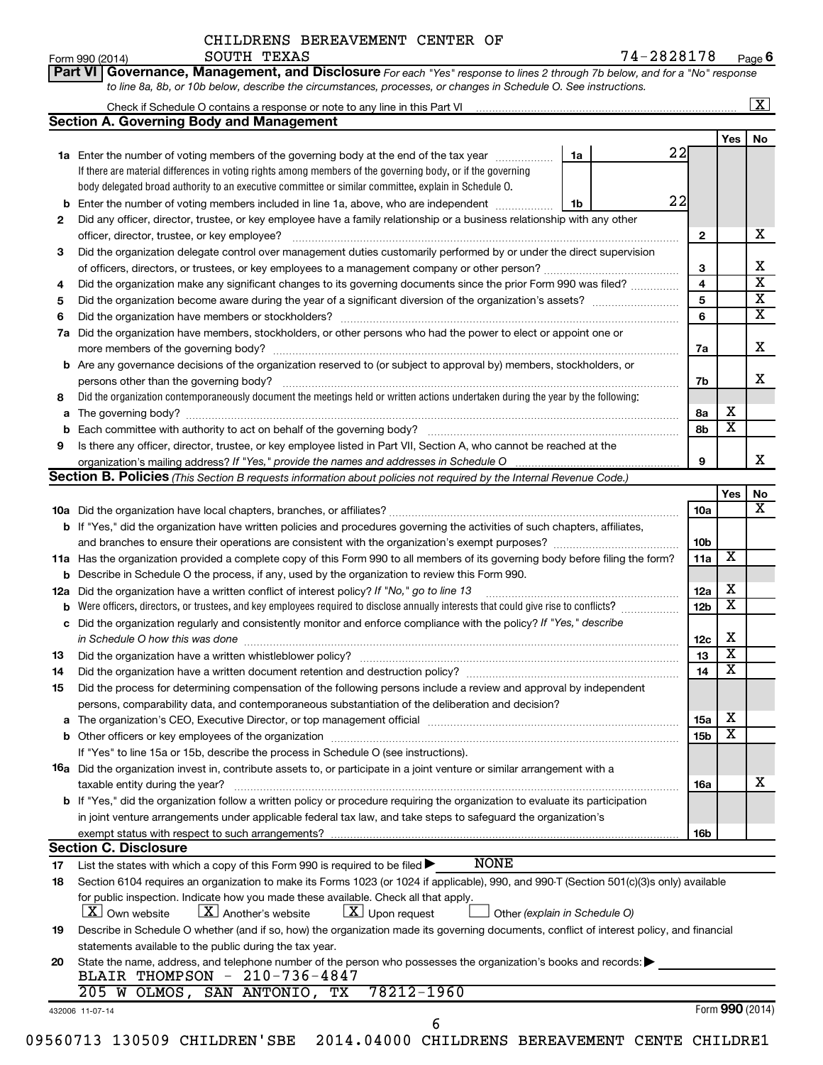CHILDRENS BEREAVEMENT CENTER OF SOUTH TEXAS 74-2828178

Form 990 (2014) Page 6

## Part VI Governance, Management, and Disclosure

*For each "Yes" response to lines 2 through 7b below, and for a "No" response to line 8a, 8b, or 10b below, describe the circumstances, processes, or changes in Schedule O. See instructions.*

Check if Schedule O contains a response or note to any line in this Part VI [X]

### Section A. Governing Body and Management

| | | | Yes | No |
|---|---|---|---|---|
| **1a** | Enter the number of voting members of the governing body at the end of the tax year **1a** 22. If there are material differences in voting rights among members of the governing body, or if the governing body delegated broad authority to an executive committee or similar committee, explain in Schedule O. | | | |
| **b** | Enter the number of voting members included in line 1a, above, who are independent **1b** 22 | | | |
| **2** | Did any officer, director, trustee, or key employee have a family relationship or a business relationship with any other officer, director, trustee, or key employee? | 2 | | X |
| **3** | Did the organization delegate control over management duties customarily performed by or under the direct supervision of officers, directors, or trustees, or key employees to a management company or other person? | 3 | | X |
| **4** | Did the organization make any significant changes to its governing documents since the prior Form 990 was filed? | 4 | | X |
| **5** | Did the organization become aware during the year of a significant diversion of the organization's assets? | 5 | | X |
| **6** | Did the organization have members or stockholders? | 6 | | X |
| **7a** | Did the organization have members, stockholders, or other persons who had the power to elect or appoint one or more members of the governing body? | 7a | | X |
| **b** | Are any governance decisions of the organization reserved to (or subject to approval by) members, stockholders, or persons other than the governing body? | 7b | | X |
| **8** | Did the organization contemporaneously document the meetings held or written actions undertaken during the year by the following: | | | |
| **a** | The governing body? | 8a | X | |
| **b** | Each committee with authority to act on behalf of the governing body? | 8b | X | |
| **9** | Is there any officer, director, trustee, or key employee listed in Part VII, Section A, who cannot be reached at the organization's mailing address? *If "Yes," provide the names and addresses in Schedule O* | 9 | | X |

### Section B. Policies *(This Section B requests information about policies not required by the Internal Revenue Code.)*

| | | | Yes | No |
|---|---|---|---|---|
| **10a** | Did the organization have local chapters, branches, or affiliates? | 10a | | X |
| **b** | If "Yes," did the organization have written policies and procedures governing the activities of such chapters, affiliates, and branches to ensure their operations are consistent with the organization's exempt purposes? | 10b | | |
| **11a** | Has the organization provided a complete copy of this Form 990 to all members of its governing body before filing the form? | 11a | X | |
| **b** | Describe in Schedule O the process, if any, used by the organization to review this Form 990. | | | |
| **12a** | Did the organization have a written conflict of interest policy? *If "No," go to line 13* | 12a | X | |
| **b** | Were officers, directors, or trustees, and key employees required to disclose annually interests that could give rise to conflicts? | 12b | X | |
| **c** | Did the organization regularly and consistently monitor and enforce compliance with the policy? *If "Yes," describe in Schedule O how this was done* | 12c | X | |
| **13** | Did the organization have a written whistleblower policy? | 13 | X | |
| **14** | Did the organization have a written document retention and destruction policy? | 14 | X | |
| **15** | Did the process for determining compensation of the following persons include a review and approval by independent persons, comparability data, and contemporaneous substantiation of the deliberation and decision? | | | |
| **a** | The organization's CEO, Executive Director, or top management official | 15a | X | |
| **b** | Other officers or key employees of the organization | 15b | X | |
| | If "Yes" to line 15a or 15b, describe the process in Schedule O (see instructions). | | | |
| **16a** | Did the organization invest in, contribute assets to, or participate in a joint venture or similar arrangement with a taxable entity during the year? | 16a | | X |
| **b** | If "Yes," did the organization follow a written policy or procedure requiring the organization to evaluate its participation in joint venture arrangements under applicable federal tax law, and take steps to safeguard the organization's exempt status with respect to such arrangements? | 16b | | |

### Section C. Disclosure

**17** List the states with which a copy of this Form 990 is required to be filed ▶ NONE

**18** Section 6104 requires an organization to make its Forms 1023 (or 1024 if applicable), 990, and 990-T (Section 501(c)(3)s only) available for public inspection. Indicate how you made these available. Check all that apply.

[X] Own website [X] Another's website [X] Upon request [ ] Other *(explain in Schedule O)*

**19** Describe in Schedule O whether (and if so, how) the organization made its governing documents, conflict of interest policy, and financial statements available to the public during the tax year.

**20** State the name, address, and telephone number of the person who possesses the organization's books and records: ▶

BLAIR THOMPSON - 210-736-4847
205 W OLMOS, SAN ANTONIO, TX 78212-1960

432006 11-07-14 Form **990** (2014)

09560713 130509 CHILDREN'SBE 2014.04000 CHILDRENS BEREAVEMENT CENTE CHILDRE1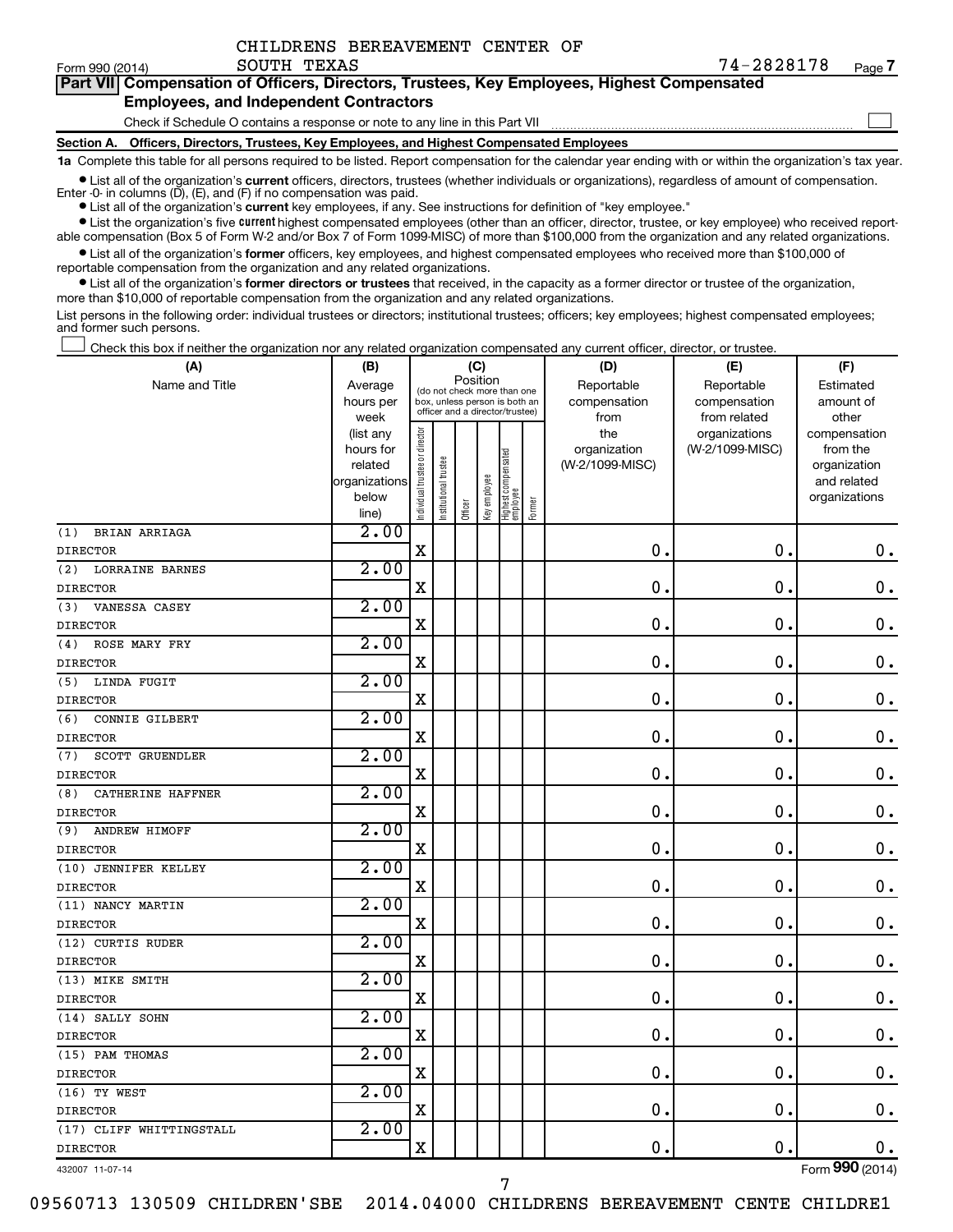CHILDRENS BEREAVEMENT CENTER OF SOUTH TEXAS 74-2828178

Form 990 (2014) Page 7

## Part VII Compensation of Officers, Directors, Trustees, Key Employees, Highest Compensated Employees, and Independent Contractors

Check if Schedule O contains a response or note to any line in this Part VII

### Section A. Officers, Directors, Trustees, Key Employees, and Highest Compensated Employees

**1a** Complete this table for all persons required to be listed. Report compensation for the calendar year ending with or within the organization's tax year.

- List all of the organization's **current** officers, directors, trustees (whether individuals or organizations), regardless of amount of compensation. Enter -0- in columns (D), (E), and (F) if no compensation was paid.
- List all of the organization's **current** key employees, if any. See instructions for definition of "key employee."
- List the organization's five **current** highest compensated employees (other than an officer, director, trustee, or key employee) who received reportable compensation (Box 5 of Form W-2 and/or Box 7 of Form 1099-MISC) of more than $100,000 from the organization and any related organizations.
- List all of the organization's **former** officers, key employees, and highest compensated employees who received more than $100,000 of reportable compensation from the organization and any related organizations.
- List all of the organization's **former directors or trustees** that received, in the capacity as a former director or trustee of the organization, more than $10,000 of reportable compensation from the organization and any related organizations.

List persons in the following order: individual trustees or directors; institutional trustees; officers; key employees; highest compensated employees; and former such persons.

Check this box if neither the organization nor any related organization compensated any current officer, director, or trustee.

| (A) Name and Title | (B) Average hours per week (list any hours for related organizations below line) | (C) Position: Individual trustee or director | Institutional trustee | Officer | Key employee | Highest compensated employee | Former | (D) Reportable compensation from the organization (W-2/1099-MISC) | (E) Reportable compensation from related organizations (W-2/1099-MISC) | (F) Estimated amount of other compensation from the organization and related organizations |
|---|---|---|---|---|---|---|---|---|---|---|
| (1) BRIAN ARRIAGA<br>DIRECTOR | 2.00 | X | | | | | | 0. | 0. | 0. |
| (2) LORRAINE BARNES<br>DIRECTOR | 2.00 | X | | | | | | 0. | 0. | 0. |
| (3) VANESSA CASEY<br>DIRECTOR | 2.00 | X | | | | | | 0. | 0. | 0. |
| (4) ROSE MARY FRY<br>DIRECTOR | 2.00 | X | | | | | | 0. | 0. | 0. |
| (5) LINDA FUGIT<br>DIRECTOR | 2.00 | X | | | | | | 0. | 0. | 0. |
| (6) CONNIE GILBERT<br>DIRECTOR | 2.00 | X | | | | | | 0. | 0. | 0. |
| (7) SCOTT GRUENDLER<br>DIRECTOR | 2.00 | X | | | | | | 0. | 0. | 0. |
| (8) CATHERINE HAFFNER<br>DIRECTOR | 2.00 | X | | | | | | 0. | 0. | 0. |
| (9) ANDREW HIMOFF<br>DIRECTOR | 2.00 | X | | | | | | 0. | 0. | 0. |
| (10) JENNIFER KELLEY<br>DIRECTOR | 2.00 | X | | | | | | 0. | 0. | 0. |
| (11) NANCY MARTIN<br>DIRECTOR | 2.00 | X | | | | | | 0. | 0. | 0. |
| (12) CURTIS RUDER<br>DIRECTOR | 2.00 | X | | | | | | 0. | 0. | 0. |
| (13) MIKE SMITH<br>DIRECTOR | 2.00 | X | | | | | | 0. | 0. | 0. |
| (14) SALLY SOHN<br>DIRECTOR | 2.00 | X | | | | | | 0. | 0. | 0. |
| (15) PAM THOMAS<br>DIRECTOR | 2.00 | X | | | | | | 0. | 0. | 0. |
| (16) TY WEST<br>DIRECTOR | 2.00 | X | | | | | | 0. | 0. | 0. |
| (17) CLIFF WHITTINGSTALL<br>DIRECTOR | 2.00 | X | | | | | | 0. | 0. | 0. |

432007 11-07-14 Form 990 (2014)

09560713 130509 CHILDREN'SBE 2014.04000 CHILDRENS BEREAVEMENT CENTE CHILDRE1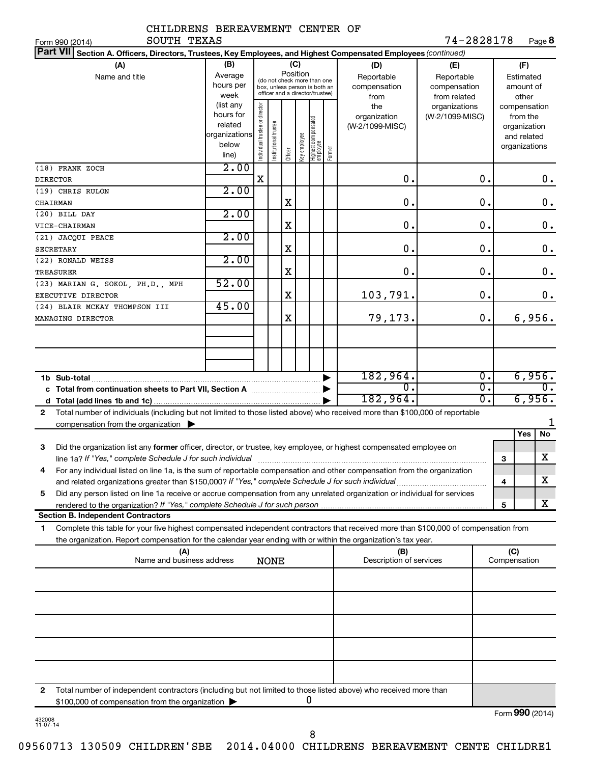CHILDRENS BEREAVEMENT CENTER OF SOUTH TEXAS

Form 990 (2014) 74-2828178 Page 8

**Part VII Section A. Officers, Directors, Trustees, Key Employees, and Highest Compensated Employees** *(continued)*

| (A) Name and title | (B) Average hours per week (list any hours for related organizations below line) | (C) Position: Individual trustee or director | Institutional trustee | Officer | Key employee | Highest compensated employee | Former | (D) Reportable compensation from the organization (W-2/1099-MISC) | (E) Reportable compensation from related organizations (W-2/1099-MISC) | (F) Estimated amount of other compensation from the organization and related organizations |
|---|---|---|---|---|---|---|---|---|---|---|
| (18) FRANK ZOCH<br>DIRECTOR | 2.00 | X | | | | | | 0. | 0. | 0. |
| (19) CHRIS RULON<br>CHAIRMAN | 2.00 | | | X | | | | 0. | 0. | 0. |
| (20) BILL DAY<br>VICE-CHAIRMAN | 2.00 | | | X | | | | 0. | 0. | 0. |
| (21) JACQUI PEACE<br>SECRETARY | 2.00 | | | X | | | | 0. | 0. | 0. |
| (22) RONALD WEISS<br>TREASURER | 2.00 | | | X | | | | 0. | 0. | 0. |
| (23) MARIAN G. SOKOL, PH.D., MPH<br>EXECUTIVE DIRECTOR | 52.00 | | | X | | | | 103,791. | 0. | 0. |
| (24) BLAIR MCKAY THOMPSON III<br>MANAGING DIRECTOR | 45.00 | | | X | | | | 79,173. | 0. | 6,956. |
| **1b Sub-total** | | | | | | | | 182,964. | 0. | 6,956. |
| **c Total from continuation sheets to Part VII, Section A** | | | | | | | | 0. | 0. | 0. |
| **d Total (add lines 1b and 1c)** | | | | | | | | 182,964. | 0. | 6,956. |

**2** Total number of individuals (including but not limited to those listed above) who received more than $100,000 of reportable compensation from the organization ▶ 1

| | | | Yes | No |
|---|---|---|---|---|
| **3** | Did the organization list any **former** officer, director, or trustee, key employee, or highest compensated employee on line 1a? *If "Yes," complete Schedule J for such individual* | 3 | | X |
| **4** | For any individual listed on line 1a, is the sum of reportable compensation and other compensation from the organization and related organizations greater than $150,000? *If "Yes," complete Schedule J for such individual* | 4 | | X |
| **5** | Did any person listed on line 1a receive or accrue compensation from any unrelated organization or individual for services rendered to the organization? *If "Yes," complete Schedule J for such person* | 5 | | X |

**Section B. Independent Contractors**

**1** Complete this table for your five highest compensated independent contractors that received more than $100,000 of compensation from the organization. Report compensation for the calendar year ending with or within the organization's tax year.

| (A) Name and business address | (B) Description of services | (C) Compensation |
|---|---|---|
| NONE | | |
| | | |
| | | |
| | | |
| | | |

**2** Total number of independent contractors (including but not limited to those listed above) who received more than $100,000 of compensation from the organization ▶ 0

Form **990** (2014)

432008 11-07-14

09560713 130509 CHILDREN'SBE 2014.04000 CHILDRENS BEREAVEMENT CENTE CHILDRE1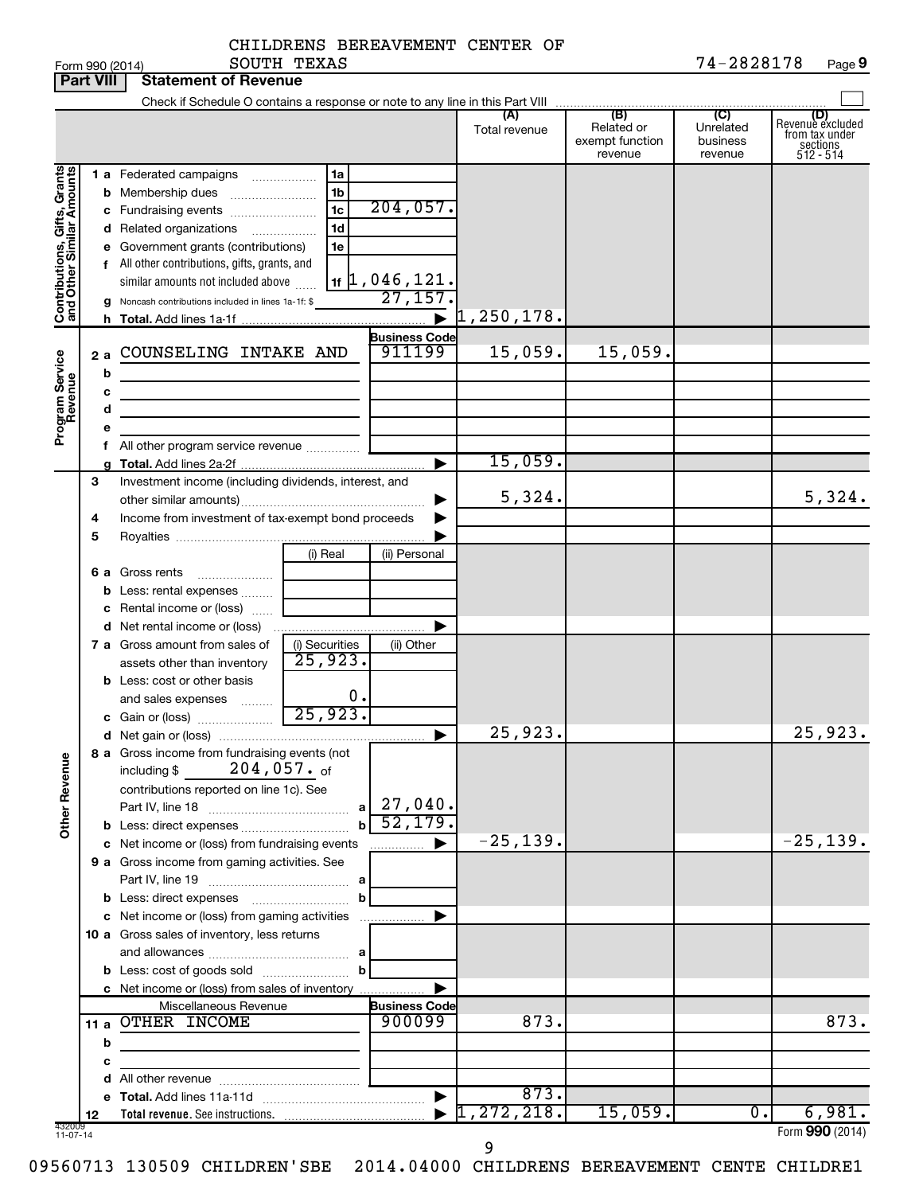CHILDRENS BEREAVEMENT CENTER OF SOUTH TEXAS

Form 990 (2014) 74-2828178 Page 9

## Part VIII Statement of Revenue

Check if Schedule O contains a response or note to any line in this Part VIII

| | | | | (A) Total revenue | (B) Related or exempt function revenue | (C) Unrelated business revenue | (D) Revenue excluded from tax under sections 512 - 514 |
|---|---|---|---|---|---|---|---|
| **Contributions, Gifts, Grants and Other Similar Amounts** | 1 a Federated campaigns | 1a | | | | | |
| | b Membership dues | 1b | | | | | |
| | c Fundraising events | 1c | 204,057. | | | | |
| | d Related organizations | 1d | | | | | |
| | e Government grants (contributions) | 1e | | | | | |
| | f All other contributions, gifts, grants, and similar amounts not included above | 1f | 1,046,121. | | | | |
| | g Noncash contributions included in lines 1a-1f: $ | | 27,157. | | | | |
| | h **Total.** Add lines 1a-1f | | | 1,250,178. | | | |
| **Program Service Revenue** | | | **Business Code** | | | | |
| | 2 a COUNSELING INTAKE AND | | 911199 | 15,059. | 15,059. | | |
| | b | | | | | | |
| | c | | | | | | |
| | d | | | | | | |
| | e | | | | | | |
| | f All other program service revenue | | | | | | |
| | g **Total.** Add lines 2a-2f | | | 15,059. | | | |
| **Other Revenue** | 3 Investment income (including dividends, interest, and other similar amounts) | | | 5,324. | | | 5,324. |
| | 4 Income from investment of tax-exempt bond proceeds | | | | | | |
| | 5 Royalties | | | | | | |
| | | (i) Real | (ii) Personal | | | | |
| | 6 a Gross rents | | | | | | |
| | b Less: rental expenses | | | | | | |
| | c Rental income or (loss) | | | | | | |
| | d Net rental income or (loss) | | | | | | |
| | | (i) Securities | (ii) Other | | | | |
| | 7 a Gross amount from sales of assets other than inventory | 25,923. | | | | | |
| | b Less: cost or other basis and sales expenses | 0. | | | | | |
| | c Gain or (loss) | 25,923. | | | | | |
| | d Net gain or (loss) | | | 25,923. | | | 25,923. |
| | 8 a Gross income from fundraising events (not including $ 204,057. of contributions reported on line 1c). See Part IV, line 18 | a | 27,040. | | | | |
| | b Less: direct expenses | b | 52,179. | | | | |
| | c Net income or (loss) from fundraising events | | | -25,139. | | | -25,139. |
| | 9 a Gross income from gaming activities. See Part IV, line 19 | a | | | | | |
| | b Less: direct expenses | b | | | | | |
| | c Net income or (loss) from gaming activities | | | | | | |
| | 10 a Gross sales of inventory, less returns and allowances | a | | | | | |
| | b Less: cost of goods sold | b | | | | | |
| | c Net income or (loss) from sales of inventory | | | | | | |
| | Miscellaneous Revenue | | **Business Code** | | | | |
| | 11 a OTHER INCOME | | 900099 | 873. | | | 873. |
| | b | | | | | | |
| | c | | | | | | |
| | d All other revenue | | | | | | |
| | e **Total.** Add lines 11a-11d | | | 873. | | | |
| | 12 **Total revenue.** See instructions. | | | 1,272,218. | 15,059. | 0. | 6,981. |

Form **990** (2014)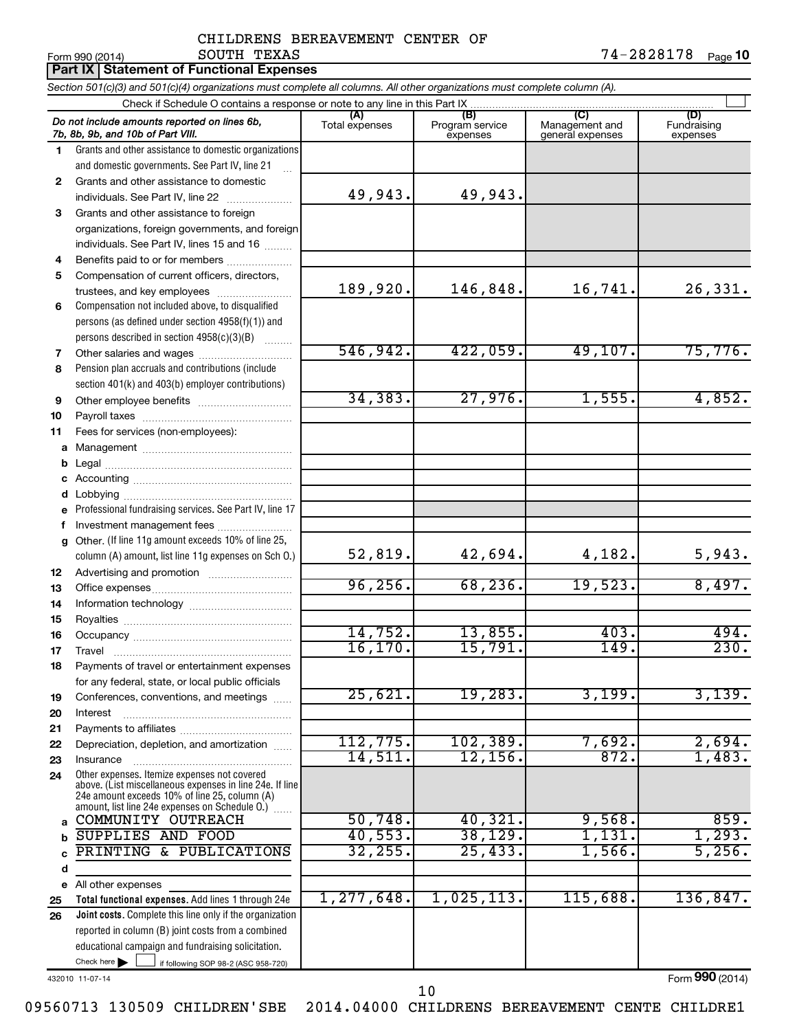Form 990 (2014) CHILDRENS BEREAVEMENT CENTER OF SOUTH TEXAS 74-2828178 Page **10**

## Part IX Statement of Functional Expenses

*Section 501(c)(3) and 501(c)(4) organizations must complete all columns. All other organizations must complete column (A).*

Check if Schedule O contains a response or note to any line in this Part IX ☐

| | *Do not include amounts reported on lines 6b, 7b, 8b, 9b, and 10b of Part VIII.* | (A) Total expenses | (B) Program service expenses | (C) Management and general expenses | (D) Fundraising expenses |
|---|---|---|---|---|---|
| 1 | Grants and other assistance to domestic organizations and domestic governments. See Part IV, line 21 | | | | |
| 2 | Grants and other assistance to domestic individuals. See Part IV, line 22 | 49,943. | 49,943. | | |
| 3 | Grants and other assistance to foreign organizations, foreign governments, and foreign individuals. See Part IV, lines 15 and 16 | | | | |
| 4 | Benefits paid to or for members | | | | |
| 5 | Compensation of current officers, directors, trustees, and key employees | 189,920. | 146,848. | 16,741. | 26,331. |
| 6 | Compensation not included above, to disqualified persons (as defined under section 4958(f)(1)) and persons described in section 4958(c)(3)(B) | | | | |
| 7 | Other salaries and wages | 546,942. | 422,059. | 49,107. | 75,776. |
| 8 | Pension plan accruals and contributions (include section 401(k) and 403(b) employer contributions) | | | | |
| 9 | Other employee benefits | 34,383. | 27,976. | 1,555. | 4,852. |
| 10 | Payroll taxes | | | | |
| 11 | Fees for services (non-employees): | | | | |
| a | Management | | | | |
| b | Legal | | | | |
| c | Accounting | | | | |
| d | Lobbying | | | | |
| e | Professional fundraising services. See Part IV, line 17 | | | | |
| f | Investment management fees | | | | |
| g | Other. (If line 11g amount exceeds 10% of line 25, column (A) amount, list line 11g expenses on Sch O.) | 52,819. | 42,694. | 4,182. | 5,943. |
| 12 | Advertising and promotion | | | | |
| 13 | Office expenses | 96,256. | 68,236. | 19,523. | 8,497. |
| 14 | Information technology | | | | |
| 15 | Royalties | | | | |
| 16 | Occupancy | 14,752. | 13,855. | 403. | 494. |
| 17 | Travel | 16,170. | 15,791. | 149. | 230. |
| 18 | Payments of travel or entertainment expenses for any federal, state, or local public officials | | | | |
| 19 | Conferences, conventions, and meetings | 25,621. | 19,283. | 3,199. | 3,139. |
| 20 | Interest | | | | |
| 21 | Payments to affiliates | | | | |
| 22 | Depreciation, depletion, and amortization | 112,775. | 102,389. | 7,692. | 2,694. |
| 23 | Insurance | 14,511. | 12,156. | 872. | 1,483. |
| 24 | Other expenses. Itemize expenses not covered above. (List miscellaneous expenses in line 24e. If line 24e amount exceeds 10% of line 25, column (A) amount, list line 24e expenses on Schedule O.) | | | | |
| a | COMMUNITY OUTREACH | 50,748. | 40,321. | 9,568. | 859. |
| b | SUPPLIES AND FOOD | 40,553. | 38,129. | 1,131. | 1,293. |
| c | PRINTING & PUBLICATIONS | 32,255. | 25,433. | 1,566. | 5,256. |
| d | | | | | |
| e | All other expenses | | | | |
| 25 | **Total functional expenses.** Add lines 1 through 24e | 1,277,648. | 1,025,113. | 115,688. | 136,847. |
| 26 | **Joint costs.** Complete this line only if the organization reported in column (B) joint costs from a combined educational campaign and fundraising solicitation. Check here ☐ if following SOP 98-2 (ASC 958-720) | | | | |

432010 11-07-14

Form **990** (2014)

09560713 130509 CHILDREN'SBE 2014.04000 CHILDRENS BEREAVEMENT CENTE CHILDRE1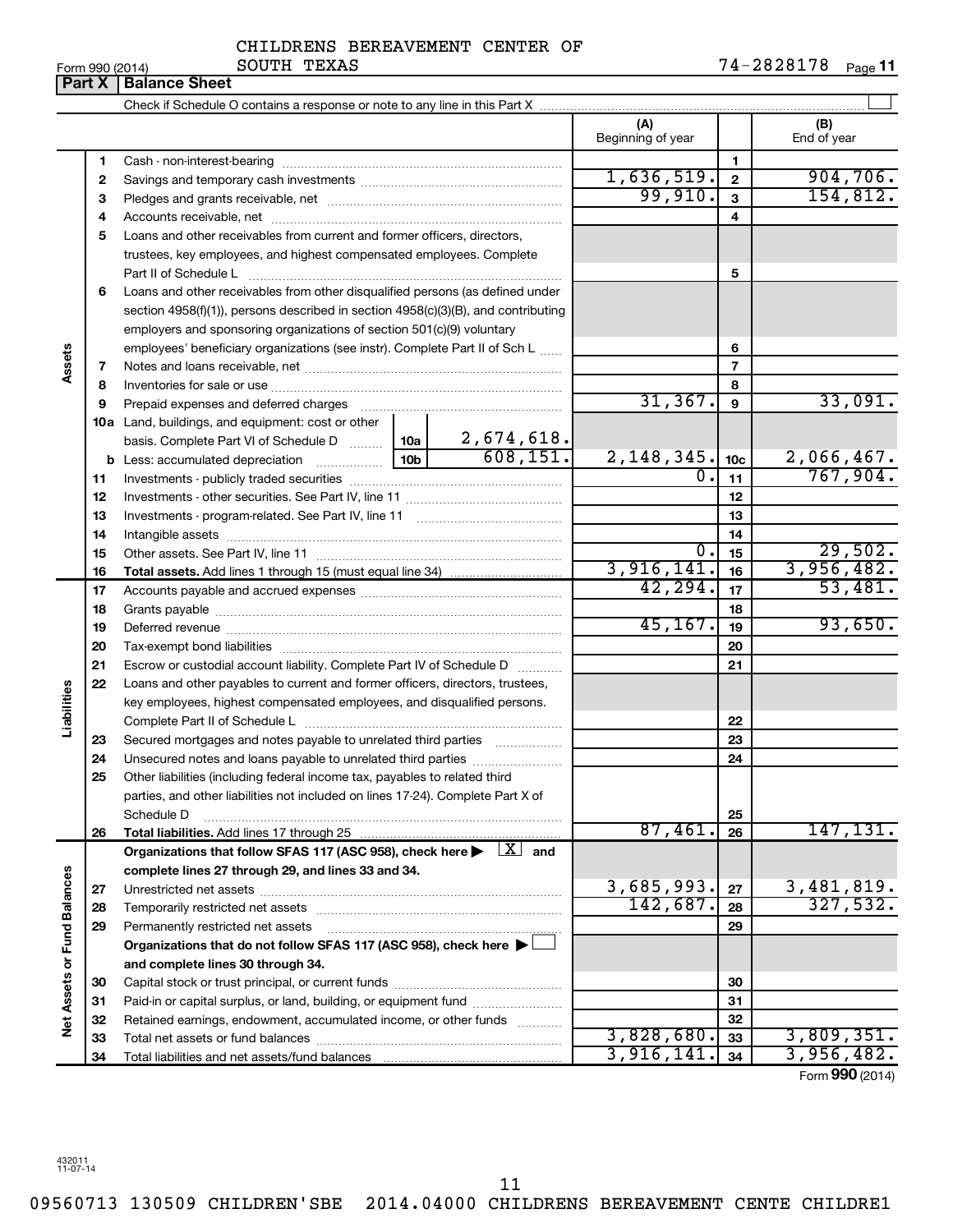CHILDRENS BEREAVEMENT CENTER OF SOUTH TEXAS

Form 990 (2014) 74-2828178 Page **11**

**Part X | Balance Sheet**

Check if Schedule O contains a response or note to any line in this Part X ☐

| | | | (A) Beginning of year | | (B) End of year |
|---|---|---|---|---|---|
| Assets | 1 | Cash - non-interest-bearing | | 1 | |
| | 2 | Savings and temporary cash investments | 1,636,519. | 2 | 904,706. |
| | 3 | Pledges and grants receivable, net | 99,910. | 3 | 154,812. |
| | 4 | Accounts receivable, net | | 4 | |
| | 5 | Loans and other receivables from current and former officers, directors, trustees, key employees, and highest compensated employees. Complete Part II of Schedule L | | 5 | |
| | 6 | Loans and other receivables from other disqualified persons (as defined under section 4958(f)(1)), persons described in section 4958(c)(3)(B), and contributing employers and sponsoring organizations of section 501(c)(9) voluntary employees' beneficiary organizations (see instr). Complete Part II of Sch L | | 6 | |
| | 7 | Notes and loans receivable, net | | 7 | |
| | 8 | Inventories for sale or use | | 8 | |
| | 9 | Prepaid expenses and deferred charges | 31,367. | 9 | 33,091. |
| | 10a | Land, buildings, and equipment: cost or other basis. Complete Part VI of Schedule D ... 10a 2,674,618. | | | |
| | b | Less: accumulated depreciation ... 10b 608,151. | 2,148,345. | 10c | 2,066,467. |
| | 11 | Investments - publicly traded securities | 0. | 11 | 767,904. |
| | 12 | Investments - other securities. See Part IV, line 11 | | 12 | |
| | 13 | Investments - program-related. See Part IV, line 11 | | 13 | |
| | 14 | Intangible assets | | 14 | |
| | 15 | Other assets. See Part IV, line 11 | 0. | 15 | 29,502. |
| | 16 | **Total assets.** Add lines 1 through 15 (must equal line 34) | 3,916,141. | 16 | 3,956,482. |
| Liabilities | 17 | Accounts payable and accrued expenses | 42,294. | 17 | 53,481. |
| | 18 | Grants payable | | 18 | |
| | 19 | Deferred revenue | 45,167. | 19 | 93,650. |
| | 20 | Tax-exempt bond liabilities | | 20 | |
| | 21 | Escrow or custodial account liability. Complete Part IV of Schedule D | | 21 | |
| | 22 | Loans and other payables to current and former officers, directors, trustees, key employees, highest compensated employees, and disqualified persons. Complete Part II of Schedule L | | 22 | |
| | 23 | Secured mortgages and notes payable to unrelated third parties | | 23 | |
| | 24 | Unsecured notes and loans payable to unrelated third parties | | 24 | |
| | 25 | Other liabilities (including federal income tax, payables to related third parties, and other liabilities not included on lines 17-24). Complete Part X of Schedule D | | 25 | |
| | 26 | **Total liabilities.** Add lines 17 through 25 | 87,461. | 26 | 147,131. |
| Net Assets or Fund Balances | | **Organizations that follow SFAS 117 (ASC 958), check here ▶ [X] and complete lines 27 through 29, and lines 33 and 34.** | | | |
| | 27 | Unrestricted net assets | 3,685,993. | 27 | 3,481,819. |
| | 28 | Temporarily restricted net assets | 142,687. | 28 | 327,532. |
| | 29 | Permanently restricted net assets | | 29 | |
| | | **Organizations that do not follow SFAS 117 (ASC 958), check here ▶ ☐ and complete lines 30 through 34.** | | | |
| | 30 | Capital stock or trust principal, or current funds | | 30 | |
| | 31 | Paid-in or capital surplus, or land, building, or equipment fund | | 31 | |
| | 32 | Retained earnings, endowment, accumulated income, or other funds | | 32 | |
| | 33 | Total net assets or fund balances | 3,828,680. | 33 | 3,809,351. |
| | 34 | Total liabilities and net assets/fund balances | 3,916,141. | 34 | 3,956,482. |

Form **990** (2014)

432011 11-07-14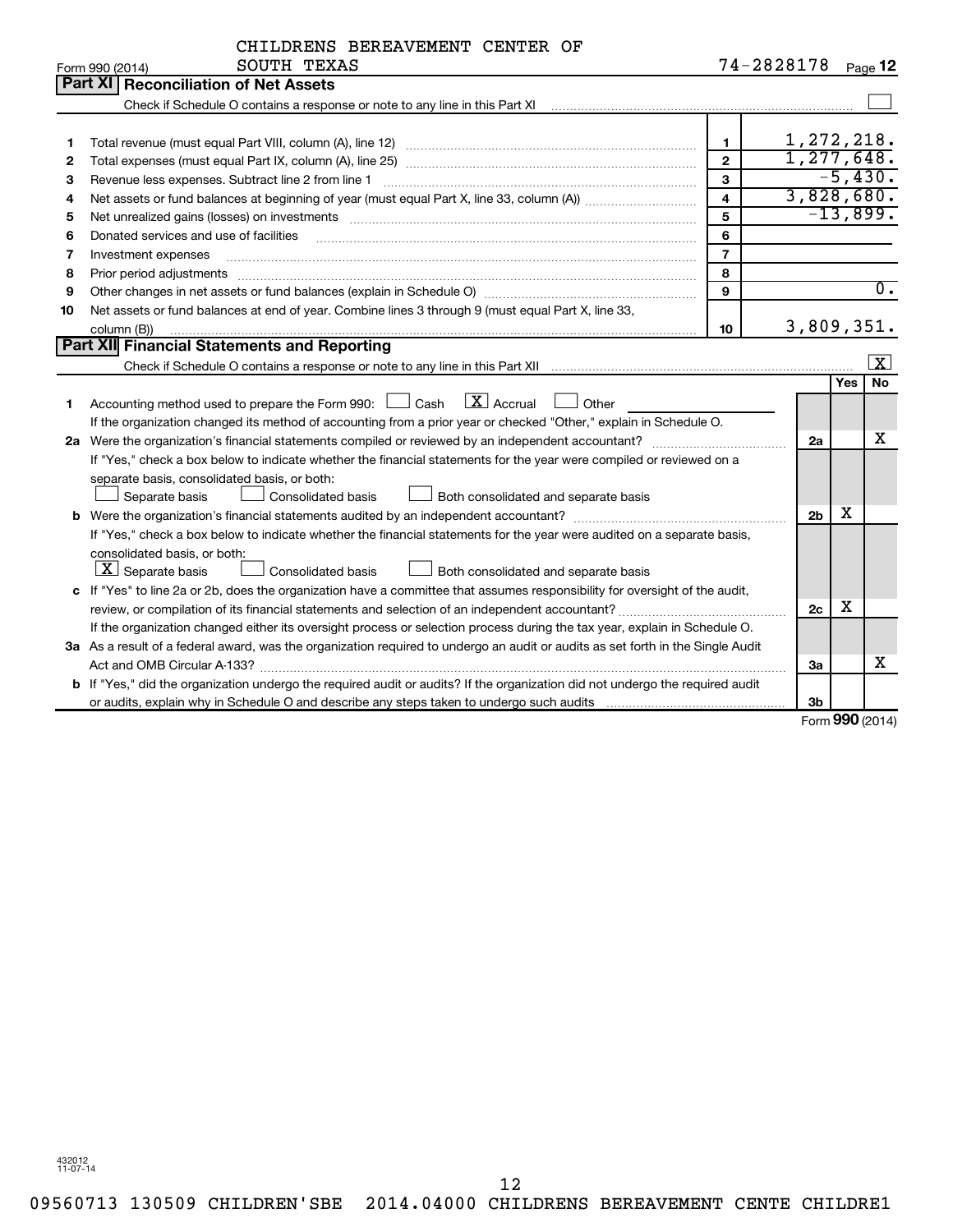CHILDRENS BEREAVEMENT CENTER OF SOUTH TEXAS

Form 990 (2014) 74-2828178 Page 12

## Part XI Reconciliation of Net Assets

Check if Schedule O contains a response or note to any line in this Part XI ☐

| | | Line | Amount |
|---|---|---|---|
| 1 | Total revenue (must equal Part VIII, column (A), line 12) | 1 | 1,272,218. |
| 2 | Total expenses (must equal Part IX, column (A), line 25) | 2 | 1,277,648. |
| 3 | Revenue less expenses. Subtract line 2 from line 1 | 3 | -5,430. |
| 4 | Net assets or fund balances at beginning of year (must equal Part X, line 33, column (A)) | 4 | 3,828,680. |
| 5 | Net unrealized gains (losses) on investments | 5 | -13,899. |
| 6 | Donated services and use of facilities | 6 | |
| 7 | Investment expenses | 7 | |
| 8 | Prior period adjustments | 8 | |
| 9 | Other changes in net assets or fund balances (explain in Schedule O) | 9 | 0. |
| 10 | Net assets or fund balances at end of year. Combine lines 3 through 9 (must equal Part X, line 33, column (B)) | 10 | 3,809,351. |

## Part XII Financial Statements and Reporting

Check if Schedule O contains a response or note to any line in this Part XII ☒

| | | | Yes | No |
|---|---|---|---|---|
| 1 | Accounting method used to prepare the Form 990: ☐ Cash ☒ Accrual ☐ Other<br>If the organization changed its method of accounting from a prior year or checked "Other," explain in Schedule O. | | | |
| 2a | Were the organization's financial statements compiled or reviewed by an independent accountant?<br>If "Yes," check a box below to indicate whether the financial statements for the year were compiled or reviewed on a separate basis, consolidated basis, or both:<br>☐ Separate basis ☐ Consolidated basis ☐ Both consolidated and separate basis | 2a | | X |
| b | Were the organization's financial statements audited by an independent accountant?<br>If "Yes," check a box below to indicate whether the financial statements for the year were audited on a separate basis, consolidated basis, or both:<br>☒ Separate basis ☐ Consolidated basis ☐ Both consolidated and separate basis | 2b | X | |
| c | If "Yes" to line 2a or 2b, does the organization have a committee that assumes responsibility for oversight of the audit, review, or compilation of its financial statements and selection of an independent accountant?<br>If the organization changed either its oversight process or selection process during the tax year, explain in Schedule O. | 2c | X | |
| 3a | As a result of a federal award, was the organization required to undergo an audit or audits as set forth in the Single Audit Act and OMB Circular A-133? | 3a | | X |
| b | If "Yes," did the organization undergo the required audit or audits? If the organization did not undergo the required audit or audits, explain why in Schedule O and describe any steps taken to undergo such audits | 3b | | |

Form 990 (2014)

432012 11-07-14

09560713 130509 CHILDREN'SBE 2014.04000 CHILDRENS BEREAVEMENT CENTE CHILDRE1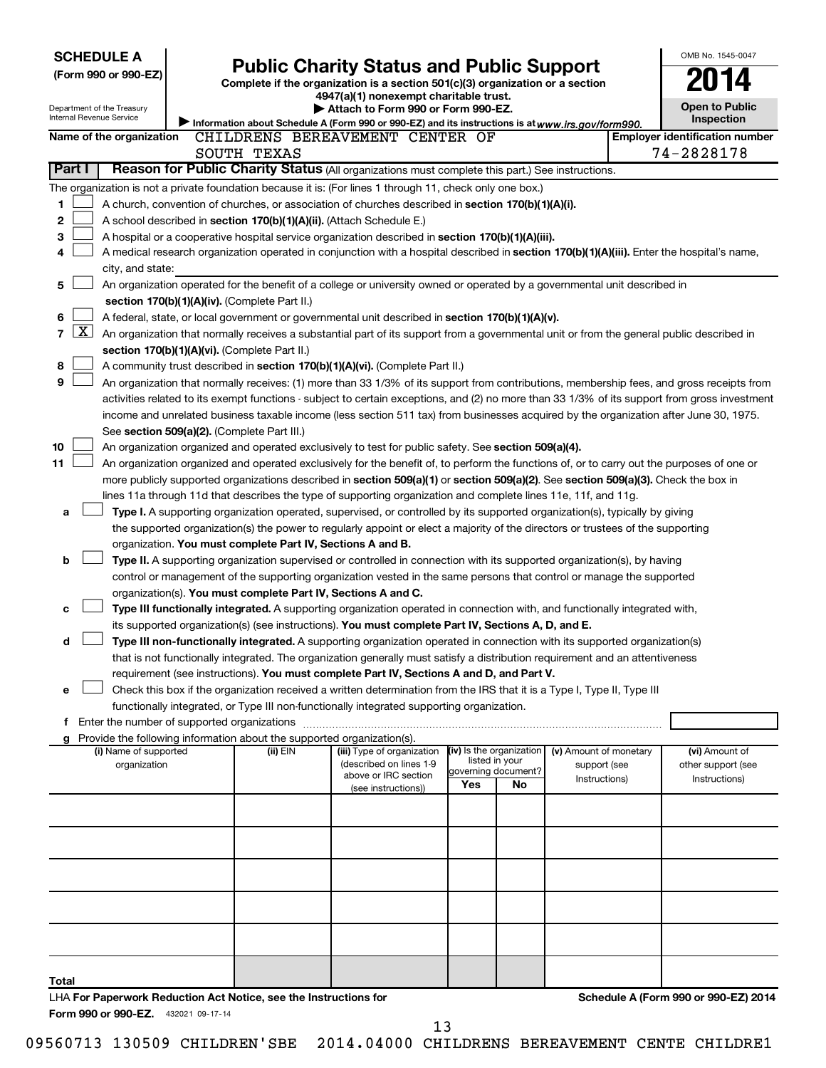**SCHEDULE A**
**(Form 990 or 990-EZ)**

Department of the Treasury
Internal Revenue Service

# Public Charity Status and Public Support

**Complete if the organization is a section 501(c)(3) organization or a section 4947(a)(1) nonexempt charitable trust.**
**▶ Attach to Form 990 or Form 990-EZ.**
▶ Information about Schedule A (Form 990 or 990-EZ) and its instructions is at *www.irs.gov/form990.*

OMB No. 1545-0047
**2014**
**Open to Public Inspection**

**Name of the organization** CHILDRENS BEREAVEMENT CENTER OF SOUTH TEXAS
**Employer identification number** 74-2828178

**Part I** **Reason for Public Charity Status** (All organizations must complete this part.) See instructions.

The organization is not a private foundation because it is: (For lines 1 through 11, check only one box.)

1 [ ] A church, convention of churches, or association of churches described in **section 170(b)(1)(A)(i).**

2 [ ] A school described in **section 170(b)(1)(A)(ii).** (Attach Schedule E.)

3 [ ] A hospital or a cooperative hospital service organization described in **section 170(b)(1)(A)(iii).**

4 [ ] A medical research organization operated in conjunction with a hospital described in **section 170(b)(1)(A)(iii).** Enter the hospital's name, city, and state:

5 [ ] An organization operated for the benefit of a college or university owned or operated by a governmental unit described in **section 170(b)(1)(A)(iv).** (Complete Part II.)

6 [ ] A federal, state, or local government or governmental unit described in **section 170(b)(1)(A)(v).**

7 [X] An organization that normally receives a substantial part of its support from a governmental unit or from the general public described in **section 170(b)(1)(A)(vi).** (Complete Part II.)

8 [ ] A community trust described in **section 170(b)(1)(A)(vi).** (Complete Part II.)

9 [ ] An organization that normally receives: (1) more than 33 1/3% of its support from contributions, membership fees, and gross receipts from activities related to its exempt functions - subject to certain exceptions, and (2) no more than 33 1/3% of its support from gross investment income and unrelated business taxable income (less section 511 tax) from businesses acquired by the organization after June 30, 1975. See **section 509(a)(2).** (Complete Part III.)

10 [ ] An organization organized and operated exclusively to test for public safety. See **section 509(a)(4).**

11 [ ] An organization organized and operated exclusively for the benefit of, to perform the functions of, or to carry out the purposes of one or more publicly supported organizations described in **section 509(a)(1)** or **section 509(a)(2).** See **section 509(a)(3).** Check the box in lines 11a through 11d that describes the type of supporting organization and complete lines 11e, 11f, and 11g.

a [ ] **Type I.** A supporting organization operated, supervised, or controlled by its supported organization(s), typically by giving the supported organization(s) the power to regularly appoint or elect a majority of the directors or trustees of the supporting organization. **You must complete Part IV, Sections A and B.**

b [ ] **Type II.** A supporting organization supervised or controlled in connection with its supported organization(s), by having control or management of the supporting organization vested in the same persons that control or manage the supported organization(s). **You must complete Part IV, Sections A and C.**

c [ ] **Type III functionally integrated.** A supporting organization operated in connection with, and functionally integrated with, its supported organization(s) (see instructions). **You must complete Part IV, Sections A, D, and E.**

d [ ] **Type III non-functionally integrated.** A supporting organization operated in connection with its supported organization(s) that is not functionally integrated. The organization generally must satisfy a distribution requirement and an attentiveness requirement (see instructions). **You must complete Part IV, Sections A and D, and Part V.**

e [ ] Check this box if the organization received a written determination from the IRS that it is a Type I, Type II, Type III functionally integrated, or Type III non-functionally integrated supporting organization.

f Enter the number of supported organizations

g Provide the following information about the supported organization(s).

| (i) Name of supported organization | (ii) EIN | (iii) Type of organization (described on lines 1-9 above or IRC section (see instructions)) | (iv) Is the organization listed in your governing document? Yes | No | (v) Amount of monetary support (see Instructions) | (vi) Amount of other support (see Instructions) |
|---|---|---|---|---|---|---|
| | | | | | | |
| | | | | | | |
| | | | | | | |
| | | | | | | |
| | | | | | | |
| **Total** | | | | | | |

LHA **For Paperwork Reduction Act Notice, see the Instructions for Form 990 or 990-EZ.** 432021 09-17-14

**Schedule A (Form 990 or 990-EZ) 2014**

09560713 130509 CHILDREN'SBE 2014.04000 CHILDRENS BEREAVEMENT CENTE CHILDRE1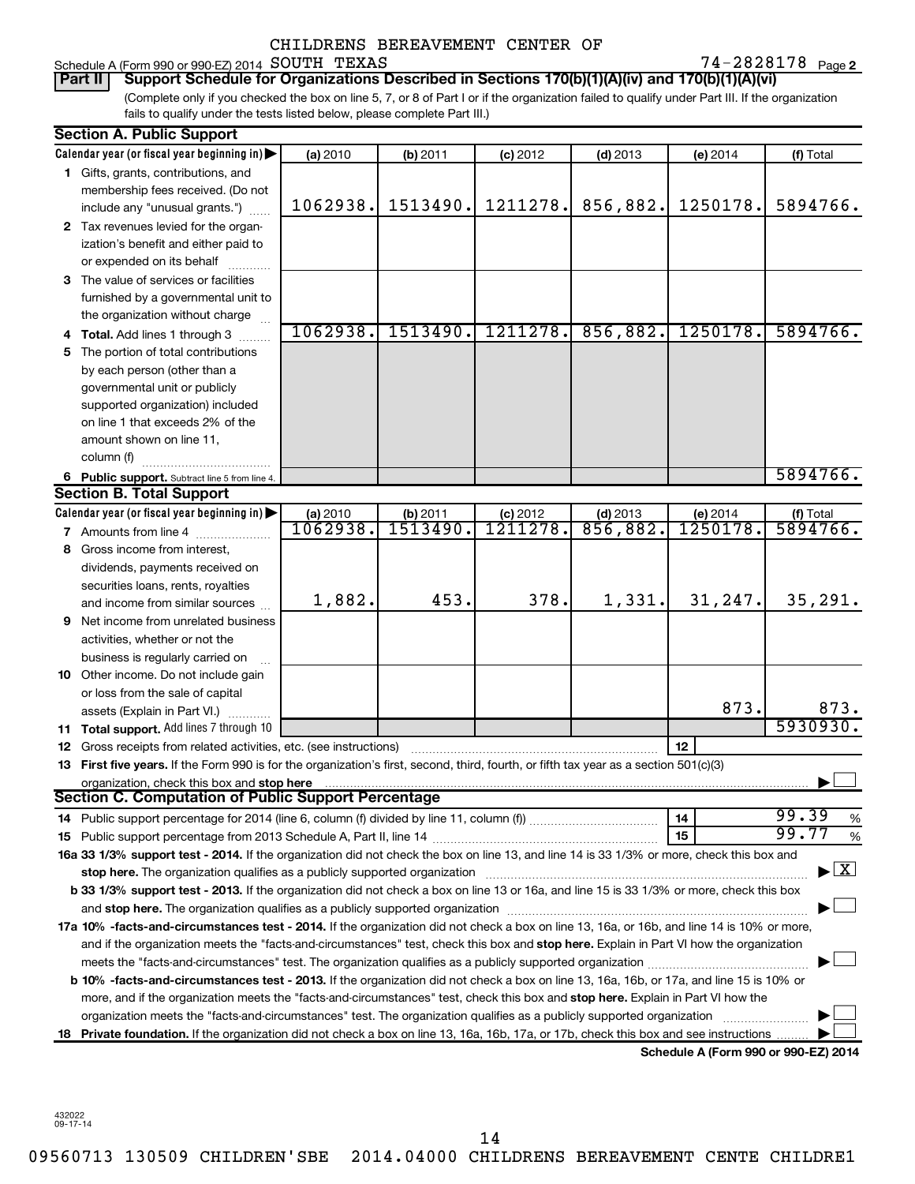CHILDRENS BEREAVEMENT CENTER OF SOUTH TEXAS

Schedule A (Form 990 or 990-EZ) 2014 — 74-2828178 Page 2

**Part II — Support Schedule for Organizations Described in Sections 170(b)(1)(A)(iv) and 170(b)(1)(A)(vi)**

(Complete only if you checked the box on line 5, 7, or 8 of Part I or if the organization failed to qualify under Part III. If the organization fails to qualify under the tests listed below, please complete Part III.)

## Section A. Public Support

| Calendar year (or fiscal year beginning in) | (a) 2010 | (b) 2011 | (c) 2012 | (d) 2013 | (e) 2014 | (f) Total |
|---|---|---|---|---|---|---|
| 1 Gifts, grants, contributions, and membership fees received. (Do not include any "unusual grants.") | 1062938. | 1513490. | 1211278. | 856,882. | 1250178. | 5894766. |
| 2 Tax revenues levied for the organization's benefit and either paid to or expended on its behalf | | | | | | |
| 3 The value of services or facilities furnished by a governmental unit to the organization without charge | | | | | | |
| 4 Total. Add lines 1 through 3 | 1062938. | 1513490. | 1211278. | 856,882. | 1250178. | 5894766. |
| 5 The portion of total contributions by each person (other than a governmental unit or publicly supported organization) included on line 1 that exceeds 2% of the amount shown on line 11, column (f) | | | | | | |
| 6 Public support. Subtract line 5 from line 4. | | | | | | 5894766. |

## Section B. Total Support

| Calendar year (or fiscal year beginning in) | (a) 2010 | (b) 2011 | (c) 2012 | (d) 2013 | (e) 2014 | (f) Total |
|---|---|---|---|---|---|---|
| 7 Amounts from line 4 | 1062938. | 1513490. | 1211278. | 856,882. | 1250178. | 5894766. |
| 8 Gross income from interest, dividends, payments received on securities loans, rents, royalties and income from similar sources | 1,882. | 453. | 378. | 1,331. | 31,247. | 35,291. |
| 9 Net income from unrelated business activities, whether or not the business is regularly carried on | | | | | | |
| 10 Other income. Do not include gain or loss from the sale of capital assets (Explain in Part VI.) | | | | | 873. | 873. |
| 11 Total support. Add lines 7 through 10 | | | | | | 5930930. |

12 Gross receipts from related activities, etc. (see instructions) — 12

13 **First five years.** If the Form 990 is for the organization's first, second, third, fourth, or fifth tax year as a section 501(c)(3) organization, check this box and **stop here** ☐

## Section C. Computation of Public Support Percentage

14 Public support percentage for 2014 (line 6, column (f) divided by line 11, column (f)) — 14 — 99.39 %

15 Public support percentage from 2013 Schedule A, Part II, line 14 — 15 — 99.77 %

16a **33 1/3% support test - 2014.** If the organization did not check the box on line 13, and line 14 is 33 1/3% or more, check this box and **stop here.** The organization qualifies as a publicly supported organization ☒

b **33 1/3% support test - 2013.** If the organization did not check a box on line 13 or 16a, and line 15 is 33 1/3% or more, check this box and **stop here.** The organization qualifies as a publicly supported organization ☐

17a **10% -facts-and-circumstances test - 2014.** If the organization did not check a box on line 13, 16a, or 16b, and line 14 is 10% or more, and if the organization meets the "facts-and-circumstances" test, check this box and **stop here.** Explain in Part VI how the organization meets the "facts-and-circumstances" test. The organization qualifies as a publicly supported organization ☐

b **10% -facts-and-circumstances test - 2013.** If the organization did not check a box on line 13, 16a, 16b, or 17a, and line 15 is 10% or more, and if the organization meets the "facts-and-circumstances" test, check this box and **stop here.** Explain in Part VI how the organization meets the "facts-and-circumstances" test. The organization qualifies as a publicly supported organization ☐

18 **Private foundation.** If the organization did not check a box on line 13, 16a, 16b, 17a, or 17b, check this box and see instructions ☐

**Schedule A (Form 990 or 990-EZ) 2014**

432022 09-17-14

09560713 130509 CHILDREN'SBE 2014.04000 CHILDRENS BEREAVEMENT CENTE CHILDRE1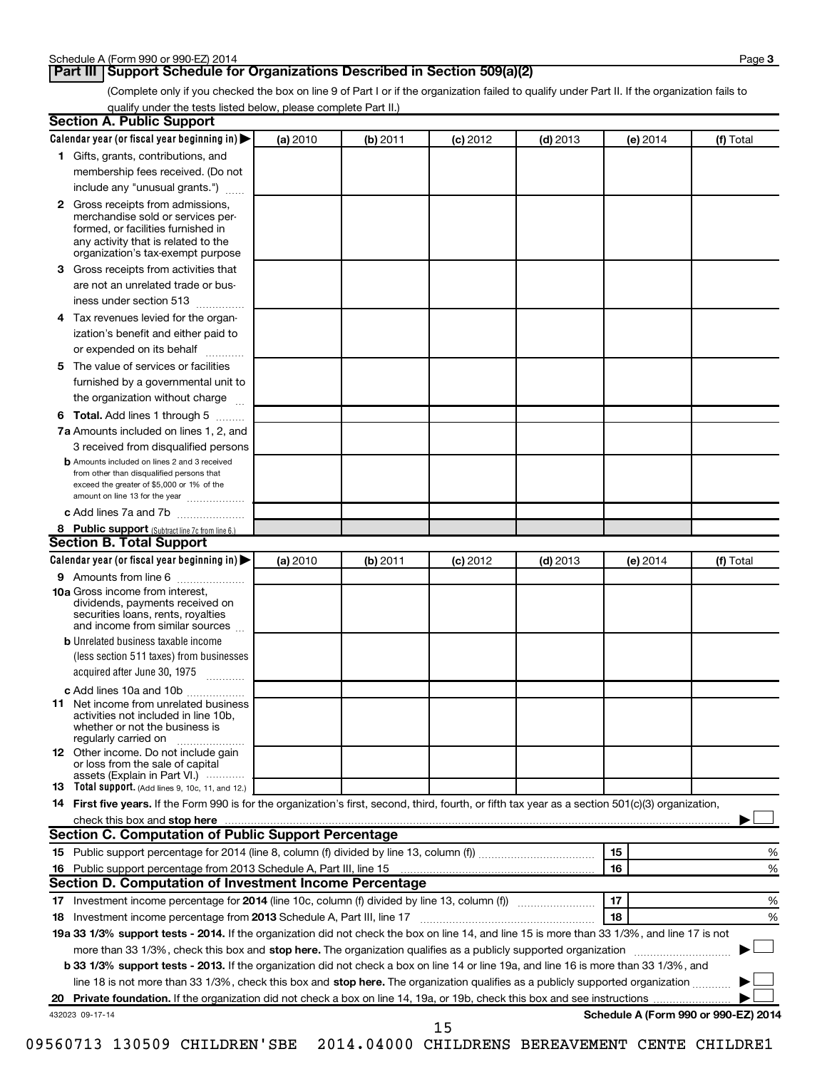## Part III Support Schedule for Organizations Described in Section 509(a)(2)

(Complete only if you checked the box on line 9 of Part I or if the organization failed to qualify under Part II. If the organization fails to qualify under the tests listed below, please complete Part II.)

### Section A. Public Support

| Calendar year (or fiscal year beginning in) ▶ | (a) 2010 | (b) 2011 | (c) 2012 | (d) 2013 | (e) 2014 | (f) Total |
|---|---|---|---|---|---|---|
| **1** Gifts, grants, contributions, and membership fees received. (Do not include any "unusual grants.") | | | | | | |
| **2** Gross receipts from admissions, merchandise sold or services performed, or facilities furnished in any activity that is related to the organization's tax-exempt purpose | | | | | | |
| **3** Gross receipts from activities that are not an unrelated trade or business under section 513 | | | | | | |
| **4** Tax revenues levied for the organization's benefit and either paid to or expended on its behalf | | | | | | |
| **5** The value of services or facilities furnished by a governmental unit to the organization without charge | | | | | | |
| **6 Total.** Add lines 1 through 5 | | | | | | |
| **7a** Amounts included on lines 1, 2, and 3 received from disqualified persons | | | | | | |
| **b** Amounts included on lines 2 and 3 received from other than disqualified persons that exceed the greater of $5,000 or 1% of the amount on line 13 for the year | | | | | | |
| **c** Add lines 7a and 7b | | | | | | |
| **8 Public support** (Subtract line 7c from line 6.) | | | | | | |

### Section B. Total Support

| Calendar year (or fiscal year beginning in) ▶ | (a) 2010 | (b) 2011 | (c) 2012 | (d) 2013 | (e) 2014 | (f) Total |
|---|---|---|---|---|---|---|
| **9** Amounts from line 6 | | | | | | |
| **10a** Gross income from interest, dividends, payments received on securities loans, rents, royalties and income from similar sources | | | | | | |
| **b** Unrelated business taxable income (less section 511 taxes) from businesses acquired after June 30, 1975 | | | | | | |
| **c** Add lines 10a and 10b | | | | | | |
| **11** Net income from unrelated business activities not included in line 10b, whether or not the business is regularly carried on | | | | | | |
| **12** Other income. Do not include gain or loss from the sale of capital assets (Explain in Part VI.) | | | | | | |
| **13 Total support.** (Add lines 9, 10c, 11, and 12.) | | | | | | |

**14 First five years.** If the Form 990 is for the organization's first, second, third, fourth, or fifth tax year as a section 501(c)(3) organization, check this box and **stop here** ▶ ☐

### Section C. Computation of Public Support Percentage

| | | | |
|---|---|---|---|
| **15** | Public support percentage for 2014 (line 8, column (f) divided by line 13, column (f)) | 15 | % |
| **16** | Public support percentage from 2013 Schedule A, Part III, line 15 | 16 | % |

### Section D. Computation of Investment Income Percentage

| | | | |
|---|---|---|---|
| **17** | Investment income percentage for **2014** (line 10c, column (f) divided by line 13, column (f)) | 17 | % |
| **18** | Investment income percentage from **2013** Schedule A, Part III, line 17 | 18 | % |

**19a 33 1/3% support tests - 2014.** If the organization did not check the box on line 14, and line 15 is more than 33 1/3%, and line 17 is not more than 33 1/3%, check this box and **stop here.** The organization qualifies as a publicly supported organization ▶ ☐

**b 33 1/3% support tests - 2013.** If the organization did not check a box on line 14 or line 19a, and line 16 is more than 33 1/3%, and line 18 is not more than 33 1/3%, check this box and **stop here.** The organization qualifies as a publicly supported organization ▶ ☐

**20 Private foundation.** If the organization did not check a box on line 14, 19a, or 19b, check this box and see instructions ▶ ☐

432023 09-17-14

**Schedule A (Form 990 or 990-EZ) 2014**

09560713 130509 CHILDREN'SBE 2014.04000 CHILDRENS BEREAVEMENT CENTE CHILDRE1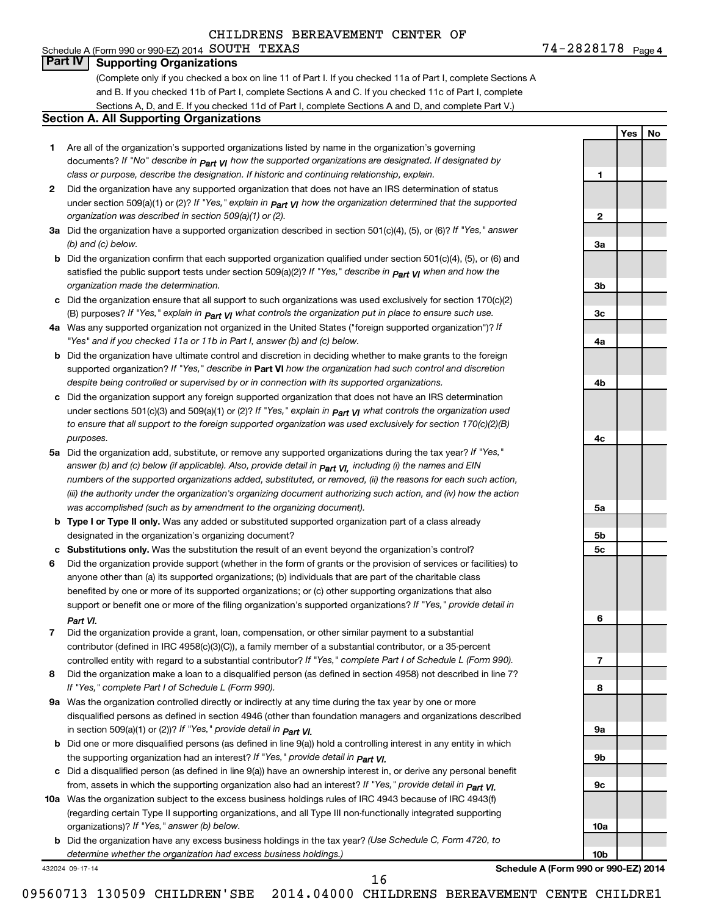CHILDRENS BEREAVEMENT CENTER OF SOUTH TEXAS

Schedule A (Form 990 or 990-EZ) 2014 74-2828178 Page 4

## Part IV Supporting Organizations

(Complete only if you checked a box on line 11 of Part I. If you checked 11a of Part I, complete Sections A and B. If you checked 11b of Part I, complete Sections A and C. If you checked 11c of Part I, complete Sections A, D, and E. If you checked 11d of Part I, complete Sections A and D, and complete Part V.)

### Section A. All Supporting Organizations

| | | Line | Yes | No |
|---|---|---|---|---|
| **1** | Are all of the organization's supported organizations listed by name in the organization's governing documents? *If "No" describe in Part VI how the supported organizations are designated. If designated by class or purpose, describe the designation. If historic and continuing relationship, explain.* | **1** | | |
| **2** | Did the organization have any supported organization that does not have an IRS determination of status under section 509(a)(1) or (2)? *If "Yes," explain in Part VI how the organization determined that the supported organization was described in section 509(a)(1) or (2).* | **2** | | |
| **3a** | Did the organization have a supported organization described in section 501(c)(4), (5), or (6)? *If "Yes," answer (b) and (c) below.* | **3a** | | |
| **b** | Did the organization confirm that each supported organization qualified under section 501(c)(4), (5), or (6) and satisfied the public support tests under section 509(a)(2)? *If "Yes," describe in Part VI when and how the organization made the determination.* | **3b** | | |
| **c** | Did the organization ensure that all support to such organizations was used exclusively for section 170(c)(2)(B) purposes? *If "Yes," explain in Part VI what controls the organization put in place to ensure such use.* | **3c** | | |
| **4a** | Was any supported organization not organized in the United States ("foreign supported organization")? *If "Yes" and if you checked 11a or 11b in Part I, answer (b) and (c) below.* | **4a** | | |
| **b** | Did the organization have ultimate control and discretion in deciding whether to make grants to the foreign supported organization? *If "Yes," describe in* **Part VI** *how the organization had such control and discretion despite being controlled or supervised by or in connection with its supported organizations.* | **4b** | | |
| **c** | Did the organization support any foreign supported organization that does not have an IRS determination under sections 501(c)(3) and 509(a)(1) or (2)? *If "Yes," explain in Part VI what controls the organization used to ensure that all support to the foreign supported organization was used exclusively for section 170(c)(2)(B) purposes.* | **4c** | | |
| **5a** | Did the organization add, substitute, or remove any supported organizations during the tax year? *If "Yes," answer (b) and (c) below (if applicable). Also, provide detail in Part VI, including (i) the names and EIN numbers of the supported organizations added, substituted, or removed, (ii) the reasons for each such action, (iii) the authority under the organization's organizing document authorizing such action, and (iv) how the action was accomplished (such as by amendment to the organizing document).* | **5a** | | |
| **b** | **Type I or Type II only.** Was any added or substituted supported organization part of a class already designated in the organization's organizing document? | **5b** | | |
| **c** | **Substitutions only.** Was the substitution the result of an event beyond the organization's control? | **5c** | | |
| **6** | Did the organization provide support (whether in the form of grants or the provision of services or facilities) to anyone other than (a) its supported organizations; (b) individuals that are part of the charitable class benefited by one or more of its supported organizations; or (c) other supporting organizations that also support or benefit one or more of the filing organization's supported organizations? *If "Yes," provide detail in Part VI.* | **6** | | |
| **7** | Did the organization provide a grant, loan, compensation, or other similar payment to a substantial contributor (defined in IRC 4958(c)(3)(C)), a family member of a substantial contributor, or a 35-percent controlled entity with regard to a substantial contributor? *If "Yes," complete Part I of Schedule L (Form 990).* | **7** | | |
| **8** | Did the organization make a loan to a disqualified person (as defined in section 4958) not described in line 7? *If "Yes," complete Part I of Schedule L (Form 990).* | **8** | | |
| **9a** | Was the organization controlled directly or indirectly at any time during the tax year by one or more disqualified persons as defined in section 4946 (other than foundation managers and organizations described in section 509(a)(1) or (2))? *If "Yes," provide detail in Part VI.* | **9a** | | |
| **b** | Did one or more disqualified persons (as defined in line 9(a)) hold a controlling interest in any entity in which the supporting organization had an interest? *If "Yes," provide detail in Part VI.* | **9b** | | |
| **c** | Did a disqualified person (as defined in line 9(a)) have an ownership interest in, or derive any personal benefit from, assets in which the supporting organization also had an interest? *If "Yes," provide detail in Part VI.* | **9c** | | |
| **10a** | Was the organization subject to the excess business holdings rules of IRC 4943 because of IRC 4943(f) (regarding certain Type II supporting organizations, and all Type III non-functionally integrated supporting organizations)? *If "Yes," answer (b) below.* | **10a** | | |
| **b** | Did the organization have any excess business holdings in the tax year? *(Use Schedule C, Form 4720, to determine whether the organization had excess business holdings.)* | **10b** | | |

432024 09-17-14 **Schedule A (Form 990 or 990-EZ) 2014**

09560713 130509 CHILDREN'SBE 2014.04000 CHILDRENS BEREAVEMENT CENTE CHILDRE1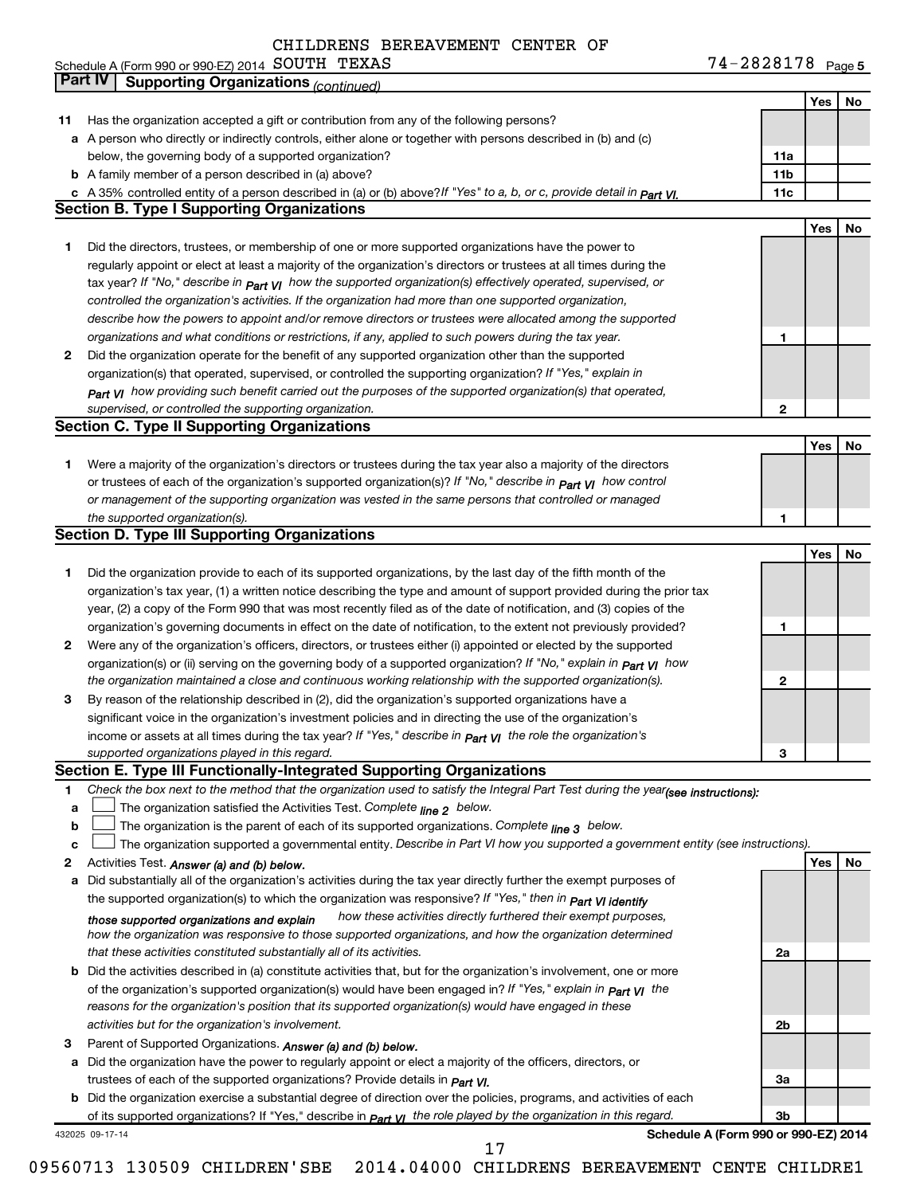CHILDRENS BEREAVEMENT CENTER OF SOUTH TEXAS

Schedule A (Form 990 or 990-EZ) 2014 74-2828178 Page 5

## Part IV Supporting Organizations *(continued)*

| | | | Yes | No |
|---|---|---|---|---|
| **11** | Has the organization accepted a gift or contribution from any of the following persons? | | | |
| **a** | A person who directly or indirectly controls, either alone or together with persons described in (b) and (c) below, the governing body of a supported organization? | 11a | | |
| **b** | A family member of a person described in (a) above? | 11b | | |
| **c** | A 35% controlled entity of a person described in (a) or (b) above? *If "Yes" to a, b, or c, provide detail in Part VI.* | 11c | | |

### Section B. Type I Supporting Organizations

| | | | Yes | No |
|---|---|---|---|---|
| **1** | Did the directors, trustees, or membership of one or more supported organizations have the power to regularly appoint or elect at least a majority of the organization's directors or trustees at all times during the tax year? *If "No," describe in Part VI how the supported organization(s) effectively operated, supervised, or controlled the organization's activities. If the organization had more than one supported organization, describe how the powers to appoint and/or remove directors or trustees were allocated among the supported organizations and what conditions or restrictions, if any, applied to such powers during the tax year.* | 1 | | |
| **2** | Did the organization operate for the benefit of any supported organization other than the supported organization(s) that operated, supervised, or controlled the supporting organization? *If "Yes," explain in Part VI how providing such benefit carried out the purposes of the supported organization(s) that operated, supervised, or controlled the supporting organization.* | 2 | | |

### Section C. Type II Supporting Organizations

| | | | Yes | No |
|---|---|---|---|---|
| **1** | Were a majority of the organization's directors or trustees during the tax year also a majority of the directors or trustees of each of the organization's supported organization(s)? *If "No," describe in Part VI how control or management of the supporting organization was vested in the same persons that controlled or managed the supported organization(s).* | 1 | | |

### Section D. Type III Supporting Organizations

| | | | Yes | No |
|---|---|---|---|---|
| **1** | Did the organization provide to each of its supported organizations, by the last day of the fifth month of the organization's tax year, (1) a written notice describing the type and amount of support provided during the prior tax year, (2) a copy of the Form 990 that was most recently filed as of the date of notification, and (3) copies of the organization's governing documents in effect on the date of notification, to the extent not previously provided? | 1 | | |
| **2** | Were any of the organization's officers, directors, or trustees either (i) appointed or elected by the supported organization(s) or (ii) serving on the governing body of a supported organization? *If "No," explain in Part VI how the organization maintained a close and continuous working relationship with the supported organization(s).* | 2 | | |
| **3** | By reason of the relationship described in (2), did the organization's supported organizations have a significant voice in the organization's investment policies and in directing the use of the organization's income or assets at all times during the tax year? *If "Yes," describe in Part VI the role the organization's supported organizations played in this regard.* | 3 | | |

### Section E. Type III Functionally-Integrated Supporting Organizations

**1** *Check the box next to the method that the organization used to satisfy the Integral Part Test during the year (see instructions):*

- **a** ☐ The organization satisfied the Activities Test. *Complete line 2 below.*
- **b** ☐ The organization is the parent of each of its supported organizations. *Complete line 3 below.*
- **c** ☐ The organization supported a governmental entity. *Describe in Part VI how you supported a government entity (see instructions).*

| | | | Yes | No |
|---|---|---|---|---|
| **2** | Activities Test. *Answer (a) and (b) below.* | | | |
| **a** | Did substantially all of the organization's activities during the tax year directly further the exempt purposes of the supported organization(s) to which the organization was responsive? *If "Yes," then in Part VI identify those supported organizations and explain how these activities directly furthered their exempt purposes, how the organization was responsive to those supported organizations, and how the organization determined that these activities constituted substantially all of its activities.* | 2a | | |
| **b** | Did the activities described in (a) constitute activities that, but for the organization's involvement, one or more of the organization's supported organization(s) would have been engaged in? *If "Yes," explain in Part VI the reasons for the organization's position that its supported organization(s) would have engaged in these activities but for the organization's involvement.* | 2b | | |
| **3** | Parent of Supported Organizations. *Answer (a) and (b) below.* | | | |
| **a** | Did the organization have the power to regularly appoint or elect a majority of the officers, directors, or trustees of each of the supported organizations? *Provide details in Part VI.* | 3a | | |
| **b** | Did the organization exercise a substantial degree of direction over the policies, programs, and activities of each of its supported organizations? If "Yes," describe in *Part VI the role played by the organization in this regard.* | 3b | | |

432025 09-17-14 **Schedule A (Form 990 or 990-EZ) 2014**

09560713 130509 CHILDREN'SBE 2014.04000 CHILDRENS BEREAVEMENT CENTE CHILDRE1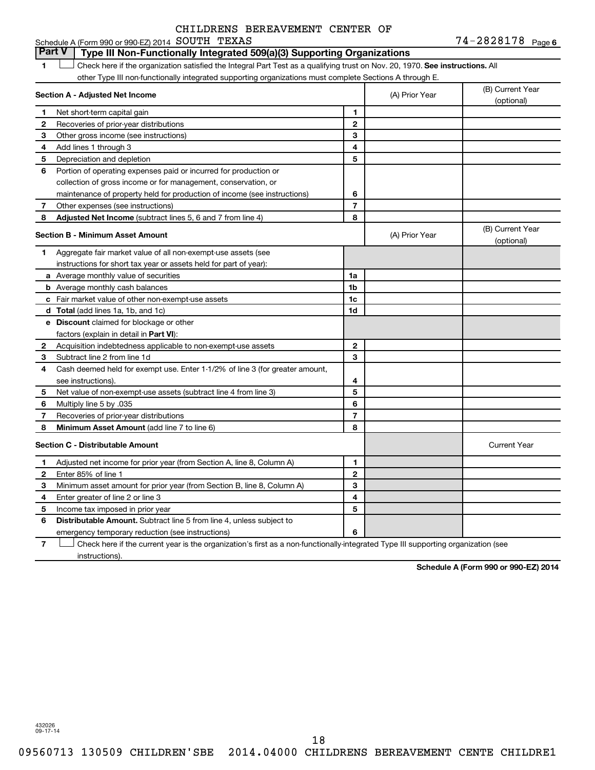CHILDRENS BEREAVEMENT CENTER OF

Schedule A (Form 990 or 990-EZ) 2014 SOUTH TEXAS 74-2828178 Page 6

## Part V Type III Non-Functionally Integrated 509(a)(3) Supporting Organizations

1 ☐ Check here if the organization satisfied the Integral Part Test as a qualifying trust on Nov. 20, 1970. **See instructions.** All other Type III non-functionally integrated supporting organizations must complete Sections A through E.

| Section A - Adjusted Net Income | | | (A) Prior Year | (B) Current Year (optional) |
|---|---|---|---|---|
| 1 | Net short-term capital gain | 1 | | |
| 2 | Recoveries of prior-year distributions | 2 | | |
| 3 | Other gross income (see instructions) | 3 | | |
| 4 | Add lines 1 through 3 | 4 | | |
| 5 | Depreciation and depletion | 5 | | |
| 6 | Portion of operating expenses paid or incurred for production or collection of gross income or for management, conservation, or maintenance of property held for production of income (see instructions) | 6 | | |
| 7 | Other expenses (see instructions) | 7 | | |
| 8 | **Adjusted Net Income** (subtract lines 5, 6 and 7 from line 4) | 8 | | |

| Section B - Minimum Asset Amount | | | (A) Prior Year | (B) Current Year (optional) |
|---|---|---|---|---|
| 1 | Aggregate fair market value of all non-exempt-use assets (see instructions for short tax year or assets held for part of year): | | | |
| a | Average monthly value of securities | 1a | | |
| b | Average monthly cash balances | 1b | | |
| c | Fair market value of other non-exempt-use assets | 1c | | |
| d | **Total** (add lines 1a, 1b, and 1c) | 1d | | |
| e | **Discount** claimed for blockage or other factors (explain in detail in **Part VI**): | | | |
| 2 | Acquisition indebtedness applicable to non-exempt-use assets | 2 | | |
| 3 | Subtract line 2 from line 1d | 3 | | |
| 4 | Cash deemed held for exempt use. Enter 1-1/2% of line 3 (for greater amount, see instructions). | 4 | | |
| 5 | Net value of non-exempt-use assets (subtract line 4 from line 3) | 5 | | |
| 6 | Multiply line 5 by .035 | 6 | | |
| 7 | Recoveries of prior-year distributions | 7 | | |
| 8 | **Minimum Asset Amount** (add line 7 to line 6) | 8 | | |

| Section C - Distributable Amount | | | | Current Year |
|---|---|---|---|---|
| 1 | Adjusted net income for prior year (from Section A, line 8, Column A) | 1 | | |
| 2 | Enter 85% of line 1 | 2 | | |
| 3 | Minimum asset amount for prior year (from Section B, line 8, Column A) | 3 | | |
| 4 | Enter greater of line 2 or line 3 | 4 | | |
| 5 | Income tax imposed in prior year | 5 | | |
| 6 | **Distributable Amount.** Subtract line 5 from line 4, unless subject to emergency temporary reduction (see instructions) | 6 | | |

7 ☐ Check here if the current year is the organization's first as a non-functionally-integrated Type III supporting organization (see instructions).

**Schedule A (Form 990 or 990-EZ) 2014**

432026
09-17-14

09560713 130509 CHILDREN'SBE 2014.04000 CHILDRENS BEREAVEMENT CENTE CHILDRE1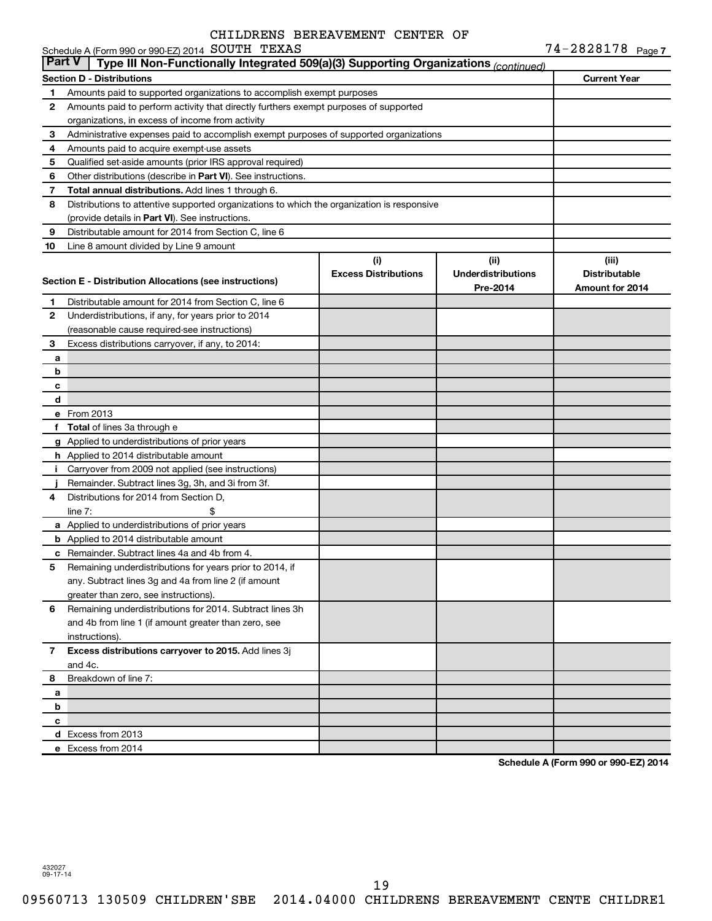CHILDRENS BEREAVEMENT CENTER OF

Schedule A (Form 990 or 990-EZ) 2014 SOUTH TEXAS 74-2828178 Page 7

## Part V Type III Non-Functionally Integrated 509(a)(3) Supporting Organizations *(continued)*

| | Section D - Distributions | Current Year |
|---|---|---|
| 1 | Amounts paid to supported organizations to accomplish exempt purposes | |
| 2 | Amounts paid to perform activity that directly furthers exempt purposes of supported organizations, in excess of income from activity | |
| 3 | Administrative expenses paid to accomplish exempt purposes of supported organizations | |
| 4 | Amounts paid to acquire exempt-use assets | |
| 5 | Qualified set-aside amounts (prior IRS approval required) | |
| 6 | Other distributions (describe in **Part VI**). See instructions. | |
| 7 | **Total annual distributions.** Add lines 1 through 6. | |
| 8 | Distributions to attentive supported organizations to which the organization is responsive (provide details in **Part VI**). See instructions. | |
| 9 | Distributable amount for 2014 from Section C, line 6 | |
| 10 | Line 8 amount divided by Line 9 amount | |

| | Section E - Distribution Allocations (see instructions) | (i) Excess Distributions | (ii) Underdistributions Pre-2014 | (iii) Distributable Amount for 2014 |
|---|---|---|---|---|
| 1 | Distributable amount for 2014 from Section C, line 6 | | | |
| 2 | Underdistributions, if any, for years prior to 2014 (reasonable cause required-see instructions) | | | |
| 3 | Excess distributions carryover, if any, to 2014: | | | |
| a | | | | |
| b | | | | |
| c | | | | |
| d | | | | |
| e | From 2013 | | | |
| f | **Total** of lines 3a through e | | | |
| g | Applied to underdistributions of prior years | | | |
| h | Applied to 2014 distributable amount | | | |
| i | Carryover from 2009 not applied (see instructions) | | | |
| j | Remainder. Subtract lines 3g, 3h, and 3i from 3f. | | | |
| 4 | Distributions for 2014 from Section D, line 7: $ | | | |
| a | Applied to underdistributions of prior years | | | |
| b | Applied to 2014 distributable amount | | | |
| c | Remainder. Subtract lines 4a and 4b from 4. | | | |
| 5 | Remaining underdistributions for years prior to 2014, if any. Subtract lines 3g and 4a from line 2 (if amount greater than zero, see instructions). | | | |
| 6 | Remaining underdistributions for 2014. Subtract lines 3h and 4b from line 1 (if amount greater than zero, see instructions). | | | |
| 7 | **Excess distributions carryover to 2015.** Add lines 3j and 4c. | | | |
| 8 | Breakdown of line 7: | | | |
| a | | | | |
| b | | | | |
| c | | | | |
| d | Excess from 2013 | | | |
| e | Excess from 2014 | | | |

**Schedule A (Form 990 or 990-EZ) 2014**

432027
09-17-14

09560713 130509 CHILDREN'SBE 2014.04000 CHILDRENS BEREAVEMENT CENTE CHILDRE1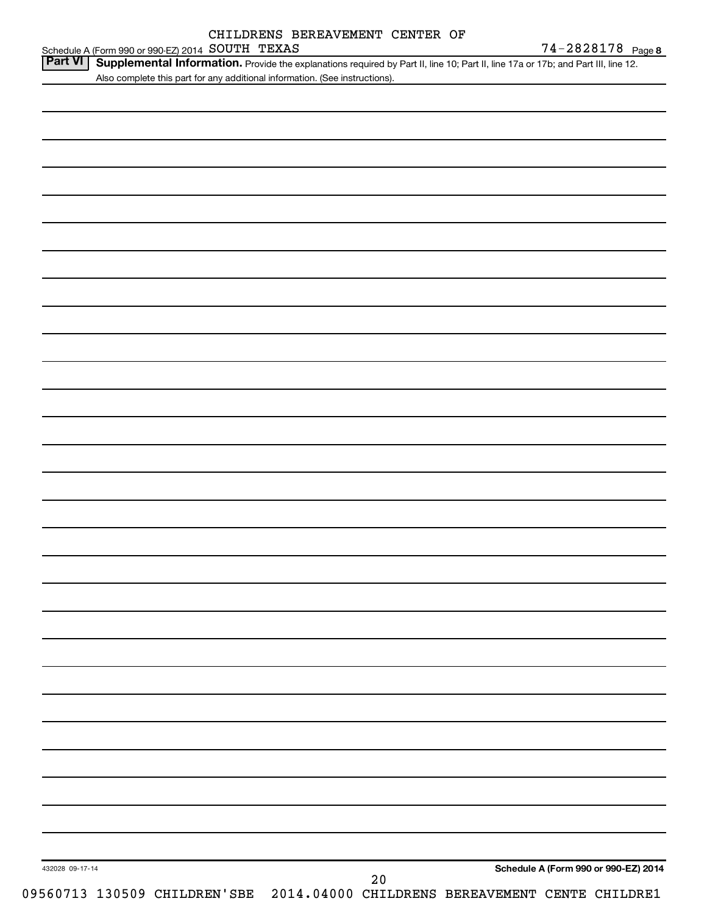CHILDRENS BEREAVEMENT CENTER OF

Schedule A (Form 990 or 990-EZ) 2014 SOUTH TEXAS 74-2828178 Page 8

**Part VI** **Supplemental Information.** Provide the explanations required by Part II, line 10; Part II, line 17a or 17b; and Part III, line 12. Also complete this part for any additional information. (See instructions).

432028 09-17-14

**Schedule A (Form 990 or 990-EZ) 2014**

09560713 130509 CHILDREN'SBE 2014.04000 CHILDRENS BEREAVEMENT CENTE CHILDRE1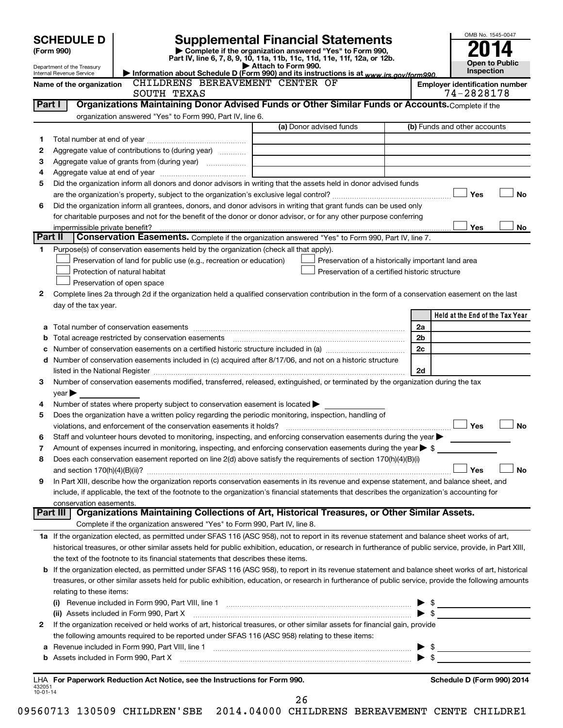# SCHEDULE D (Form 990)

Department of the Treasury
Internal Revenue Service

# Supplemental Financial Statements

▶ Complete if the organization answered "Yes" to Form 990, Part IV, line 6, 7, 8, 9, 10, 11a, 11b, 11c, 11d, 11e, 11f, 12a, or 12b.
▶ Attach to Form 990.
▶ Information about Schedule D (Form 990) and its instructions is at *www.irs.gov/form990.*

OMB No. 1545-0047

**2014**

**Open to Public Inspection**

**Name of the organization** CHILDRENS BEREAVEMENT CENTER OF SOUTH TEXAS

**Employer identification number** 74-2828178

## Part I Organizations Maintaining Donor Advised Funds or Other Similar Funds or Accounts.

Complete if the organization answered "Yes" to Form 990, Part IV, line 6.

| | | (a) Donor advised funds | (b) Funds and other accounts |
|---|---|---|---|
| 1 | Total number at end of year | | |
| 2 | Aggregate value of contributions to (during year) | | |
| 3 | Aggregate value of grants from (during year) | | |
| 4 | Aggregate value at end of year | | |

5 Did the organization inform all donors and donor advisors in writing that the assets held in donor advised funds are the organization's property, subject to the organization's exclusive legal control? ☐ Yes ☐ No

6 Did the organization inform all grantees, donors, and donor advisors in writing that grant funds can be used only for charitable purposes and not for the benefit of the donor or donor advisor, or for any other purpose conferring impermissible private benefit? ☐ Yes ☐ No

## Part II Conservation Easements.

Complete if the organization answered "Yes" to Form 990, Part IV, line 7.

1 Purpose(s) of conservation easements held by the organization (check all that apply).

☐ Preservation of land for public use (e.g., recreation or education)
☐ Protection of natural habitat
☐ Preservation of open space
☐ Preservation of a historically important land area
☐ Preservation of a certified historic structure

2 Complete lines 2a through 2d if the organization held a qualified conservation contribution in the form of a conservation easement on the last day of the tax year.

| | | | Held at the End of the Tax Year |
|---|---|---|---|
| a | Total number of conservation easements | 2a | |
| b | Total acreage restricted by conservation easements | 2b | |
| c | Number of conservation easements on a certified historic structure included in (a) | 2c | |
| d | Number of conservation easements included in (c) acquired after 8/17/06, and not on a historic structure listed in the National Register | 2d | |

3 Number of conservation easements modified, transferred, released, extinguished, or terminated by the organization during the tax year ▶

4 Number of states where property subject to conservation easement is located ▶

5 Does the organization have a written policy regarding the periodic monitoring, inspection, handling of violations, and enforcement of the conservation easements it holds? ☐ Yes ☐ No

6 Staff and volunteer hours devoted to monitoring, inspecting, and enforcing conservation easements during the year ▶

7 Amount of expenses incurred in monitoring, inspecting, and enforcing conservation easements during the year ▶ $

8 Does each conservation easement reported on line 2(d) above satisfy the requirements of section 170(h)(4)(B)(i) and section 170(h)(4)(B)(ii)? ☐ Yes ☐ No

9 In Part XIII, describe how the organization reports conservation easements in its revenue and expense statement, and balance sheet, and include, if applicable, the text of the footnote to the organization's financial statements that describes the organization's accounting for conservation easements.

## Part III Organizations Maintaining Collections of Art, Historical Treasures, or Other Similar Assets.

Complete if the organization answered "Yes" to Form 990, Part IV, line 8.

1a If the organization elected, as permitted under SFAS 116 (ASC 958), not to report in its revenue statement and balance sheet works of art, historical treasures, or other similar assets held for public exhibition, education, or research in furtherance of public service, provide, in Part XIII, the text of the footnote to its financial statements that describes these items.

b If the organization elected, as permitted under SFAS 116 (ASC 958), to report in its revenue statement and balance sheet works of art, historical treasures, or other similar assets held for public exhibition, education, or research in furtherance of public service, provide the following amounts relating to these items:

(i) Revenue included in Form 990, Part VIII, line 1 ▶ $

(ii) Assets included in Form 990, Part X ▶ $

2 If the organization received or held works of art, historical treasures, or other similar assets for financial gain, provide the following amounts required to be reported under SFAS 116 (ASC 958) relating to these items:

a Revenue included in Form 990, Part VIII, line 1 ▶ $

b Assets included in Form 990, Part X ▶ $

LHA **For Paperwork Reduction Act Notice, see the Instructions for Form 990.**

**Schedule D (Form 990) 2014**

432051 10-01-14

09560713 130509 CHILDREN'SBE 2014.04000 CHILDRENS BEREAVEMENT CENTE CHILDRE1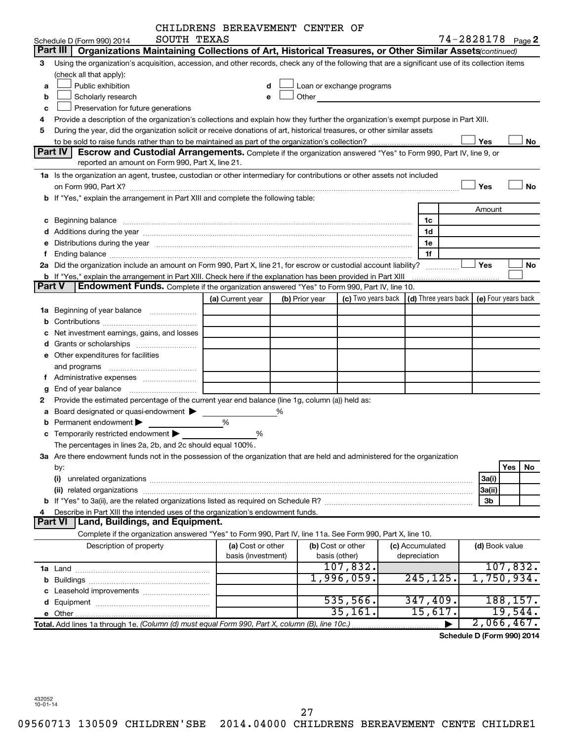CHILDRENS BEREAVEMENT CENTER OF SOUTH TEXAS

Schedule D (Form 990) 2014 — 74-2828178 Page 2

## Part III | Organizations Maintaining Collections of Art, Historical Treasures, or Other Similar Assets *(continued)*

3 Using the organization's acquisition, accession, and other records, check any of the following that are a significant use of its collection items (check all that apply):

a ☐ Public exhibition
b ☐ Scholarly research
c ☐ Preservation for future generations
d ☐ Loan or exchange programs
e ☐ Other

4 Provide a description of the organization's collections and explain how they further the organization's exempt purpose in Part XIII.

5 During the year, did the organization solicit or receive donations of art, historical treasures, or other similar assets to be sold to raise funds rather than to be maintained as part of the organization's collection? ☐ Yes ☐ No

## Part IV | Escrow and Custodial Arrangements.

Complete if the organization answered "Yes" to Form 990, Part IV, line 9, or reported an amount on Form 990, Part X, line 21.

1a Is the organization an agent, trustee, custodian or other intermediary for contributions or other assets not included on Form 990, Part X? ☐ Yes ☐ No

b If "Yes," explain the arrangement in Part XIII and complete the following table:

| | | Amount |
|---|---|---|
| c Beginning balance | 1c | |
| d Additions during the year | 1d | |
| e Distributions during the year | 1e | |
| f Ending balance | 1f | |

2a Did the organization include an amount on Form 990, Part X, line 21, for escrow or custodial account liability? ☐ Yes ☐ No

b If "Yes," explain the arrangement in Part XIII. Check here if the explanation has been provided in Part XIII ☐

## Part V | Endowment Funds.

Complete if the organization answered "Yes" to Form 990, Part IV, line 10.

| | (a) Current year | (b) Prior year | (c) Two years back | (d) Three years back | (e) Four years back |
|---|---|---|---|---|---|
| 1a Beginning of year balance | | | | | |
| b Contributions | | | | | |
| c Net investment earnings, gains, and losses | | | | | |
| d Grants or scholarships | | | | | |
| e Other expenditures for facilities and programs | | | | | |
| f Administrative expenses | | | | | |
| g End of year balance | | | | | |

2 Provide the estimated percentage of the current year end balance (line 1g, column (a)) held as:

a Board designated or quasi-endowment ▶ ______ %
b Permanent endowment ▶ ______ %
c Temporarily restricted endowment ▶ ______ %

The percentages in lines 2a, 2b, and 2c should equal 100%.

3a Are there endowment funds not in the possession of the organization that are held and administered for the organization by:

| | | Yes | No |
|---|---|---|---|
| (i) unrelated organizations | 3a(i) | | |
| (ii) related organizations | 3a(ii) | | |
| b If "Yes" to 3a(ii), are the related organizations listed as required on Schedule R? | 3b | | |

4 Describe in Part XIII the intended uses of the organization's endowment funds.

## Part VI | Land, Buildings, and Equipment.

Complete if the organization answered "Yes" to Form 990, Part IV, line 11a. See Form 990, Part X, line 10.

| Description of property | (a) Cost or other basis (investment) | (b) Cost or other basis (other) | (c) Accumulated depreciation | (d) Book value |
|---|---|---|---|---|
| 1a Land | | 107,832. | | 107,832. |
| b Buildings | | 1,996,059. | 245,125. | 1,750,934. |
| c Leasehold improvements | | | | |
| d Equipment | | 535,566. | 347,409. | 188,157. |
| e Other | | 35,161. | 15,617. | 19,544. |
| **Total.** Add lines 1a through 1e. *(Column (d) must equal Form 990, Part X, column (B), line 10c.)* | | | ▶ | 2,066,467. |

**Schedule D (Form 990) 2014**

432052 10-01-14

09560713 130509 CHILDREN'SBE 2014.04000 CHILDRENS BEREAVEMENT CENTE CHILDRE1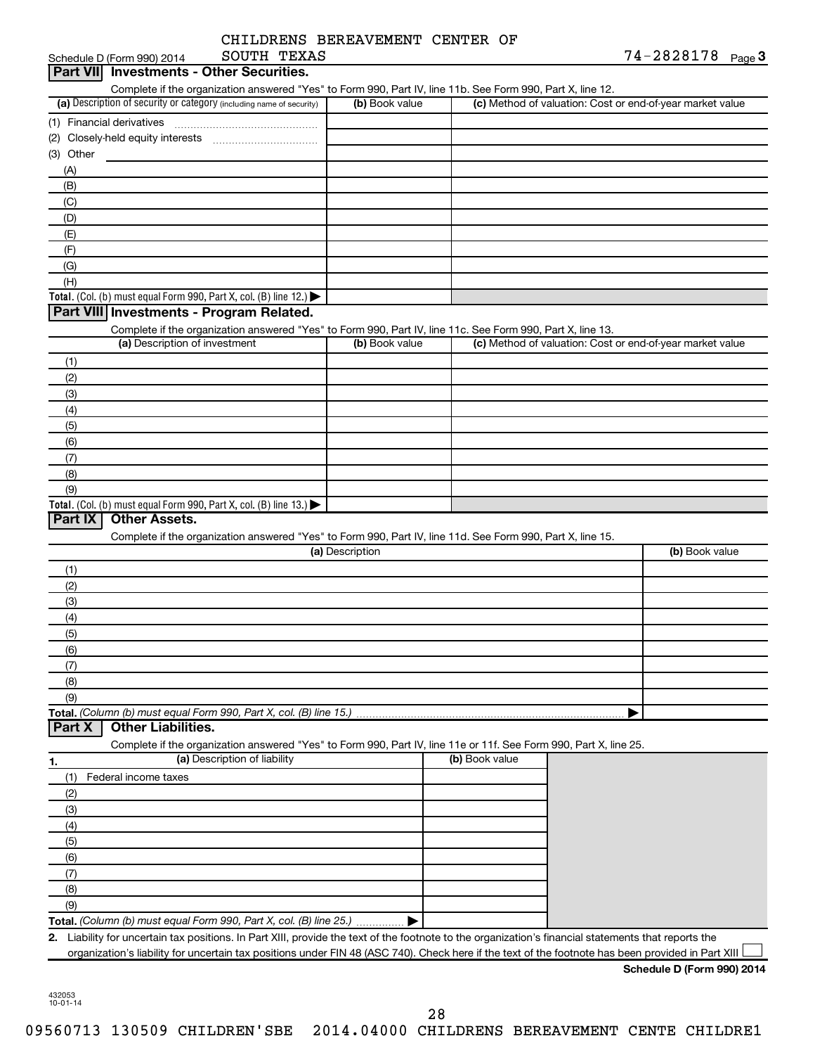CHILDRENS BEREAVEMENT CENTER OF SOUTH TEXAS

Schedule D (Form 990) 2014 | 74-2828178 | Page 3

## Part VII Investments - Other Securities.

Complete if the organization answered "Yes" to Form 990, Part IV, line 11b. See Form 990, Part X, line 12.

| (a) Description of security or category (including name of security) | (b) Book value | (c) Method of valuation: Cost or end-of-year market value |
|---|---|---|
| (1) Financial derivatives | | |
| (2) Closely-held equity interests | | |
| (3) Other | | |
| (A) | | |
| (B) | | |
| (C) | | |
| (D) | | |
| (E) | | |
| (F) | | |
| (G) | | |
| (H) | | |
| **Total.** (Col. (b) must equal Form 990, Part X, col. (B) line 12.) ▶ | | |

## Part VIII Investments - Program Related.

Complete if the organization answered "Yes" to Form 990, Part IV, line 11c. See Form 990, Part X, line 13.

| (a) Description of investment | (b) Book value | (c) Method of valuation: Cost or end-of-year market value |
|---|---|---|
| (1) | | |
| (2) | | |
| (3) | | |
| (4) | | |
| (5) | | |
| (6) | | |
| (7) | | |
| (8) | | |
| (9) | | |
| **Total.** (Col. (b) must equal Form 990, Part X, col. (B) line 13.) ▶ | | |

## Part IX Other Assets.

Complete if the organization answered "Yes" to Form 990, Part IV, line 11d. See Form 990, Part X, line 15.

| (a) Description | (b) Book value |
|---|---|
| (1) | |
| (2) | |
| (3) | |
| (4) | |
| (5) | |
| (6) | |
| (7) | |
| (8) | |
| (9) | |
| **Total.** *(Column (b) must equal Form 990, Part X, col. (B) line 15.)* ▶ | |

## Part X Other Liabilities.

Complete if the organization answered "Yes" to Form 990, Part IV, line 11e or 11f. See Form 990, Part X, line 25.

| 1. (a) Description of liability | (b) Book value |
|---|---|
| (1) Federal income taxes | |
| (2) | |
| (3) | |
| (4) | |
| (5) | |
| (6) | |
| (7) | |
| (8) | |
| (9) | |
| **Total.** *(Column (b) must equal Form 990, Part X, col. (B) line 25.)* ▶ | |

**2.** Liability for uncertain tax positions. In Part XIII, provide the text of the footnote to the organization's financial statements that reports the organization's liability for uncertain tax positions under FIN 48 (ASC 740). Check here if the text of the footnote has been provided in Part XIII ☐

**Schedule D (Form 990) 2014**

432053 10-01-14

09560713 130509 CHILDREN'SBE 2014.04000 CHILDRENS BEREAVEMENT CENTE CHILDRE1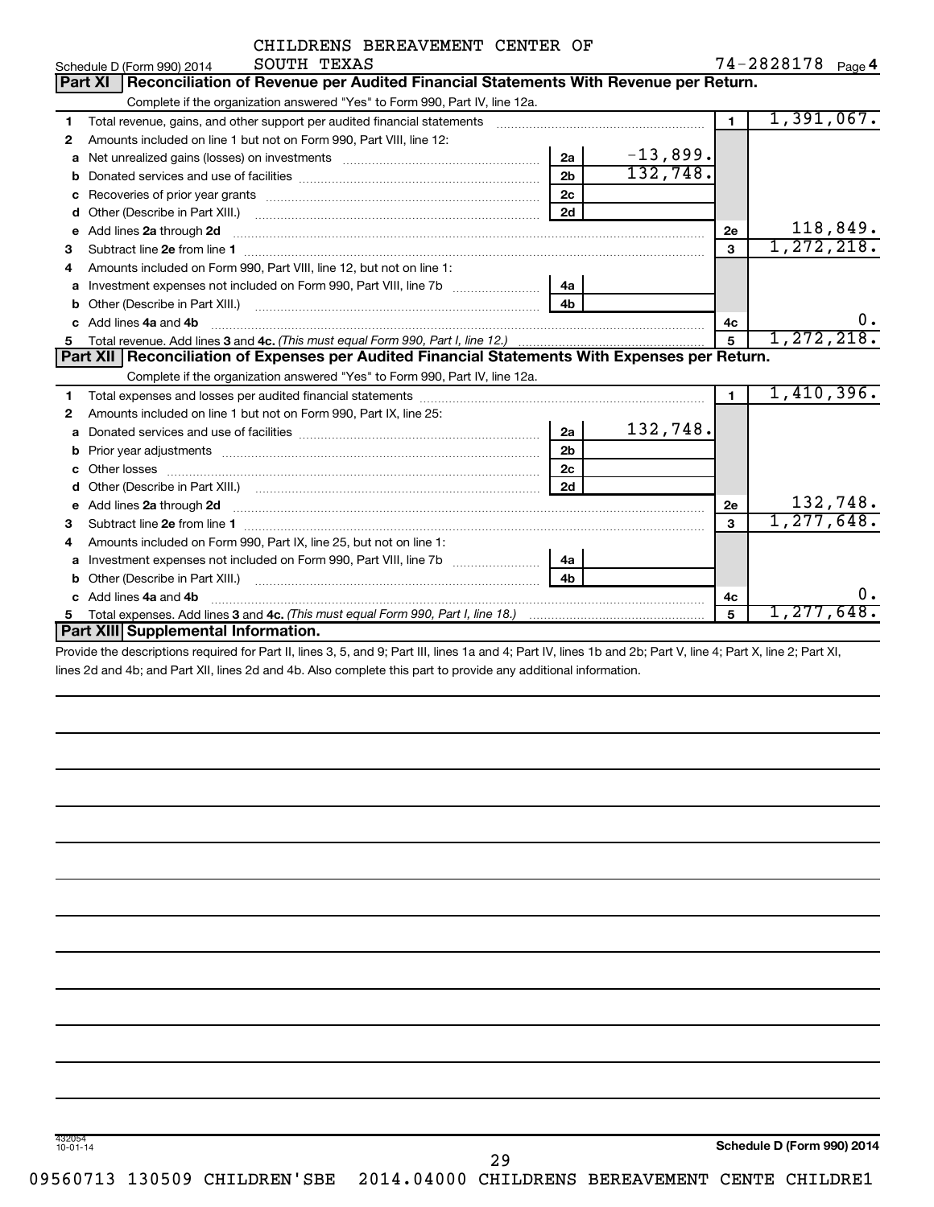CHILDRENS BEREAVEMENT CENTER OF SOUTH TEXAS

Schedule D (Form 990) 2014 — 74-2828178 Page 4

## Part XI Reconciliation of Revenue per Audited Financial Statements With Revenue per Return.

Complete if the organization answered "Yes" to Form 990, Part IV, line 12a.

| | | | | | |
|---|---|---|---|---|---|
| 1 | Total revenue, gains, and other support per audited financial statements | | | 1 | 1,391,067. |
| 2 | Amounts included on line 1 but not on Form 990, Part VIII, line 12: | | | | |
| a | Net unrealized gains (losses) on investments | 2a | -13,899. | | |
| b | Donated services and use of facilities | 2b | 132,748. | | |
| c | Recoveries of prior year grants | 2c | | | |
| d | Other (Describe in Part XIII.) | 2d | | | |
| e | Add lines 2a through 2d | | | 2e | 118,849. |
| 3 | Subtract line 2e from line 1 | | | 3 | 1,272,218. |
| 4 | Amounts included on Form 990, Part VIII, line 12, but not on line 1: | | | | |
| a | Investment expenses not included on Form 990, Part VIII, line 7b | 4a | | | |
| b | Other (Describe in Part XIII.) | 4b | | | |
| c | Add lines 4a and 4b | | | 4c | 0. |
| 5 | Total revenue. Add lines 3 and 4c. *(This must equal Form 990, Part I, line 12.)* | | | 5 | 1,272,218. |

## Part XII Reconciliation of Expenses per Audited Financial Statements With Expenses per Return.

Complete if the organization answered "Yes" to Form 990, Part IV, line 12a.

| | | | | | |
|---|---|---|---|---|---|
| 1 | Total expenses and losses per audited financial statements | | | 1 | 1,410,396. |
| 2 | Amounts included on line 1 but not on Form 990, Part IX, line 25: | | | | |
| a | Donated services and use of facilities | 2a | 132,748. | | |
| b | Prior year adjustments | 2b | | | |
| c | Other losses | 2c | | | |
| d | Other (Describe in Part XIII.) | 2d | | | |
| e | Add lines 2a through 2d | | | 2e | 132,748. |
| 3 | Subtract line 2e from line 1 | | | 3 | 1,277,648. |
| 4 | Amounts included on Form 990, Part IX, line 25, but not on line 1: | | | | |
| a | Investment expenses not included on Form 990, Part VIII, line 7b | 4a | | | |
| b | Other (Describe in Part XIII.) | 4b | | | |
| c | Add lines 4a and 4b | | | 4c | 0. |
| 5 | Total expenses. Add lines 3 and 4c. *(This must equal Form 990, Part I, line 18.)* | | | 5 | 1,277,648. |

## Part XIII Supplemental Information.

Provide the descriptions required for Part II, lines 3, 5, and 9; Part III, lines 1a and 4; Part IV, lines 1b and 2b; Part V, line 4; Part X, line 2; Part XI, lines 2d and 4b; and Part XII, lines 2d and 4b. Also complete this part to provide any additional information.

432054 10-01-14

Schedule D (Form 990) 2014

09560713 130509 CHILDREN'SBE 2014.04000 CHILDRENS BEREAVEMENT CENTE CHILDRE1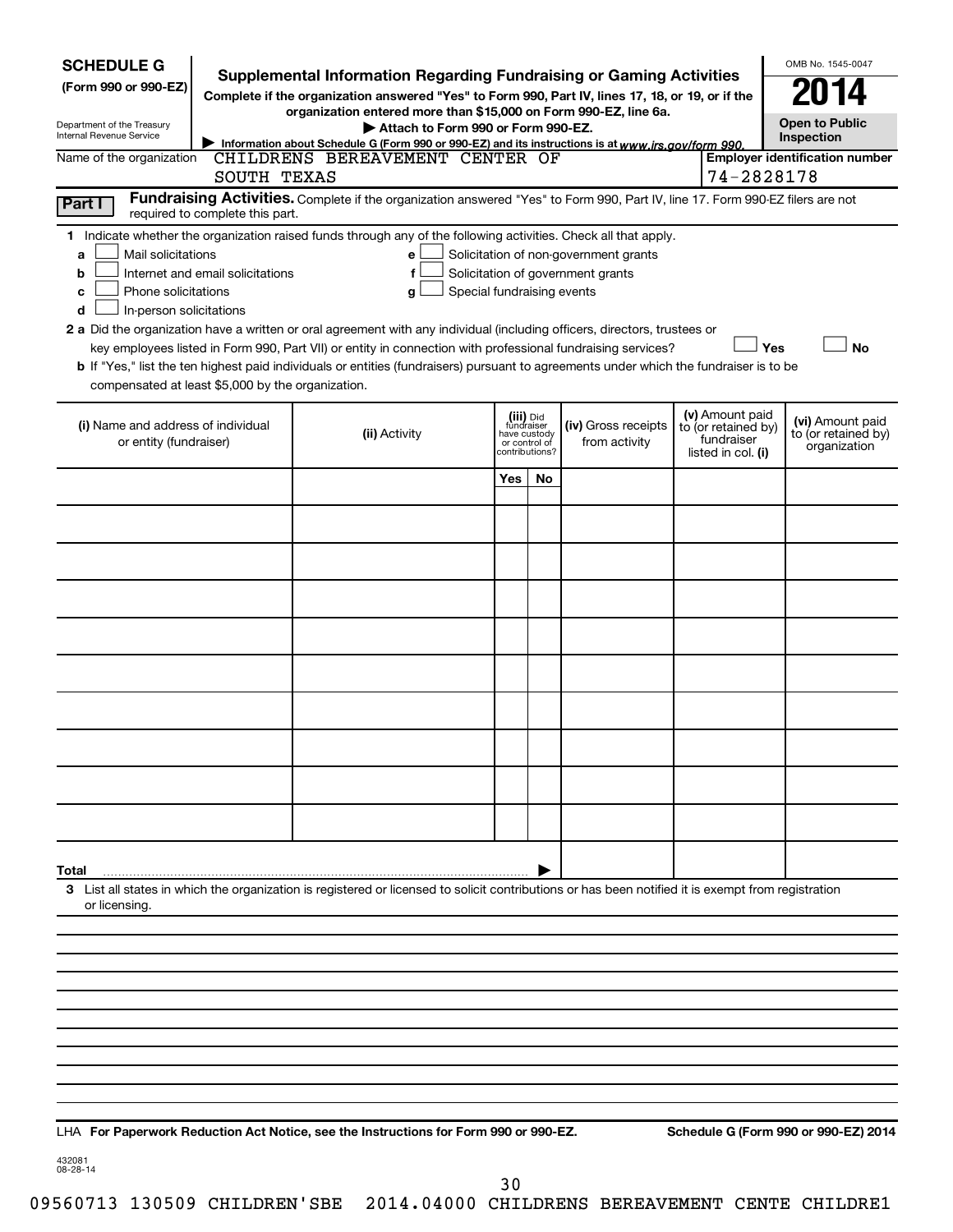**SCHEDULE G**
**(Form 990 or 990-EZ)**

Department of the Treasury
Internal Revenue Service

# Supplemental Information Regarding Fundraising or Gaming Activities

**Complete if the organization answered "Yes" to Form 990, Part IV, lines 17, 18, or 19, or if the organization entered more than $15,000 on Form 990-EZ, line 6a.**

**▶ Attach to Form 990 or Form 990-EZ.**

**▶ Information about Schedule G (Form 990 or 990-EZ) and its instructions is at *www.irs.gov/form 990.***

OMB No. 1545-0047

**2014**

**Open to Public Inspection**

Name of the organization: CHILDRENS BEREAVEMENT CENTER OF SOUTH TEXAS

**Employer identification number:** 74-2828178

**Part I** **Fundraising Activities.** Complete if the organization answered "Yes" to Form 990, Part IV, line 17. Form 990-EZ filers are not required to complete this part.

**1** Indicate whether the organization raised funds through any of the following activities. Check all that apply.

- **a** ☐ Mail solicitations
- **b** ☐ Internet and email solicitations
- **c** ☐ Phone solicitations
- **d** ☐ In-person solicitations
- **e** ☐ Solicitation of non-government grants
- **f** ☐ Solicitation of government grants
- **g** ☐ Special fundraising events

**2 a** Did the organization have a written or oral agreement with any individual (including officers, directors, trustees or key employees listed in Form 990, Part VII) or entity in connection with professional fundraising services? ☐ **Yes** ☐ **No**

**b** If "Yes," list the ten highest paid individuals or entities (fundraisers) pursuant to agreements under which the fundraiser is to be compensated at least $5,000 by the organization.

| (i) Name and address of individual or entity (fundraiser) | (ii) Activity | (iii) Did fundraiser have custody or control of contributions? Yes | No | (iv) Gross receipts from activity | (v) Amount paid to (or retained by) fundraiser listed in col. (i) | (vi) Amount paid to (or retained by) organization |
|---|---|---|---|---|---|---|
| | | | | | | |
| | | | | | | |
| | | | | | | |
| | | | | | | |
| | | | | | | |
| | | | | | | |
| | | | | | | |
| | | | | | | |
| | | | | | | |
| | | | | | | |
| **Total** ▶ | | | | | | |

**3** List all states in which the organization is registered or licensed to solicit contributions or has been notified it is exempt from registration or licensing.

LHA **For Paperwork Reduction Act Notice, see the Instructions for Form 990 or 990-EZ.** **Schedule G (Form 990 or 990-EZ) 2014**

432081
08-28-14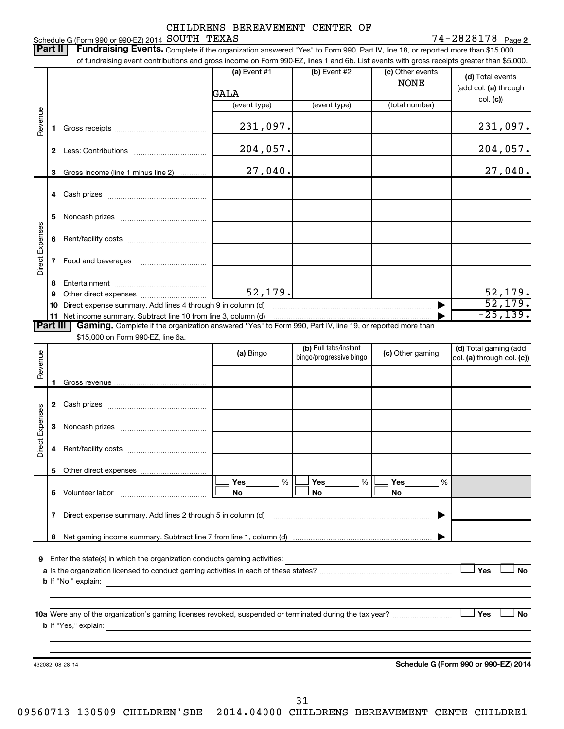Schedule G (Form 990 or 990-EZ) 2014 CHILDRENS BEREAVEMENT CENTER OF SOUTH TEXAS 74-2828178 Page 2

**Part II** **Fundraising Events.** Complete if the organization answered "Yes" to Form 990, Part IV, line 18, or reported more than $15,000 of fundraising event contributions and gross income on Form 990-EZ, lines 1 and 6b. List events with gross receipts greater than $5,000.

| | | (a) Event #1 | (b) Event #2 | (c) Other events | (d) Total events (add col. (a) through col. (c)) |
|---|---|---|---|---|---|
| | | GALA | | NONE | |
| | | (event type) | (event type) | (total number) | |
| Revenue | 1 Gross receipts | 231,097. | | | 231,097. |
| | 2 Less: Contributions | 204,057. | | | 204,057. |
| | 3 Gross income (line 1 minus line 2) | 27,040. | | | 27,040. |
| Direct Expenses | 4 Cash prizes | | | | |
| | 5 Noncash prizes | | | | |
| | 6 Rent/facility costs | | | | |
| | 7 Food and beverages | | | | |
| | 8 Entertainment | | | | |
| | 9 Other direct expenses | 52,179. | | | 52,179. |
| | 10 Direct expense summary. Add lines 4 through 9 in column (d) | | | | 52,179. |
| | 11 Net income summary. Subtract line 10 from line 3, column (d) | | | | -25,139. |

**Part III** **Gaming.** Complete if the organization answered "Yes" to Form 990, Part IV, line 19, or reported more than $15,000 on Form 990-EZ, line 6a.

| | | (a) Bingo | (b) Pull tabs/instant bingo/progressive bingo | (c) Other gaming | (d) Total gaming (add col. (a) through col. (c)) |
|---|---|---|---|---|---|
| Revenue | 1 Gross revenue | | | | |
| Direct Expenses | 2 Cash prizes | | | | |
| | 3 Noncash prizes | | | | |
| | 4 Rent/facility costs | | | | |
| | 5 Other direct expenses | | | | |
| | 6 Volunteer labor | ☐ Yes ___ % ☐ No | ☐ Yes ___ % ☐ No | ☐ Yes ___ % ☐ No | |
| | 7 Direct expense summary. Add lines 2 through 5 in column (d) | | | | |
| | 8 Net gaming income summary. Subtract line 7 from line 1, column (d) | | | | |

9 Enter the state(s) in which the organization conducts gaming activities:

a Is the organization licensed to conduct gaming activities in each of these states? ☐ Yes ☐ No

b If "No," explain:

10a Were any of the organization's gaming licenses revoked, suspended or terminated during the tax year? ☐ Yes ☐ No

b If "Yes," explain:

432082 08-28-14 **Schedule G (Form 990 or 990-EZ) 2014**

09560713 130509 CHILDREN'SBE 2014.04000 CHILDRENS BEREAVEMENT CENTE CHILDRE1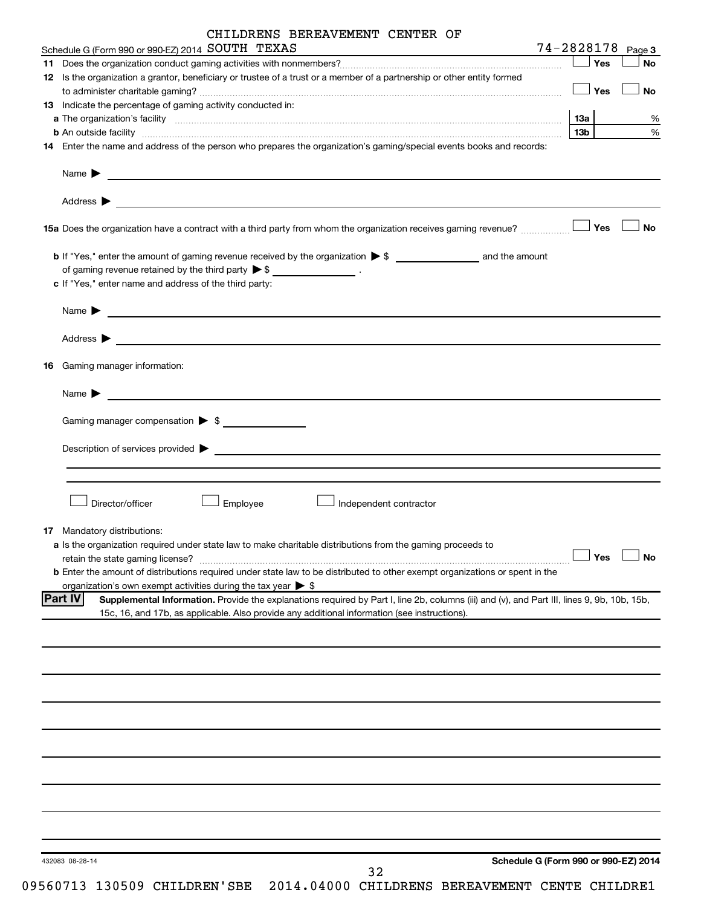Schedule G (Form 990 or 990-EZ) 2014 CHILDRENS BEREAVEMENT CENTER OF SOUTH TEXAS 74-2828178 Page **3**

**11** Does the organization conduct gaming activities with nonmembers? ☐ Yes ☐ No

**12** Is the organization a grantor, beneficiary or trustee of a trust or a member of a partnership or other entity formed to administer charitable gaming? ☐ Yes ☐ No

**13** Indicate the percentage of gaming activity conducted in:

**a** The organization's facility **13a** %

**b** An outside facility **13b** %

**14** Enter the name and address of the person who prepares the organization's gaming/special events books and records:

Name ▶

Address ▶

**15a** Does the organization have a contract with a third party from whom the organization receives gaming revenue? ☐ Yes ☐ No

**b** If "Yes," enter the amount of gaming revenue received by the organization ▶ $ ______ and the amount of gaming revenue retained by the third party ▶ $ ______ .

**c** If "Yes," enter name and address of the third party:

Name ▶

Address ▶

**16** Gaming manager information:

Name ▶

Gaming manager compensation ▶ $

Description of services provided ▶

☐ Director/officer ☐ Employee ☐ Independent contractor

**17** Mandatory distributions:

**a** Is the organization required under state law to make charitable distributions from the gaming proceeds to retain the state gaming license? ☐ Yes ☐ No

**b** Enter the amount of distributions required under state law to be distributed to other exempt organizations or spent in the organization's own exempt activities during the tax year ▶ $

**Part IV** **Supplemental Information.** Provide the explanations required by Part I, line 2b, columns (iii) and (v), and Part III, lines 9, 9b, 10b, 15b, 15c, 16, and 17b, as applicable. Also provide any additional information (see instructions).

432083 08-28-14 **Schedule G (Form 990 or 990-EZ) 2014**

09560713 130509 CHILDREN'SBE 2014.04000 CHILDRENS BEREAVEMENT CENTE CHILDRE1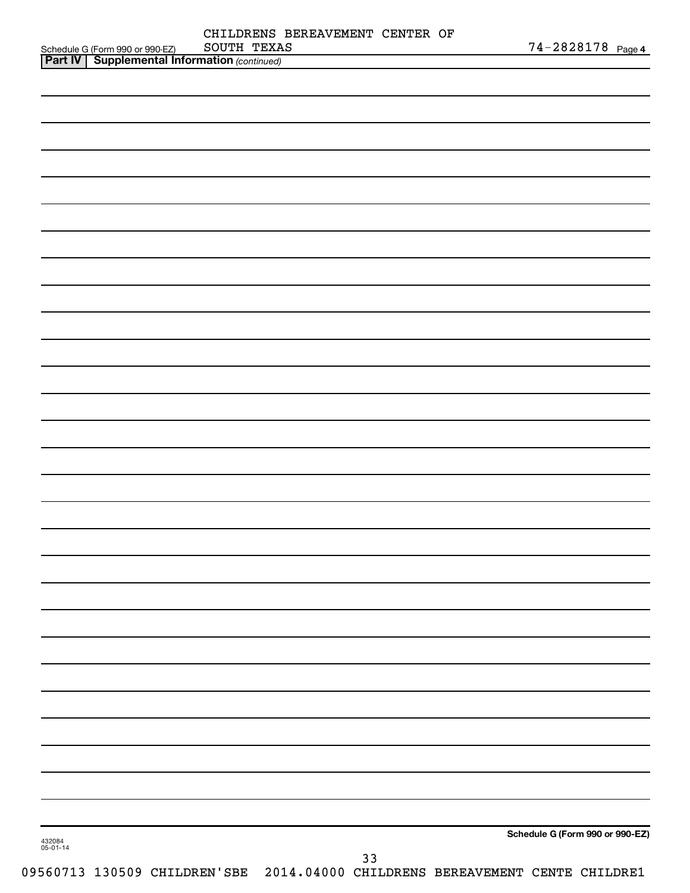CHILDRENS BEREAVEMENT CENTER OF SOUTH TEXAS

74-2828178

Schedule G (Form 990 or 990-EZ)

**Part IV | Supplemental Information** *(continued)*

**Schedule G (Form 990 or 990-EZ)**

432084
05-01-14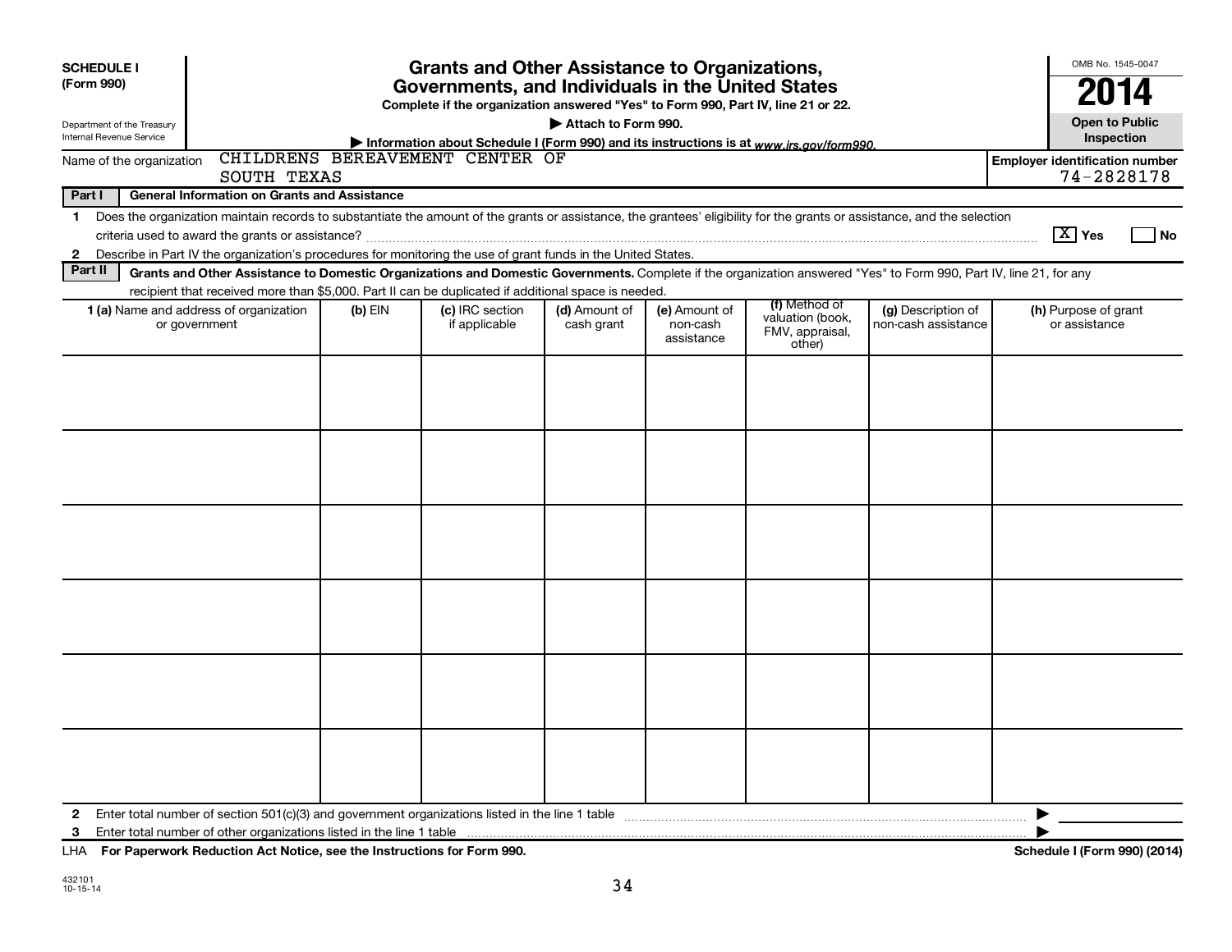**SCHEDULE I (Form 990)**

Department of the Treasury
Internal Revenue Service

# Grants and Other Assistance to Organizations, Governments, and Individuals in the United States

**Complete if the organization answered "Yes" to Form 990, Part IV, line 21 or 22.**

**▶ Attach to Form 990.**

**▶ Information about Schedule I (Form 990) and its instructions is at www.irs.gov/form990.**

OMB No. 1545-0047

**2014**

**Open to Public Inspection**

Name of the organization: CHILDRENS BEREAVEMENT CENTER OF SOUTH TEXAS

**Employer identification number** 74-2828178

**Part I — General Information on Grants and Assistance**

1 Does the organization maintain records to substantiate the amount of the grants or assistance, the grantees' eligibility for the grants or assistance, and the selection criteria used to award the grants or assistance? [X] Yes [ ] No

2 Describe in Part IV the organization's procedures for monitoring the use of grant funds in the United States.

**Part II — Grants and Other Assistance to Domestic Organizations and Domestic Governments.** Complete if the organization answered "Yes" to Form 990, Part IV, line 21, for any recipient that received more than $5,000. Part II can be duplicated if additional space is needed.

| 1 (a) Name and address of organization or government | (b) EIN | (c) IRC section if applicable | (d) Amount of cash grant | (e) Amount of non-cash assistance | (f) Method of valuation (book, FMV, appraisal, other) | (g) Description of non-cash assistance | (h) Purpose of grant or assistance |
|---|---|---|---|---|---|---|---|
| | | | | | | | |
| | | | | | | | |
| | | | | | | | |
| | | | | | | | |
| | | | | | | | |
| | | | | | | | |

2 Enter total number of section 501(c)(3) and government organizations listed in the line 1 table ▶

3 Enter total number of other organizations listed in the line 1 table ▶

LHA **For Paperwork Reduction Act Notice, see the Instructions for Form 990.** **Schedule I (Form 990) (2014)**

432101
10-15-14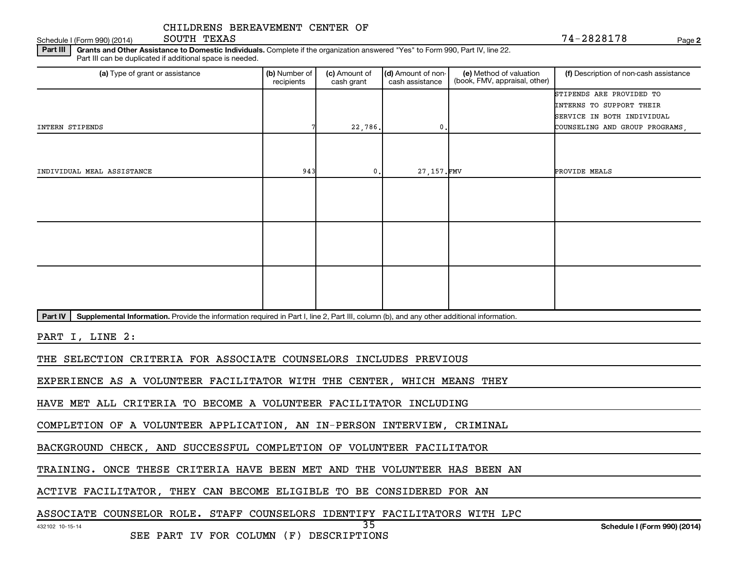CHILDRENS BEREAVEMENT CENTER OF SOUTH TEXAS

Schedule I (Form 990) (2014) 74-2828178 Page 2

**Part III** **Grants and Other Assistance to Domestic Individuals.** Complete if the organization answered "Yes" to Form 990, Part IV, line 22. Part III can be duplicated if additional space is needed.

| (a) Type of grant or assistance | (b) Number of recipients | (c) Amount of cash grant | (d) Amount of non-cash assistance | (e) Method of valuation (book, FMV, appraisal, other) | (f) Description of non-cash assistance |
|---|---|---|---|---|---|
| INTERN STIPENDS | 7 | 22,786. | 0. | | STIPENDS ARE PROVIDED TO INTERNS TO SUPPORT THEIR SERVICE IN BOTH INDIVIDUAL COUNSELING AND GROUP PROGRAMS, |
| INDIVIDUAL MEAL ASSISTANCE | 943 | 0. | 27,157. | FMV | PROVIDE MEALS |
| | | | | | |
| | | | | | |
| | | | | | |

**Part IV** **Supplemental Information.** Provide the information required in Part I, line 2, Part III, column (b), and any other additional information.

PART I, LINE 2:

THE SELECTION CRITERIA FOR ASSOCIATE COUNSELORS INCLUDES PREVIOUS EXPERIENCE AS A VOLUNTEER FACILITATOR WITH THE CENTER, WHICH MEANS THEY HAVE MET ALL CRITERIA TO BECOME A VOLUNTEER FACILITATOR INCLUDING COMPLETION OF A VOLUNTEER APPLICATION, AN IN-PERSON INTERVIEW, CRIMINAL BACKGROUND CHECK, AND SUCCESSFUL COMPLETION OF VOLUNTEER FACILITATOR TRAINING. ONCE THESE CRITERIA HAVE BEEN MET AND THE VOLUNTEER HAS BEEN AN ACTIVE FACILITATOR, THEY CAN BECOME ELIGIBLE TO BE CONSIDERED FOR AN ASSOCIATE COUNSELOR ROLE. STAFF COUNSELORS IDENTIFY FACILITATORS WITH LPC

SEE PART IV FOR COLUMN (F) DESCRIPTIONS

432102 10-15-14

Schedule I (Form 990) (2014)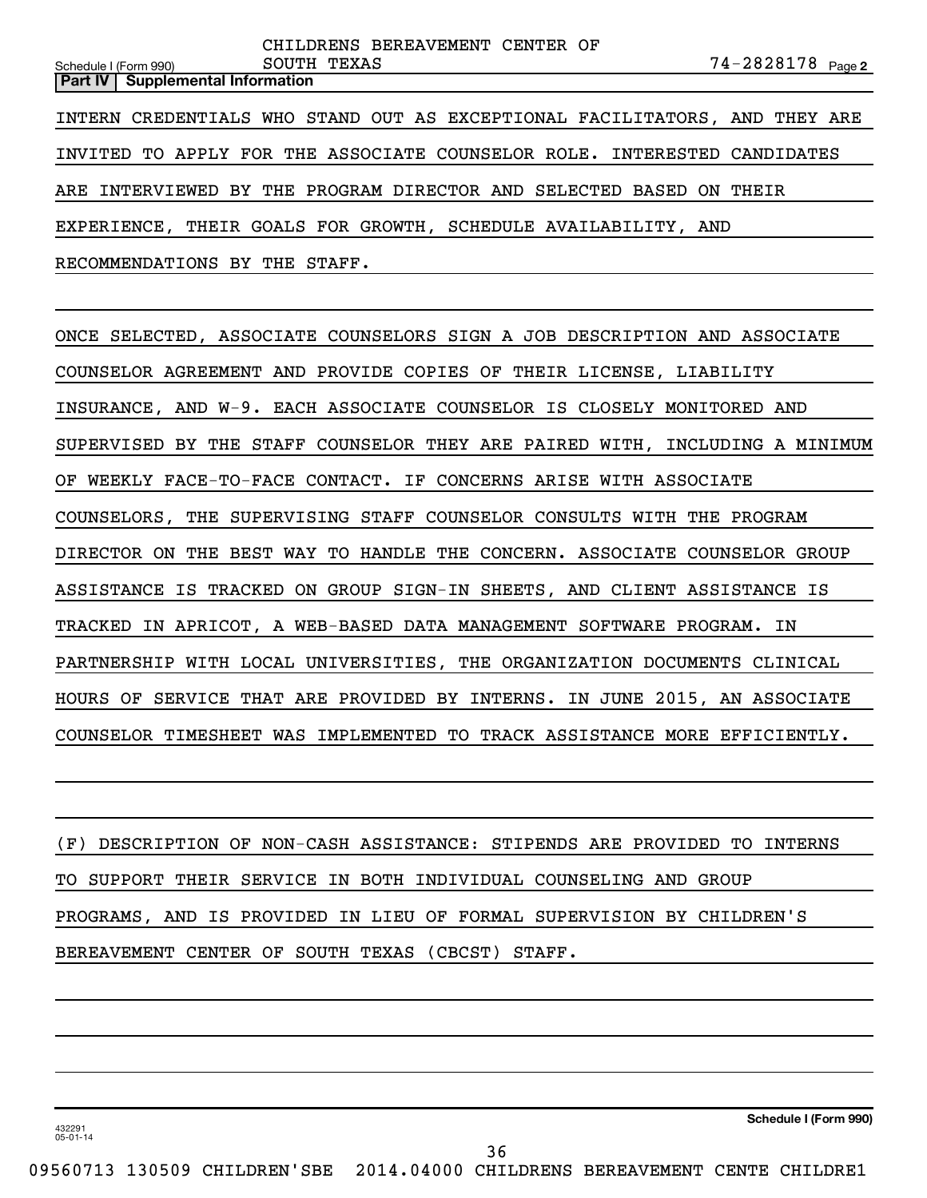**Part IV | Supplemental Information**

INTERN CREDENTIALS WHO STAND OUT AS EXCEPTIONAL FACILITATORS, AND THEY ARE INVITED TO APPLY FOR THE ASSOCIATE COUNSELOR ROLE. INTERESTED CANDIDATES ARE INTERVIEWED BY THE PROGRAM DIRECTOR AND SELECTED BASED ON THEIR EXPERIENCE, THEIR GOALS FOR GROWTH, SCHEDULE AVAILABILITY, AND RECOMMENDATIONS BY THE STAFF.

ONCE SELECTED, ASSOCIATE COUNSELORS SIGN A JOB DESCRIPTION AND ASSOCIATE COUNSELOR AGREEMENT AND PROVIDE COPIES OF THEIR LICENSE, LIABILITY INSURANCE, AND W-9. EACH ASSOCIATE COUNSELOR IS CLOSELY MONITORED AND SUPERVISED BY THE STAFF COUNSELOR THEY ARE PAIRED WITH, INCLUDING A MINIMUM OF WEEKLY FACE-TO-FACE CONTACT. IF CONCERNS ARISE WITH ASSOCIATE COUNSELORS, THE SUPERVISING STAFF COUNSELOR CONSULTS WITH THE PROGRAM DIRECTOR ON THE BEST WAY TO HANDLE THE CONCERN. ASSOCIATE COUNSELOR GROUP ASSISTANCE IS TRACKED ON GROUP SIGN-IN SHEETS, AND CLIENT ASSISTANCE IS TRACKED IN APRICOT, A WEB-BASED DATA MANAGEMENT SOFTWARE PROGRAM. IN PARTNERSHIP WITH LOCAL UNIVERSITIES, THE ORGANIZATION DOCUMENTS CLINICAL HOURS OF SERVICE THAT ARE PROVIDED BY INTERNS. IN JUNE 2015, AN ASSOCIATE COUNSELOR TIMESHEET WAS IMPLEMENTED TO TRACK ASSISTANCE MORE EFFICIENTLY.

(F) DESCRIPTION OF NON-CASH ASSISTANCE: STIPENDS ARE PROVIDED TO INTERNS TO SUPPORT THEIR SERVICE IN BOTH INDIVIDUAL COUNSELING AND GROUP PROGRAMS, AND IS PROVIDED IN LIEU OF FORMAL SUPERVISION BY CHILDREN'S BEREAVEMENT CENTER OF SOUTH TEXAS (CBCST) STAFF.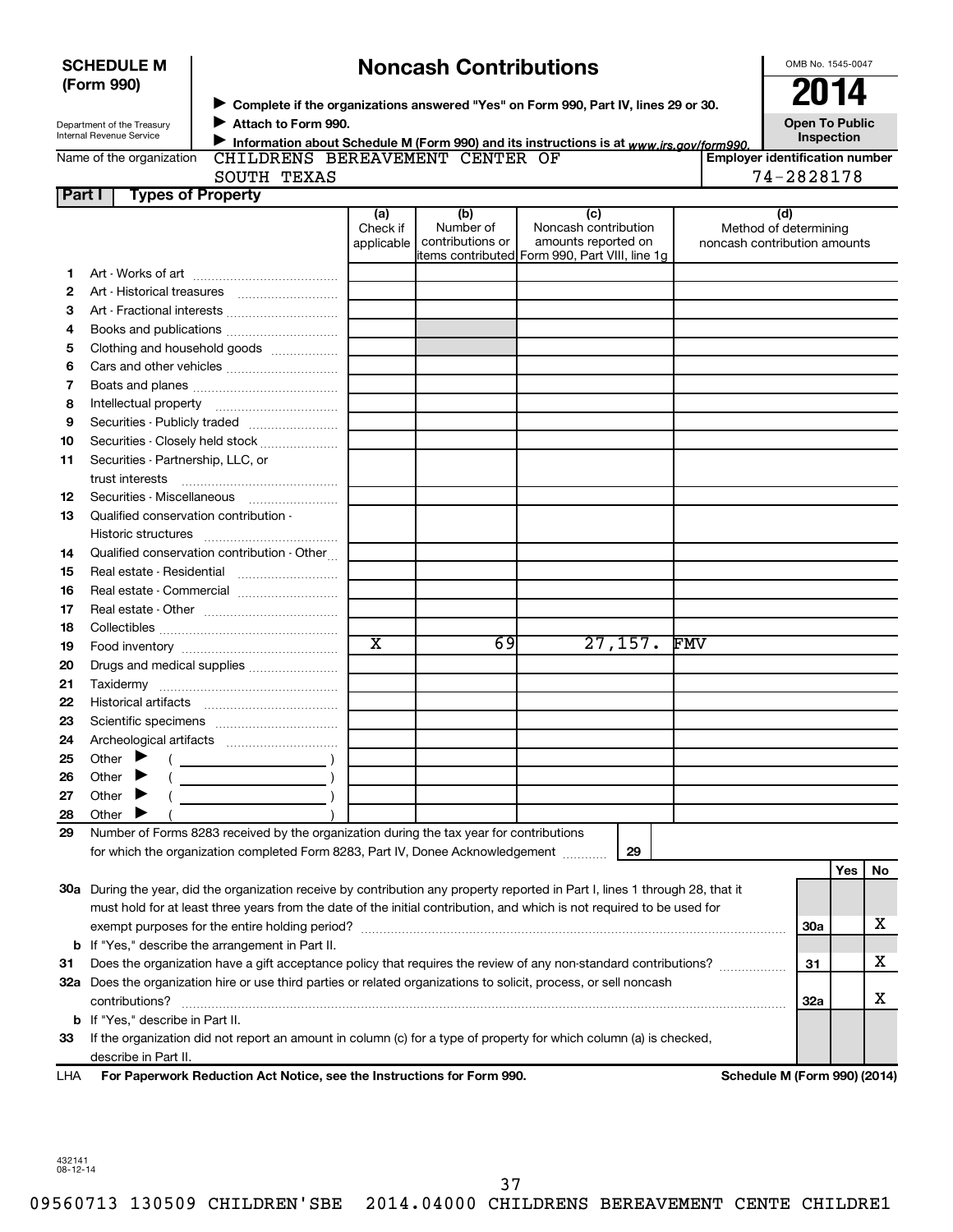# SCHEDULE M (Form 990)

# Noncash Contributions

OMB No. 1545-0047

**2014**

**Open To Public Inspection**

Department of the Treasury
Internal Revenue Service

▶ **Complete if the organizations answered "Yes" on Form 990, Part IV, lines 29 or 30.**
▶ **Attach to Form 990.**
▶ **Information about Schedule M (Form 990) and its instructions is at** *www.irs.gov/form990.*

Name of the organization: CHILDRENS BEREAVEMENT CENTER OF SOUTH TEXAS

Employer identification number: 74-2828178

## Part I — Types of Property

| | | (a) Check if applicable | (b) Number of contributions or items contributed | (c) Noncash contribution amounts reported on Form 990, Part VIII, line 1g | (d) Method of determining noncash contribution amounts |
|---|---|---|---|---|---|
| 1 | Art - Works of art | | | | |
| 2 | Art - Historical treasures | | | | |
| 3 | Art - Fractional interests | | | | |
| 4 | Books and publications | | | | |
| 5 | Clothing and household goods | | | | |
| 6 | Cars and other vehicles | | | | |
| 7 | Boats and planes | | | | |
| 8 | Intellectual property | | | | |
| 9 | Securities - Publicly traded | | | | |
| 10 | Securities - Closely held stock | | | | |
| 11 | Securities - Partnership, LLC, or trust interests | | | | |
| 12 | Securities - Miscellaneous | | | | |
| 13 | Qualified conservation contribution - Historic structures | | | | |
| 14 | Qualified conservation contribution - Other | | | | |
| 15 | Real estate - Residential | | | | |
| 16 | Real estate - Commercial | | | | |
| 17 | Real estate - Other | | | | |
| 18 | Collectibles | | | | |
| 19 | Food inventory | X | 69 | 27,157. | FMV |
| 20 | Drugs and medical supplies | | | | |
| 21 | Taxidermy | | | | |
| 22 | Historical artifacts | | | | |
| 23 | Scientific specimens | | | | |
| 24 | Archeological artifacts | | | | |
| 25 | Other ▶ ( ) | | | | |
| 26 | Other ▶ ( ) | | | | |
| 27 | Other ▶ ( ) | | | | |
| 28 | Other ▶ ( ) | | | | |

**29** Number of Forms 8283 received by the organization during the tax year for contributions for which the organization completed Form 8283, Part IV, Donee Acknowledgement ........ **29**

| | | | Yes | No |
|---|---|---|---|---|
| **30a** | During the year, did the organization receive by contribution any property reported in Part I, lines 1 through 28, that it must hold for at least three years from the date of the initial contribution, and which is not required to be used for exempt purposes for the entire holding period? | 30a | | X |
| **b** | If "Yes," describe the arrangement in Part II. | | | |
| **31** | Does the organization have a gift acceptance policy that requires the review of any non-standard contributions? | 31 | | X |
| **32a** | Does the organization hire or use third parties or related organizations to solicit, process, or sell noncash contributions? | 32a | | X |
| **b** | If "Yes," describe in Part II. | | | |
| **33** | If the organization did not report an amount in column (c) for a type of property for which column (a) is checked, describe in Part II. | | | |

LHA **For Paperwork Reduction Act Notice, see the Instructions for Form 990.** **Schedule M (Form 990) (2014)**

432141
08-12-14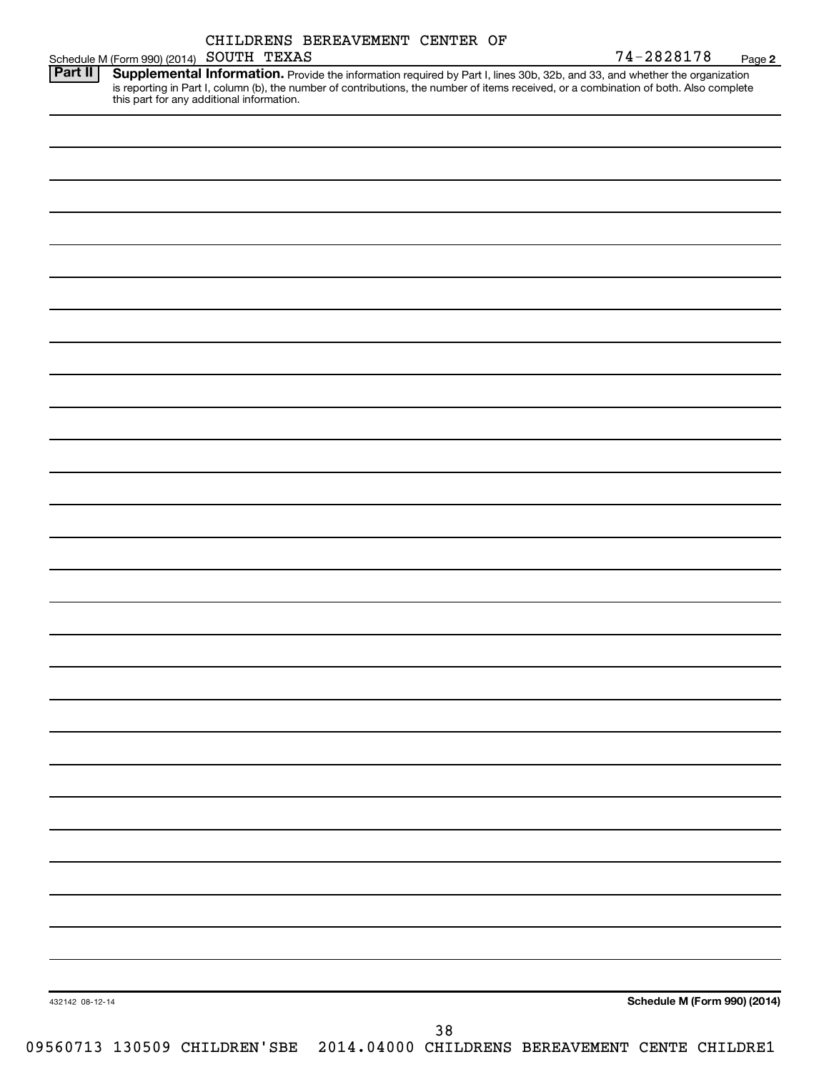Schedule M (Form 990) (2014) CHILDRENS BEREAVEMENT CENTER OF SOUTH TEXAS 74-2828178 Page **2**

**Part II** **Supplemental Information.** Provide the information required by Part I, lines 30b, 32b, and 33, and whether the organization is reporting in Part I, column (b), the number of contributions, the number of items received, or a combination of both. Also complete this part for any additional information.

432142 08-12-14 **Schedule M (Form 990) (2014)**

09560713 130509 CHILDREN'SBE 2014.04000 CHILDRENS BEREAVEMENT CENTE CHILDRE1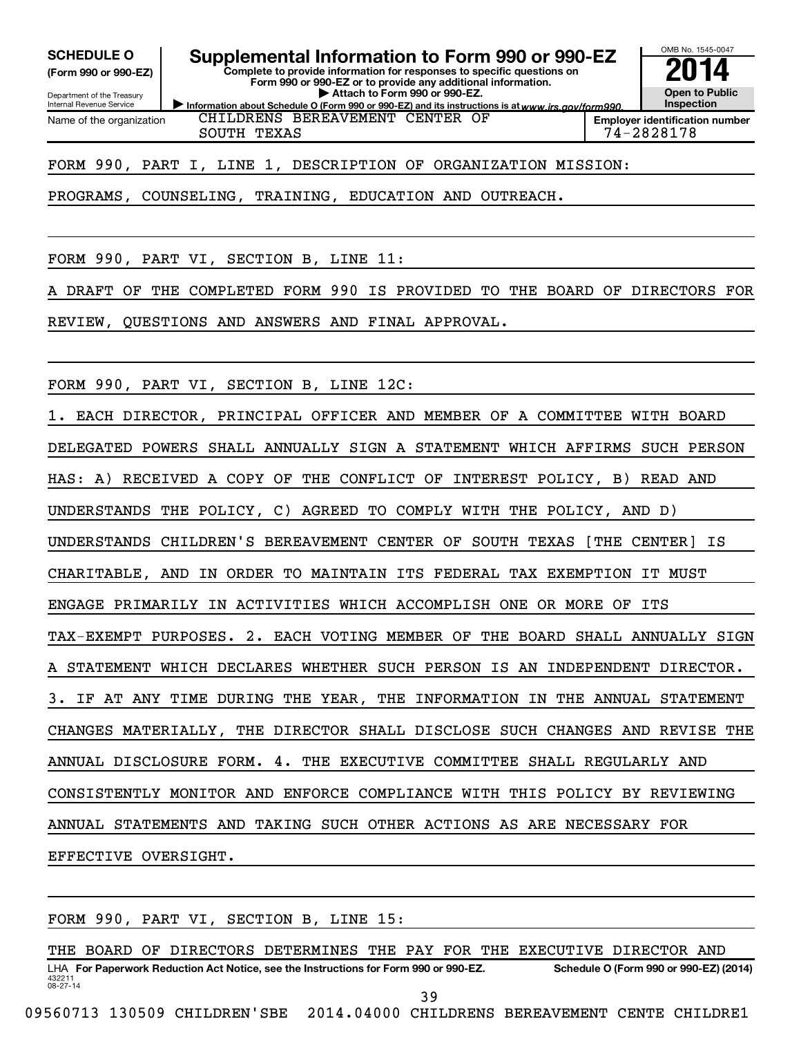**SCHEDULE O**
**(Form 990 or 990-EZ)**

Department of the Treasury
Internal Revenue Service

# Supplemental Information to Form 990 or 990-EZ

**Complete to provide information for responses to specific questions on Form 990 or 990-EZ or to provide any additional information.**
**▶ Attach to Form 990 or 990-EZ.**
▶ Information about Schedule O (Form 990 or 990-EZ) and its instructions is at *www.irs.gov/form990.*

OMB No. 1545-0047
**2014**
**Open to Public Inspection**

| Name of the organization | Employer identification number |
|---|---|
| CHILDRENS BEREAVEMENT CENTER OF SOUTH TEXAS | 74-2828178 |

FORM 990, PART I, LINE 1, DESCRIPTION OF ORGANIZATION MISSION:

PROGRAMS, COUNSELING, TRAINING, EDUCATION AND OUTREACH.

FORM 990, PART VI, SECTION B, LINE 11:

A DRAFT OF THE COMPLETED FORM 990 IS PROVIDED TO THE BOARD OF DIRECTORS FOR REVIEW, QUESTIONS AND ANSWERS AND FINAL APPROVAL.

FORM 990, PART VI, SECTION B, LINE 12C:

1. EACH DIRECTOR, PRINCIPAL OFFICER AND MEMBER OF A COMMITTEE WITH BOARD DELEGATED POWERS SHALL ANNUALLY SIGN A STATEMENT WHICH AFFIRMS SUCH PERSON HAS: A) RECEIVED A COPY OF THE CONFLICT OF INTEREST POLICY, B) READ AND UNDERSTANDS THE POLICY, C) AGREED TO COMPLY WITH THE POLICY, AND D) UNDERSTANDS CHILDREN'S BEREAVEMENT CENTER OF SOUTH TEXAS [THE CENTER] IS CHARITABLE, AND IN ORDER TO MAINTAIN ITS FEDERAL TAX EXEMPTION IT MUST ENGAGE PRIMARILY IN ACTIVITIES WHICH ACCOMPLISH ONE OR MORE OF ITS TAX-EXEMPT PURPOSES. 2. EACH VOTING MEMBER OF THE BOARD SHALL ANNUALLY SIGN A STATEMENT WHICH DECLARES WHETHER SUCH PERSON IS AN INDEPENDENT DIRECTOR. 3. IF AT ANY TIME DURING THE YEAR, THE INFORMATION IN THE ANNUAL STATEMENT CHANGES MATERIALLY, THE DIRECTOR SHALL DISCLOSE SUCH CHANGES AND REVISE THE ANNUAL DISCLOSURE FORM. 4. THE EXECUTIVE COMMITTEE SHALL REGULARLY AND CONSISTENTLY MONITOR AND ENFORCE COMPLIANCE WITH THIS POLICY BY REVIEWING ANNUAL STATEMENTS AND TAKING SUCH OTHER ACTIONS AS ARE NECESSARY FOR EFFECTIVE OVERSIGHT.

FORM 990, PART VI, SECTION B, LINE 15:

THE BOARD OF DIRECTORS DETERMINES THE PAY FOR THE EXECUTIVE DIRECTOR AND

LHA **For Paperwork Reduction Act Notice, see the Instructions for Form 990 or 990-EZ.** **Schedule O (Form 990 or 990-EZ) (2014)**
432211
08-27-14

09560713 130509 CHILDREN'SBE 2014.04000 CHILDRENS BEREAVEMENT CENTE CHILDRE1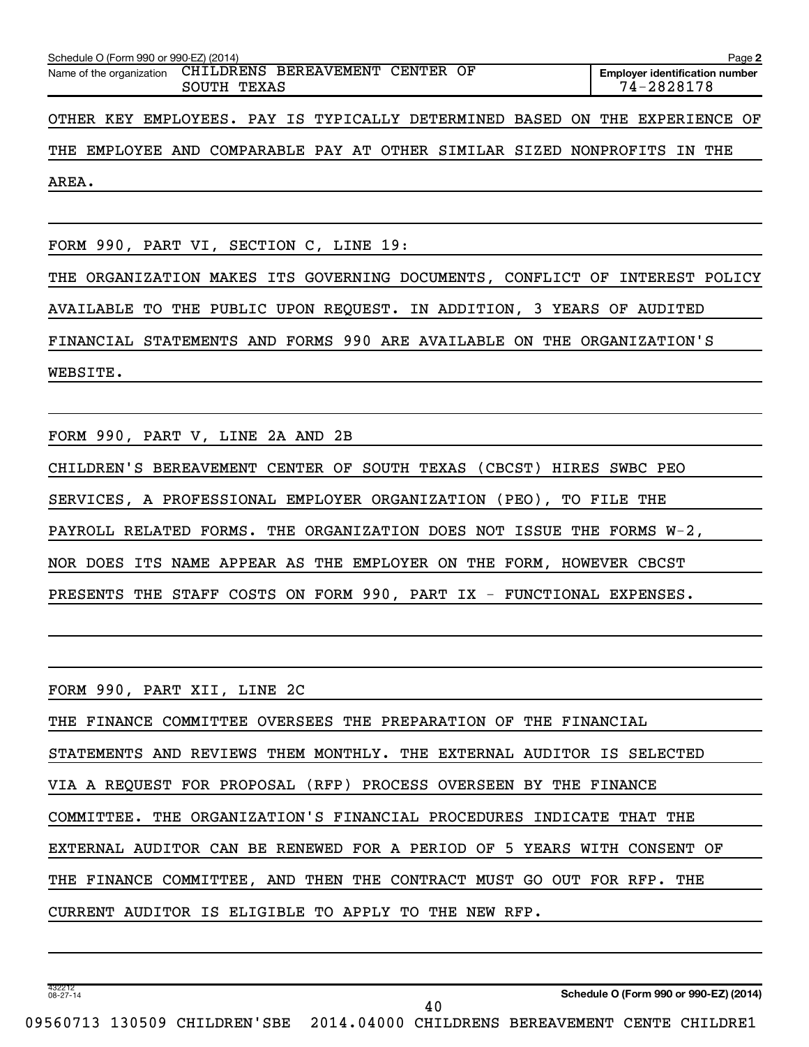Schedule O (Form 990 or 990-EZ) (2014) Page **2**

Name of the organization CHILDRENS BEREAVEMENT CENTER OF SOUTH TEXAS

**Employer identification number** 74-2828178

OTHER KEY EMPLOYEES. PAY IS TYPICALLY DETERMINED BASED ON THE EXPERIENCE OF THE EMPLOYEE AND COMPARABLE PAY AT OTHER SIMILAR SIZED NONPROFITS IN THE AREA.

FORM 990, PART VI, SECTION C, LINE 19:

THE ORGANIZATION MAKES ITS GOVERNING DOCUMENTS, CONFLICT OF INTEREST POLICY AVAILABLE TO THE PUBLIC UPON REQUEST. IN ADDITION, 3 YEARS OF AUDITED FINANCIAL STATEMENTS AND FORMS 990 ARE AVAILABLE ON THE ORGANIZATION'S WEBSITE.

FORM 990, PART V, LINE 2A AND 2B

CHILDREN'S BEREAVEMENT CENTER OF SOUTH TEXAS (CBCST) HIRES SWBC PEO SERVICES, A PROFESSIONAL EMPLOYER ORGANIZATION (PEO), TO FILE THE PAYROLL RELATED FORMS. THE ORGANIZATION DOES NOT ISSUE THE FORMS W-2, NOR DOES ITS NAME APPEAR AS THE EMPLOYER ON THE FORM, HOWEVER CBCST PRESENTS THE STAFF COSTS ON FORM 990, PART IX - FUNCTIONAL EXPENSES.

FORM 990, PART XII, LINE 2C

THE FINANCE COMMITTEE OVERSEES THE PREPARATION OF THE FINANCIAL STATEMENTS AND REVIEWS THEM MONTHLY. THE EXTERNAL AUDITOR IS SELECTED VIA A REQUEST FOR PROPOSAL (RFP) PROCESS OVERSEEN BY THE FINANCE COMMITTEE. THE ORGANIZATION'S FINANCIAL PROCEDURES INDICATE THAT THE EXTERNAL AUDITOR CAN BE RENEWED FOR A PERIOD OF 5 YEARS WITH CONSENT OF THE FINANCE COMMITTEE, AND THEN THE CONTRACT MUST GO OUT FOR RFP. THE CURRENT AUDITOR IS ELIGIBLE TO APPLY TO THE NEW RFP.

432212 08-27-14

**Schedule O (Form 990 or 990-EZ) (2014)**

09560713 130509 CHILDREN'SBE 2014.04000 CHILDRENS BEREAVEMENT CENTE CHILDRE1